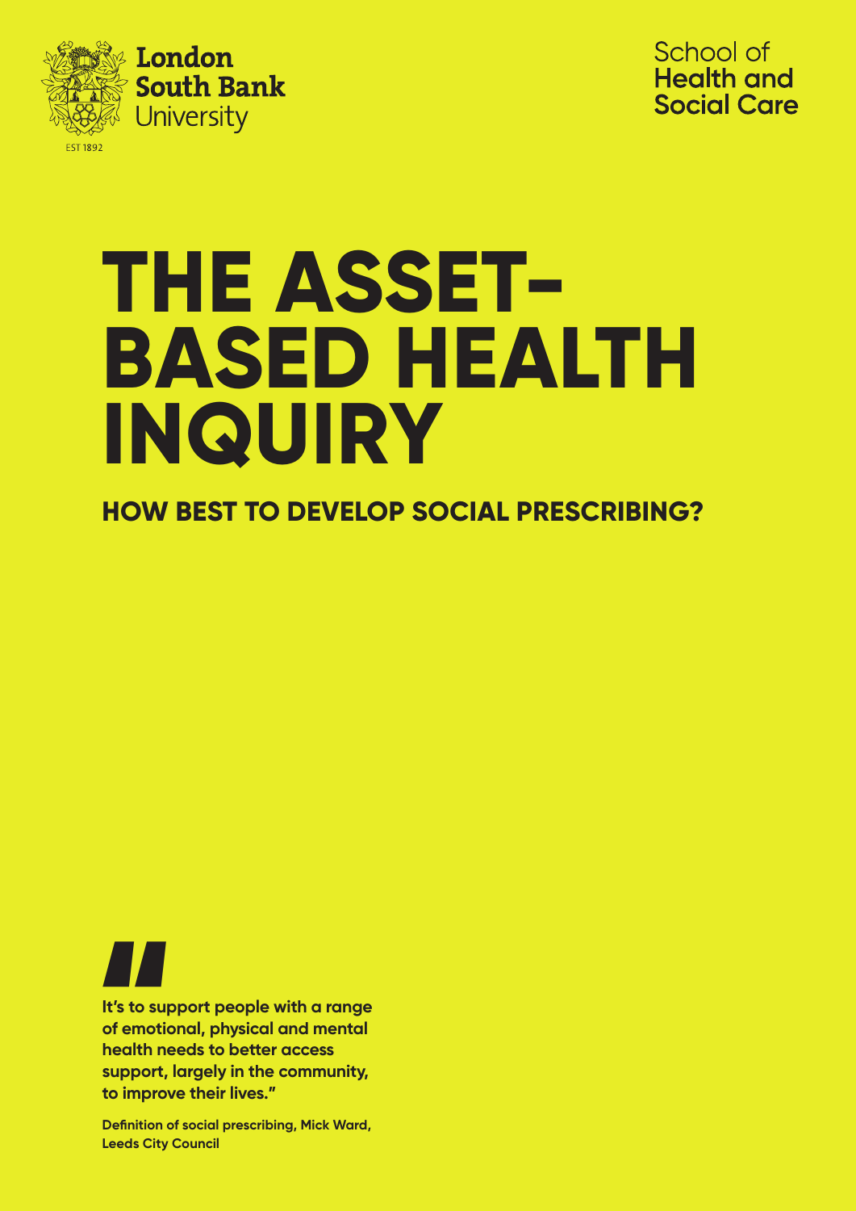London South Bank University

EST 1892

School of **Health and Social Care**

# THE ASSET-BASED HEALTH INQUIRY

## HOW BEST TO DEVELOP SOCIAL PRESCRIBING?

> **"It's to support people with a range of emotional, physical and mental health needs to better access support, largely in the community, to improve their lives."**
>
> **Definition of social prescribing, Mick Ward, Leeds City Council**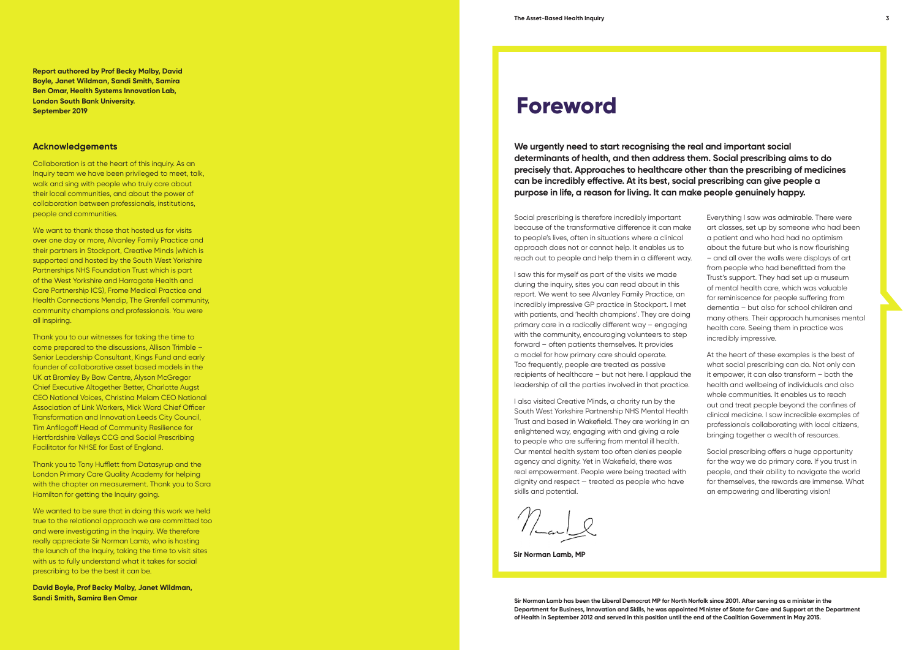**Report authored by Prof Becky Malby, David Boyle, Janet Wildman, Sandi Smith, Samira Ben Omar, Health Systems Innovation Lab, London South Bank University. September 2019**

## Acknowledgements

Collaboration is at the heart of this inquiry. As an Inquiry team we have been privileged to meet, talk, walk and sing with people who truly care about their local communities, and about the power of collaboration between professionals, institutions, people and communities.

We want to thank those that hosted us for visits over one day or more, Alvanley Family Practice and their partners in Stockport, Creative Minds (which is supported and hosted by the South West Yorkshire Partnerships NHS Foundation Trust which is part of the West Yorkshire and Harrogate Health and Care Partnership ICS), Frome Medical Practice and Health Connections Mendip, The Grenfell community, community champions and professionals. You were all inspiring.

Thank you to our witnesses for taking the time to come prepared to the discussions, Allison Trimble – Senior Leadership Consultant, Kings Fund and early founder of collaborative asset based models in the UK at Bromley By Bow Centre, Alyson McGregor Chief Executive Altogether Better, Charlotte Augst CEO National Voices, Christina Melam CEO National Association of Link Workers, Mick Ward Chief Officer Transformation and Innovation Leeds City Council, Tim Anfilogoff Head of Community Resilience for Hertfordshire Valleys CCG and Social Prescribing Facilitator for NHSE for East of England.

Thank you to Tony Hufflett from Datasyrup and the London Primary Care Quality Academy for helping with the chapter on measurement. Thank you to Sara Hamilton for getting the Inquiry going.

We wanted to be sure that in doing this work we held true to the relational approach we are committed too and were investigating in the Inquiry. We therefore really appreciate Sir Norman Lamb, who is hosting the launch of the Inquiry, taking the time to visit sites with us to fully understand what it takes for social prescribing to be the best it can be.

**David Boyle, Prof Becky Malby, Janet Wildman, Sandi Smith, Samira Ben Omar**

# Foreword

**We urgently need to start recognising the real and important social determinants of health, and then address them. Social prescribing aims to do precisely that. Approaches to healthcare other than the prescribing of medicines can be incredibly effective. At its best, social prescribing can give people a purpose in life, a reason for living. It can make people genuinely happy.**

Social prescribing is therefore incredibly important because of the transformative difference it can make to people's lives, often in situations where a clinical approach does not or cannot help. It enables us to reach out to people and help them in a different way.

I saw this for myself as part of the visits we made during the inquiry, sites you can read about in this report. We went to see Alvanley Family Practice, an incredibly impressive GP practice in Stockport. I met with patients, and 'health champions'. They are doing primary care in a radically different way – engaging with the community, encouraging volunteers to step forward – often patients themselves. It provides a model for how primary care should operate. Too frequently, people are treated as passive recipients of healthcare – but not here. I applaud the leadership of all the parties involved in that practice.

I also visited Creative Minds, a charity run by the South West Yorkshire Partnership NHS Mental Health Trust and based in Wakefield. They are working in an enlightened way, engaging with and giving a role to people who are suffering from mental ill health. Our mental health system too often denies people agency and dignity. Yet in Wakefield, there was real empowerment. People were being treated with dignity and respect — treated as people who have skills and potential.

Everything I saw was admirable. There were art classes, set up by someone who had been a patient and who had had no optimism about the future but who is now flourishing – and all over the walls were displays of art from people who had benefitted from the Trust's support. They had set up a museum of mental health care, which was valuable for reminiscence for people suffering from dementia – but also for school children and many others. Their approach humanises mental health care. Seeing them in practice was incredibly impressive.

At the heart of these examples is the best of what social prescribing can do. Not only can it empower, it can also transform – both the health and wellbeing of individuals and also whole communities. It enables us to reach out and treat people beyond the confines of clinical medicine. I saw incredible examples of professionals collaborating with local citizens, bringing together a wealth of resources.

Social prescribing offers a huge opportunity for the way we do primary care. If you trust in people, and their ability to navigate the world for themselves, the rewards are immense. What an empowering and liberating vision!

**Sir Norman Lamb, MP**

**Sir Norman Lamb has been the Liberal Democrat MP for North Norfolk since 2001. After serving as a minister in the Department for Business, Innovation and Skills, he was appointed Minister of State for Care and Support at the Department of Health in September 2012 and served in this position until the end of the Coalition Government in May 2015.**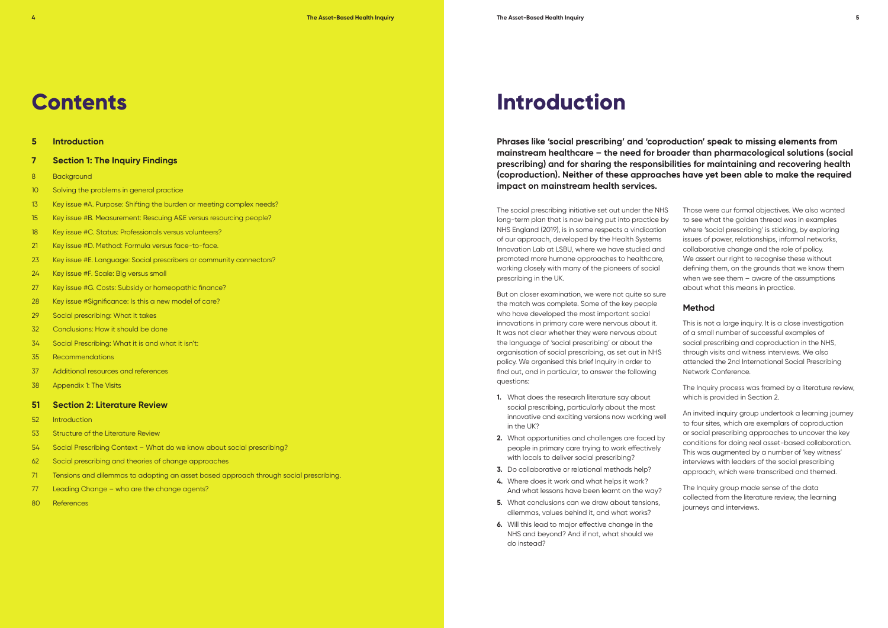# Contents

| | |
|---|---|
| **5** | **Introduction** |
| **7** | **Section 1: The Inquiry Findings** |
| 8 | Background |
| 10 | Solving the problems in general practice |
| 13 | Key issue #A. Purpose: Shifting the burden or meeting complex needs? |
| 15 | Key issue #B. Measurement: Rescuing A&E versus resourcing people? |
| 18 | Key issue #C. Status: Professionals versus volunteers? |
| 21 | Key issue #D. Method: Formula versus face-to-face. |
| 23 | Key issue #E. Language: Social prescribers or community connectors? |
| 24 | Key issue #F. Scale: Big versus small |
| 27 | Key issue #G. Costs: Subsidy or homeopathic finance? |
| 28 | Key issue #Significance: Is this a new model of care? |
| 29 | Social prescribing: What it takes |
| 32 | Conclusions: How it should be done |
| 34 | Social Prescribing: What it is and what it isn't: |
| 35 | Recommendations |
| 37 | Additional resources and references |
| 38 | Appendix 1: The Visits |
| **51** | **Section 2: Literature Review** |
| 52 | Introduction |
| 53 | Structure of the Literature Review |
| 54 | Social Prescribing Context – What do we know about social prescribing? |
| 62 | Social prescribing and theories of change approaches |
| 71 | Tensions and dilemmas to adopting an asset based approach through social prescribing. |
| 77 | Leading Change – who are the change agents? |
| 80 | References |

# Introduction

**Phrases like 'social prescribing' and 'coproduction' speak to missing elements from mainstream healthcare – the need for broader than pharmacological solutions (social prescribing) and for sharing the responsibilities for maintaining and recovering health (coproduction). Neither of these approaches have yet been able to make the required impact on mainstream health services.**

The social prescribing initiative set out under the NHS long-term plan that is now being put into practice by NHS England (2019), is in some respects a vindication of our approach, developed by the Health Systems Innovation Lab at LSBU, where we have studied and promoted more humane approaches to healthcare, working closely with many of the pioneers of social prescribing in the UK.

But on closer examination, we were not quite so sure the match was complete. Some of the key people who have developed the most important social innovations in primary care were nervous about it. It was not clear whether they were nervous about the language of 'social prescribing' or about the organisation of social prescribing, as set out in NHS policy. We organised this brief Inquiry in order to find out, and in particular, to answer the following questions:

1. What does the research literature say about social prescribing, particularly about the most innovative and exciting versions now working well in the UK?
2. What opportunities and challenges are faced by people in primary care trying to work effectively with locals to deliver social prescribing?
3. Do collaborative or relational methods help?
4. Where does it work and what helps it work? And what lessons have been learnt on the way?
5. What conclusions can we draw about tensions, dilemmas, values behind it, and what works?
6. Will this lead to major effective change in the NHS and beyond? And if not, what should we do instead?

Those were our formal objectives. We also wanted to see what the golden thread was in examples where 'social prescribing' is sticking, by exploring issues of power, relationships, informal networks, collaborative change and the role of policy. We assert our right to recognise these without defining them, on the grounds that we know them when we see them – aware of the assumptions about what this means in practice.

### Method

This is not a large inquiry. It is a close investigation of a small number of successful examples of social prescribing and coproduction in the NHS, through visits and witness interviews. We also attended the 2nd International Social Prescribing Network Conference.

The Inquiry process was framed by a literature review, which is provided in Section 2.

An invited inquiry group undertook a learning journey to four sites, which are exemplars of coproduction or social prescribing approaches to uncover the key conditions for doing real asset-based collaboration. This was augmented by a number of 'key witness' interviews with leaders of the social prescribing approach, which were transcribed and themed.

The Inquiry group made sense of the data collected from the literature review, the learning journeys and interviews.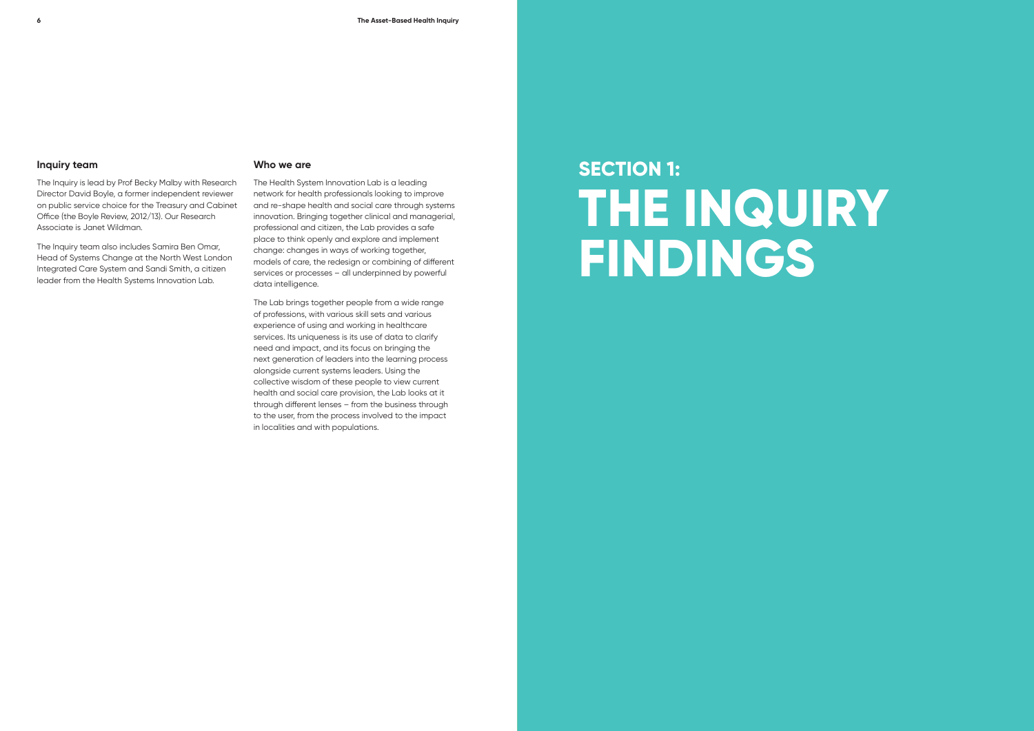### Inquiry team

The Inquiry is lead by Prof Becky Malby with Research Director David Boyle, a former independent reviewer on public service choice for the Treasury and Cabinet Office (the Boyle Review, 2012/13). Our Research Associate is Janet Wildman.

The Inquiry team also includes Samira Ben Omar, Head of Systems Change at the North West London Integrated Care System and Sandi Smith, a citizen leader from the Health Systems Innovation Lab.

### Who we are

The Health System Innovation Lab is a leading network for health professionals looking to improve and re-shape health and social care through systems innovation. Bringing together clinical and managerial, professional and citizen, the Lab provides a safe place to think openly and explore and implement change: changes in ways of working together, models of care, the redesign or combining of different services or processes – all underpinned by powerful data intelligence.

The Lab brings together people from a wide range of professions, with various skill sets and various experience of using and working in healthcare services. Its uniqueness is its use of data to clarify need and impact, and its focus on bringing the next generation of leaders into the learning process alongside current systems leaders. Using the collective wisdom of these people to view current health and social care provision, the Lab looks at it through different lenses – from the business through to the user, from the process involved to the impact in localities and with populations.

# SECTION 1: THE INQUIRY FINDINGS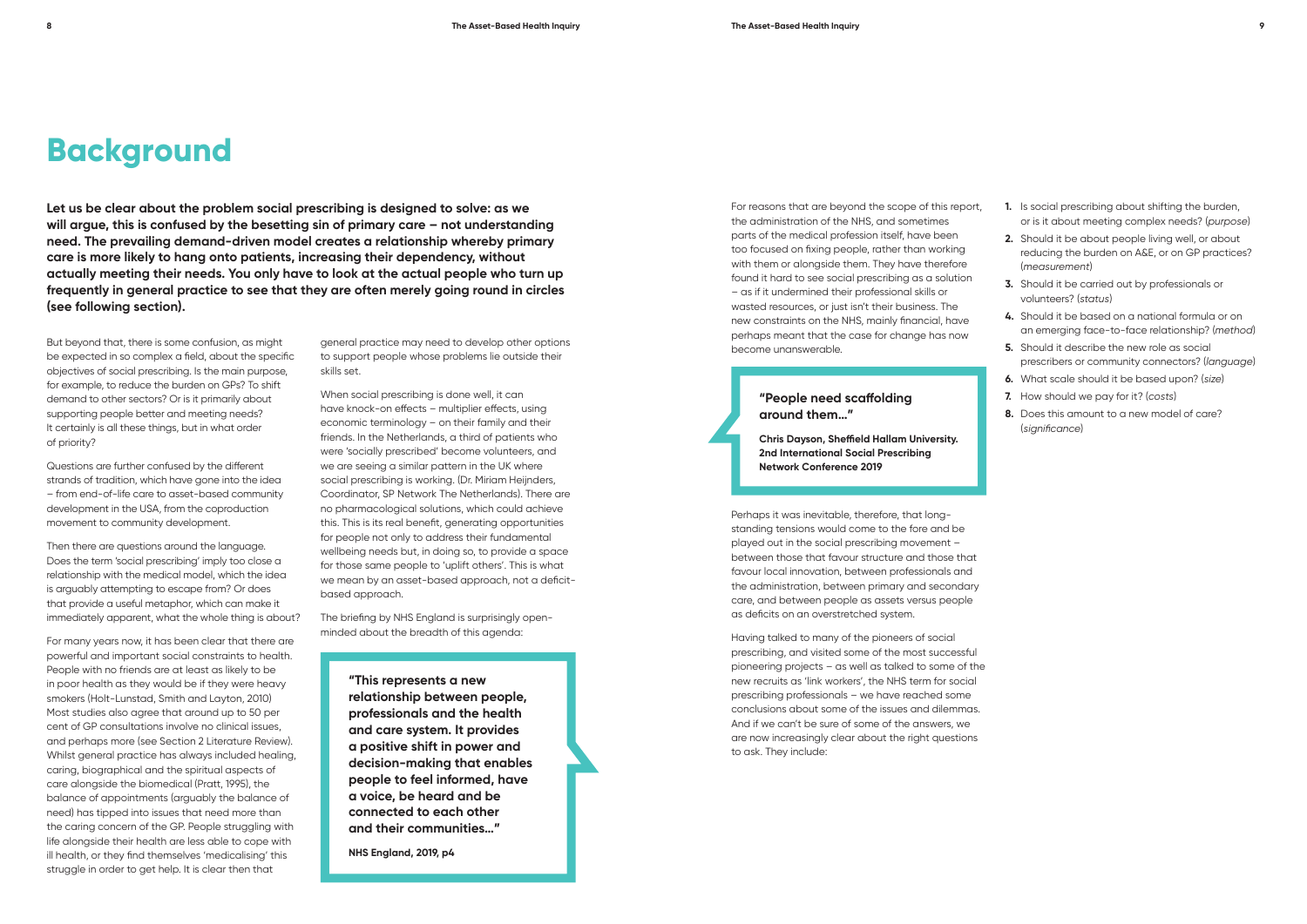# Background

**Let us be clear about the problem social prescribing is designed to solve: as we will argue, this is confused by the besetting sin of primary care – not understanding need. The prevailing demand-driven model creates a relationship whereby primary care is more likely to hang onto patients, increasing their dependency, without actually meeting their needs. You only have to look at the actual people who turn up frequently in general practice to see that they are often merely going round in circles (see following section).**

But beyond that, there is some confusion, as might be expected in so complex a field, about the specific objectives of social prescribing. Is the main purpose, for example, to reduce the burden on GPs? To shift demand to other sectors? Or is it primarily about supporting people better and meeting needs? It certainly is all these things, but in what order of priority?

Questions are further confused by the different strands of tradition, which have gone into the idea – from end-of-life care to asset-based community development in the USA, from the coproduction movement to community development.

Then there are questions around the language. Does the term 'social prescribing' imply too close a relationship with the medical model, which the idea is arguably attempting to escape from? Or does that provide a useful metaphor, which can make it immediately apparent, what the whole thing is about?

For many years now, it has been clear that there are powerful and important social constraints to health. People with no friends are at least as likely to be in poor health as they would be if they were heavy smokers (Holt-Lunstad, Smith and Layton, 2010) Most studies also agree that around up to 50 per cent of GP consultations involve no clinical issues, and perhaps more (see Section 2 Literature Review). Whilst general practice has always included healing, caring, biographical and the spiritual aspects of care alongside the biomedical (Pratt, 1995), the balance of appointments (arguably the balance of need) has tipped into issues that need more than the caring concern of the GP. People struggling with life alongside their health are less able to cope with ill health, or they find themselves 'medicalising' this struggle in order to get help. It is clear then that general practice may need to develop other options to support people whose problems lie outside their skills set.

When social prescribing is done well, it can have knock-on effects – multiplier effects, using economic terminology – on their family and their friends. In the Netherlands, a third of patients who were 'socially prescribed' become volunteers, and we are seeing a similar pattern in the UK where social prescribing is working. (Dr. Miriam Heijnders, Coordinator, SP Network The Netherlands). There are no pharmacological solutions, which could achieve this. This is its real benefit, generating opportunities for people not only to address their fundamental wellbeing needs but, in doing so, to provide a space for those same people to 'uplift others'. This is what we mean by an asset-based approach, not a deficit-based approach.

The briefing by NHS England is surprisingly open-minded about the breadth of this agenda:

> **"This represents a new relationship between people, professionals and the health and care system. It provides a positive shift in power and decision-making that enables people to feel informed, have a voice, be heard and be connected to each other and their communities..."**
>
> **NHS England, 2019, p4**

For reasons that are beyond the scope of this report, the administration of the NHS, and sometimes parts of the medical profession itself, have been too focused on fixing people, rather than working with them or alongside them. They have therefore found it hard to see social prescribing as a solution – as if it undermined their professional skills or wasted resources, or just isn't their business. The new constraints on the NHS, mainly financial, have perhaps meant that the case for change has now become unanswerable.

> **"People need scaffolding around them..."**
>
> **Chris Dayson, Sheffield Hallam University. 2nd International Social Prescribing Network Conference 2019**

Perhaps it was inevitable, therefore, that long-standing tensions would come to the fore and be played out in the social prescribing movement – between those that favour structure and those that favour local innovation, between professionals and the administration, between primary and secondary care, and between people as assets versus people as deficits on an overstretched system.

Having talked to many of the pioneers of social prescribing, and visited some of the most successful pioneering projects – as well as talked to some of the new recruits as 'link workers', the NHS term for social prescribing professionals – we have reached some conclusions about some of the issues and dilemmas. And if we can't be sure of some of the answers, we are now increasingly clear about the right questions to ask. They include:

1. Is social prescribing about shifting the burden, or is it about meeting complex needs? (*purpose*)
2. Should it be about people living well, or about reducing the burden on A&E, or on GP practices? (*measurement*)
3. Should it be carried out by professionals or volunteers? (*status*)
4. Should it be based on a national formula or on an emerging face-to-face relationship? (*method*)
5. Should it describe the new role as social prescribers or community connectors? (*language*)
6. What scale should it be based upon? (*size*)
7. How should we pay for it? (*costs*)
8. Does this amount to a new model of care? (*significance*)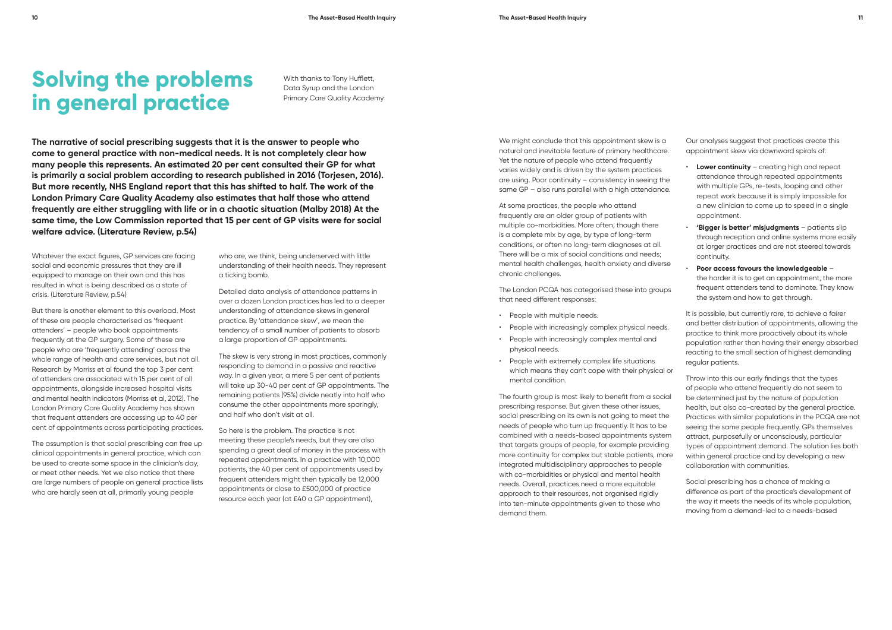# Solving the problems in general practice

With thanks to Tony Hufflett, Data Syrup and the London Primary Care Quality Academy

**The narrative of social prescribing suggests that it is the answer to people who come to general practice with non-medical needs. It is not completely clear how many people this represents. An estimated 20 per cent consulted their GP for what is primarily a social problem according to research published in 2016 (Torjesen, 2016). But more recently, NHS England report that this has shifted to half. The work of the London Primary Care Quality Academy also estimates that half those who attend frequently are either struggling with life or in a chaotic situation (Malby 2018) At the same time, the Low Commission reported that 15 per cent of GP visits were for social welfare advice. (Literature Review, p.54)**

Whatever the exact figures, GP services are facing social and economic pressures that they are ill equipped to manage on their own and this has resulted in what is being described as a state of crisis. (Literature Review, p.54)

But there is another element to this overload. Most of these are people characterised as 'frequent attenders' – people who book appointments frequently at the GP surgery. Some of these are people who are 'frequently attending' across the whole range of health and care services, but not all. Research by Morriss et al found the top 3 per cent of attenders are associated with 15 per cent of all appointments, alongside increased hospital visits and mental health indicators (Morriss et al, 2012). The London Primary Care Quality Academy has shown that frequent attenders are accessing up to 40 per cent of appointments across participating practices.

The assumption is that social prescribing can free up clinical appointments in general practice, which can be used to create some space in the clinician's day, or meet other needs. Yet we also notice that there are large numbers of people on general practice lists who are hardly seen at all, primarily young people who are, we think, being underserved with little understanding of their health needs. They represent a ticking bomb.

Detailed data analysis of attendance patterns in over a dozen London practices has led to a deeper understanding of attendance skews in general practice. By 'attendance skew', we mean the tendency of a small number of patients to absorb a large proportion of GP appointments.

The skew is very strong in most practices, commonly responding to demand in a passive and reactive way. In a given year, a mere 5 per cent of patients will take up 30-40 per cent of GP appointments. The remaining patients (95%) divide neatly into half who consume the other appointments more sparingly, and half who don't visit at all.

So here is the problem. The practice is not meeting these people's needs, but they are also spending a great deal of money in the process with repeated appointments. In a practice with 10,000 patients, the 40 per cent of appointments used by frequent attenders might then typically be 12,000 appointments or close to £500,000 of practice resource each year (at £40 a GP appointment),

We might conclude that this appointment skew is a natural and inevitable feature of primary healthcare. Yet the nature of people who attend frequently varies widely and is driven by the system practices are using. Poor continuity – consistency in seeing the same GP – also runs parallel with a high attendance.

At some practices, the people who attend frequently are an older group of patients with multiple co-morbidities. More often, though there is a complete mix by age, by type of long-term conditions, or often no long-term diagnoses at all. There will be a mix of social conditions and needs; mental health challenges, health anxiety and diverse chronic challenges.

The London PCQA has categorised these into groups that need different responses:

- People with multiple needs.
- People with increasingly complex physical needs.
- People with increasingly complex mental and physical needs.
- People with extremely complex life situations which means they can't cope with their physical or mental condition.

The fourth group is most likely to benefit from a social prescribing response. But given these other issues, social prescribing on its own is not going to meet the needs of people who turn up frequently. It has to be combined with a needs-based appointments system that targets groups of people, for example providing more continuity for complex but stable patients, more integrated multidisciplinary approaches to people with co-morbidities or physical and mental health needs. Overall, practices need a more equitable approach to their resources, not organised rigidly into ten-minute appointments given to those who demand them.

Our analyses suggest that practices create this appointment skew via downward spirals of:

- **Lower continuity** – creating high and repeat attendance through repeated appointments with multiple GPs, re-tests, looping and other repeat work because it is simply impossible for a new clinician to come up to speed in a single appointment.
- **'Bigger is better' misjudgments** – patients slip through reception and online systems more easily at larger practices and are not steered towards continuity.
- **Poor access favours the knowledgeable** – the harder it is to get an appointment, the more frequent attenders tend to dominate. They know the system and how to get through.

It is possible, but currently rare, to achieve a fairer and better distribution of appointments, allowing the practice to think more proactively about its whole population rather than having their energy absorbed reacting to the small section of highest demanding regular patients.

Throw into this our early findings that the types of people who attend frequently do not seem to be determined just by the nature of population health, but also co-created by the general practice. Practices with similar populations in the PCQA are not seeing the same people frequently. GPs themselves attract, purposefully or unconsciously, particular types of appointment demand. The solution lies both within general practice and by developing a new collaboration with communities.

Social prescribing has a chance of making a difference as part of the practice's development of the way it meets the needs of its whole population, moving from a demand-led to a needs-based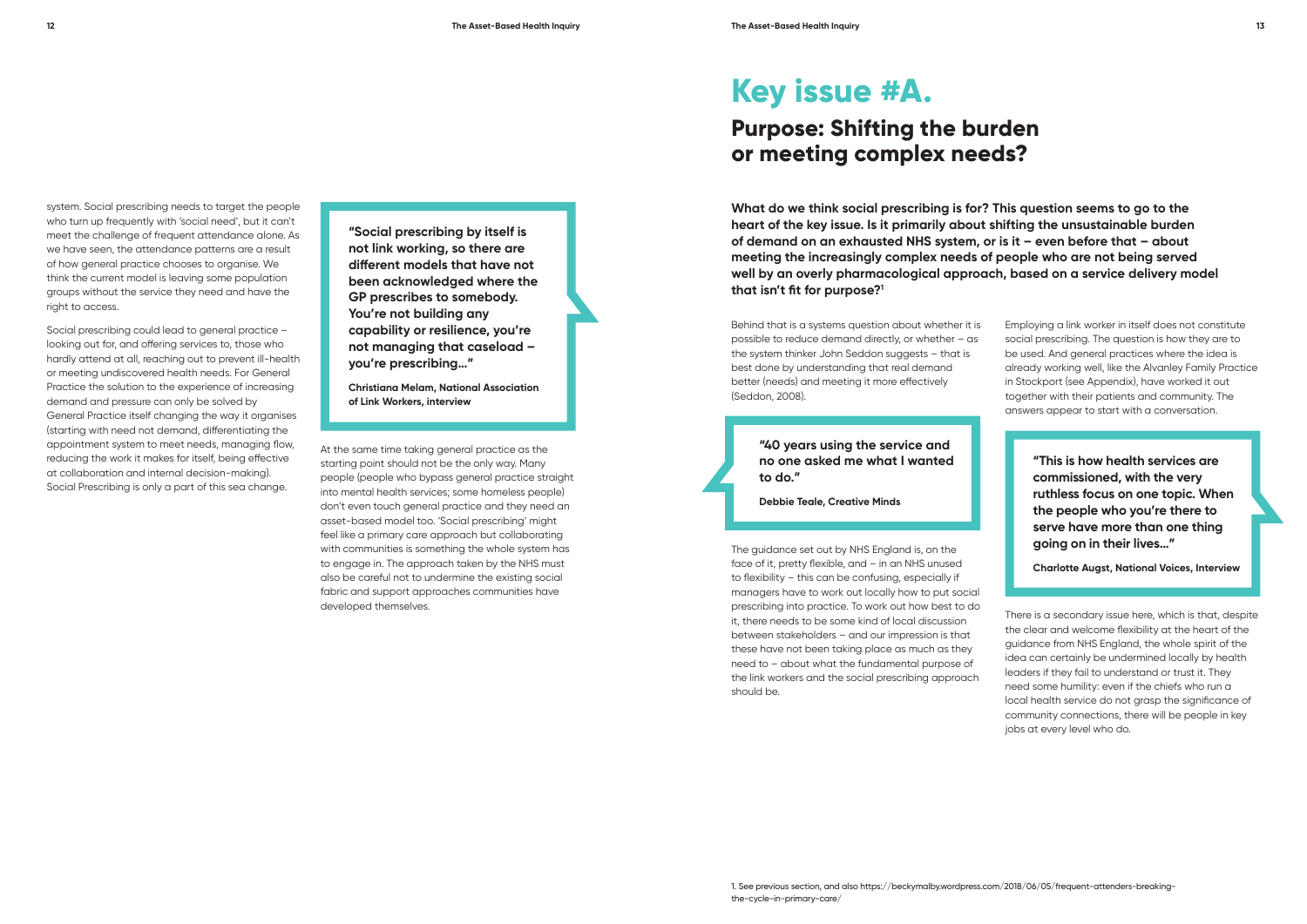system. Social prescribing needs to target the people who turn up frequently with 'social need', but it can't meet the challenge of frequent attendance alone. As we have seen, the attendance patterns are a result of how general practice chooses to organise. We think the current model is leaving some population groups without the service they need and have the right to access.

Social prescribing could lead to general practice – looking out for, and offering services to, those who hardly attend at all, reaching out to prevent ill-health or meeting undiscovered health needs. For General Practice the solution to the experience of increasing demand and pressure can only be solved by General Practice itself changing the way it organises (starting with need not demand, differentiating the appointment system to meet needs, managing flow, reducing the work it makes for itself, being effective at collaboration and internal decision-making). Social Prescribing is only a part of this sea change.

> **"Social prescribing by itself is not link working, so there are different models that have not been acknowledged where the GP prescribes to somebody. You're not building any capability or resilience, you're not managing that caseload – you're prescribing…"**
>
> **Christiana Melam, National Association of Link Workers, interview**

At the same time taking general practice as the starting point should not be the only way. Many people (people who bypass general practice straight into mental health services; some homeless people) don't even touch general practice and they need an asset-based model too. 'Social prescribing' might feel like a primary care approach but collaborating with communities is something the whole system has to engage in. The approach taken by the NHS must also be careful not to undermine the existing social fabric and support approaches communities have developed themselves.

# Key issue #A.

## Purpose: Shifting the burden or meeting complex needs?

**What do we think social prescribing is for? This question seems to go to the heart of the key issue. Is it primarily about shifting the unsustainable burden of demand on an exhausted NHS system, or is it – even before that – about meeting the increasingly complex needs of people who are not being served well by an overly pharmacological approach, based on a service delivery model that isn't fit for purpose?[1]**

Behind that is a systems question about whether it is possible to reduce demand directly, or whether – as the system thinker John Seddon suggests – that is best done by understanding that real demand better (needs) and meeting it more effectively (Seddon, 2008).

> **"40 years using the service and no one asked me what I wanted to do."**
>
> **Debbie Teale, Creative Minds**

The guidance set out by NHS England is, on the face of it, pretty flexible, and – in an NHS unused to flexibility – this can be confusing, especially if managers have to work out locally how to put social prescribing into practice. To work out how best to do it, there needs to be some kind of local discussion between stakeholders – and our impression is that these have not been taking place as much as they need to – about what the fundamental purpose of the link workers and the social prescribing approach should be.

Employing a link worker in itself does not constitute social prescribing. The question is how they are to be used. And general practices where the idea is already working well, like the Alvanley Family Practice in Stockport (see Appendix), have worked it out together with their patients and community. The answers appear to start with a conversation.

> **"This is how health services are commissioned, with the very ruthless focus on one topic. When the people who you're there to serve have more than one thing going on in their lives…"**
>
> **Charlotte Augst, National Voices, Interview**

There is a secondary issue here, which is that, despite the clear and welcome flexibility at the heart of the guidance from NHS England, the whole spirit of the idea can certainly be undermined locally by health leaders if they fail to understand or trust it. They need some humility: even if the chiefs who run a local health service do not grasp the significance of community connections, there will be people in key jobs at every level who do.

1. See previous section, and also https://beckymalby.wordpress.com/2018/06/05/frequent-attenders-breaking-the-cycle-in-primary-care/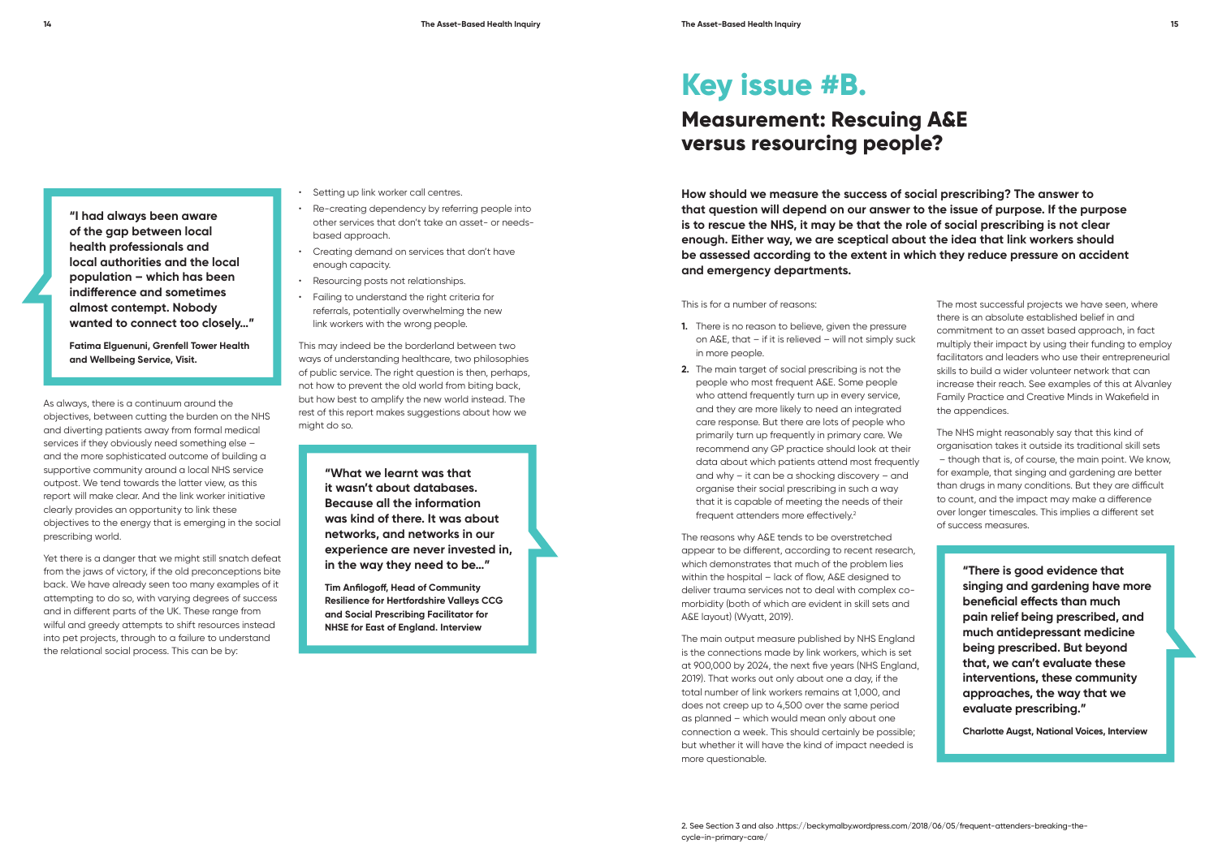> **"I had always been aware of the gap between local health professionals and local authorities and the local population – which has been indifference and sometimes almost contempt. Nobody wanted to connect too closely..."**
>
> **Fatima Elguenuni, Grenfell Tower Health and Wellbeing Service, Visit.**

As always, there is a continuum around the objectives, between cutting the burden on the NHS and diverting patients away from formal medical services if they obviously need something else – and the more sophisticated outcome of building a supportive community around a local NHS service outpost. We tend towards the latter view, as this report will make clear. And the link worker initiative clearly provides an opportunity to link these objectives to the energy that is emerging in the social prescribing world.

Yet there is a danger that we might still snatch defeat from the jaws of victory, if the old preconceptions bite back. We have already seen too many examples of it attempting to do so, with varying degrees of success and in different parts of the UK. These range from wilful and greedy attempts to shift resources instead into pet projects, through to a failure to understand the relational social process. This can be by:

- Setting up link worker call centres.
- Re-creating dependency by referring people into other services that don't take an asset- or needs-based approach.
- Creating demand on services that don't have enough capacity.
- Resourcing posts not relationships.
- Failing to understand the right criteria for referrals, potentially overwhelming the new link workers with the wrong people.

This may indeed be the borderland between two ways of understanding healthcare, two philosophies of public service. The right question is then, perhaps, not how to prevent the old world from biting back, but how best to amplify the new world instead. The rest of this report makes suggestions about how we might do so.

> **"What we learnt was that it wasn't about databases. Because all the information was kind of there. It was about networks, and networks in our experience are never invested in, in the way they need to be..."**
>
> **Tim Anfilogoff, Head of Community Resilience for Hertfordshire Valleys CCG and Social Prescribing Facilitator for NHSE for East of England. Interview**

# Key issue #B.

## Measurement: Rescuing A&E versus resourcing people?

**How should we measure the success of social prescribing? The answer to that question will depend on our answer to the issue of purpose. If the purpose is to rescue the NHS, it may be that the role of social prescribing is not clear enough. Either way, we are sceptical about the idea that link workers should be assessed according to the extent in which they reduce pressure on accident and emergency departments.**

This is for a number of reasons:

1. There is no reason to believe, given the pressure on A&E, that – if it is relieved – will not simply suck in more people.
2. The main target of social prescribing is not the people who most frequent A&E. Some people who attend frequently turn up in every service, and they are more likely to need an integrated care response. But there are lots of people who primarily turn up frequently in primary care. We recommend any GP practice should look at their data about which patients attend most frequently and why – it can be a shocking discovery – and organise their social prescribing in such a way that it is capable of meeting the needs of their frequent attenders more effectively.[2]

The reasons why A&E tends to be overstretched appear to be different, according to recent research, which demonstrates that much of the problem lies within the hospital – lack of flow, A&E designed to deliver trauma services not to deal with complex co-morbidity (both of which are evident in skill sets and A&E layout) (Wyatt, 2019).

The main output measure published by NHS England is the connections made by link workers, which is set at 900,000 by 2024, the next five years (NHS England, 2019). That works out only about one a day, if the total number of link workers remains at 1,000, and does not creep up to 4,500 over the same period as planned – which would mean only about one connection a week. This should certainly be possible; but whether it will have the kind of impact needed is more questionable.

The most successful projects we have seen, where there is an absolute established belief in and commitment to an asset based approach, in fact multiply their impact by using their funding to employ facilitators and leaders who use their entrepreneurial skills to build a wider volunteer network that can increase their reach. See examples of this at Alvanley Family Practice and Creative Minds in Wakefield in the appendices.

The NHS might reasonably say that this kind of organisation takes it outside its traditional skill sets – though that is, of course, the main point. We know, for example, that singing and gardening are better than drugs in many conditions. But they are difficult to count, and the impact may make a difference over longer timescales. This implies a different set of success measures.

> **"There is good evidence that singing and gardening have more beneficial effects than much pain relief being prescribed, and much antidepressant medicine being prescribed. But beyond that, we can't evaluate these interventions, these community approaches, the way that we evaluate prescribing."**
>
> **Charlotte Augst, National Voices, Interview**

2. See Section 3 and also .https://beckymalby.wordpress.com/2018/06/05/frequent-attenders-breaking-the-cycle-in-primary-care/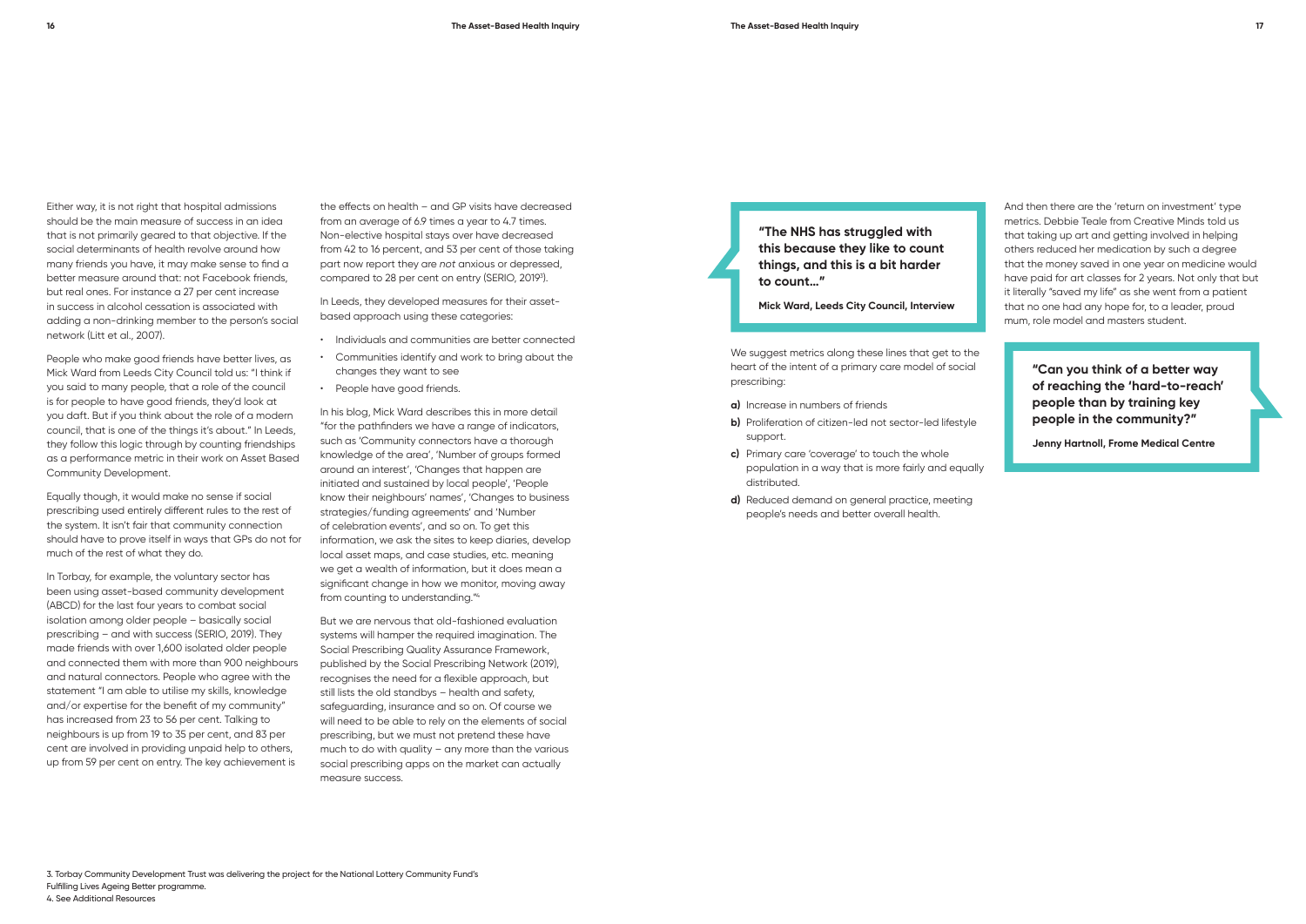Either way, it is not right that hospital admissions should be the main measure of success in an idea that is not primarily geared to that objective. If the social determinants of health revolve around how many friends you have, it may make sense to find a better measure around that: not Facebook friends, but real ones. For instance a 27 per cent increase in success in alcohol cessation is associated with adding a non-drinking member to the person's social network (Litt et al., 2007).

People who make good friends have better lives, as Mick Ward from Leeds City Council told us: "I think if you said to many people, that a role of the council is for people to have good friends, they'd look at you daft. But if you think about the role of a modern council, that is one of the things it's about." In Leeds, they follow this logic through by counting friendships as a performance metric in their work on Asset Based Community Development.

Equally though, it would make no sense if social prescribing used entirely different rules to the rest of the system. It isn't fair that community connection should have to prove itself in ways that GPs do not for much of the rest of what they do.

In Torbay, for example, the voluntary sector has been using asset-based community development (ABCD) for the last four years to combat social isolation among older people – basically social prescribing – and with success (SERIO, 2019). They made friends with over 1,600 isolated older people and connected them with more than 900 neighbours and natural connectors. People who agree with the statement "I am able to utilise my skills, knowledge and/or expertise for the benefit of my community" has increased from 23 to 56 per cent. Talking to neighbours is up from 19 to 35 per cent, and 83 per cent are involved in providing unpaid help to others, up from 59 per cent on entry. The key achievement is the effects on health – and GP visits have decreased from an average of 6.9 times a year to 4.7 times. Non-elective hospital stays over have decreased from 42 to 16 percent, and 53 per cent of those taking part now report they are *not* anxious or depressed, compared to 28 per cent on entry (SERIO, 2019[3]).

In Leeds, they developed measures for their asset-based approach using these categories:

- Individuals and communities are better connected
- Communities identify and work to bring about the changes they want to see
- People have good friends.

In his blog, Mick Ward describes this in more detail "for the pathfinders we have a range of indicators, such as 'Community connectors have a thorough knowledge of the area', 'Number of groups formed around an interest', 'Changes that happen are initiated and sustained by local people', 'People know their neighbours' names', 'Changes to business strategies/funding agreements' and 'Number of celebration events', and so on. To get this information, we ask the sites to keep diaries, develop local asset maps, and case studies, etc. meaning we get a wealth of information, but it does mean a significant change in how we monitor, moving away from counting to understanding."[4]

But we are nervous that old-fashioned evaluation systems will hamper the required imagination. The Social Prescribing Quality Assurance Framework, published by the Social Prescribing Network (2019), recognises the need for a flexible approach, but still lists the old standbys – health and safety, safeguarding, insurance and so on. Of course we will need to be able to rely on the elements of social prescribing, but we must not pretend these have much to do with quality – any more than the various social prescribing apps on the market can actually measure success.

> **"The NHS has struggled with this because they like to count things, and this is a bit harder to count..."**
>
> **Mick Ward, Leeds City Council, Interview**

We suggest metrics along these lines that get to the heart of the intent of a primary care model of social prescribing:

**a)** Increase in numbers of friends

**b)** Proliferation of citizen-led not sector-led lifestyle support.

**c)** Primary care 'coverage' to touch the whole population in a way that is more fairly and equally distributed.

**d)** Reduced demand on general practice, meeting people's needs and better overall health.

And then there are the 'return on investment' type metrics. Debbie Teale from Creative Minds told us that taking up art and getting involved in helping others reduced her medication by such a degree that the money saved in one year on medicine would have paid for art classes for 2 years. Not only that but it literally "saved my life" as she went from a patient that no one had any hope for, to a leader, proud mum, role model and masters student.

> **"Can you think of a better way of reaching the 'hard-to-reach' people than by training key people in the community?"**
>
> **Jenny Hartnoll, Frome Medical Centre**

3. Torbay Community Development Trust was delivering the project for the National Lottery Community Fund's Fulfilling Lives Ageing Better programme.
4. See Additional Resources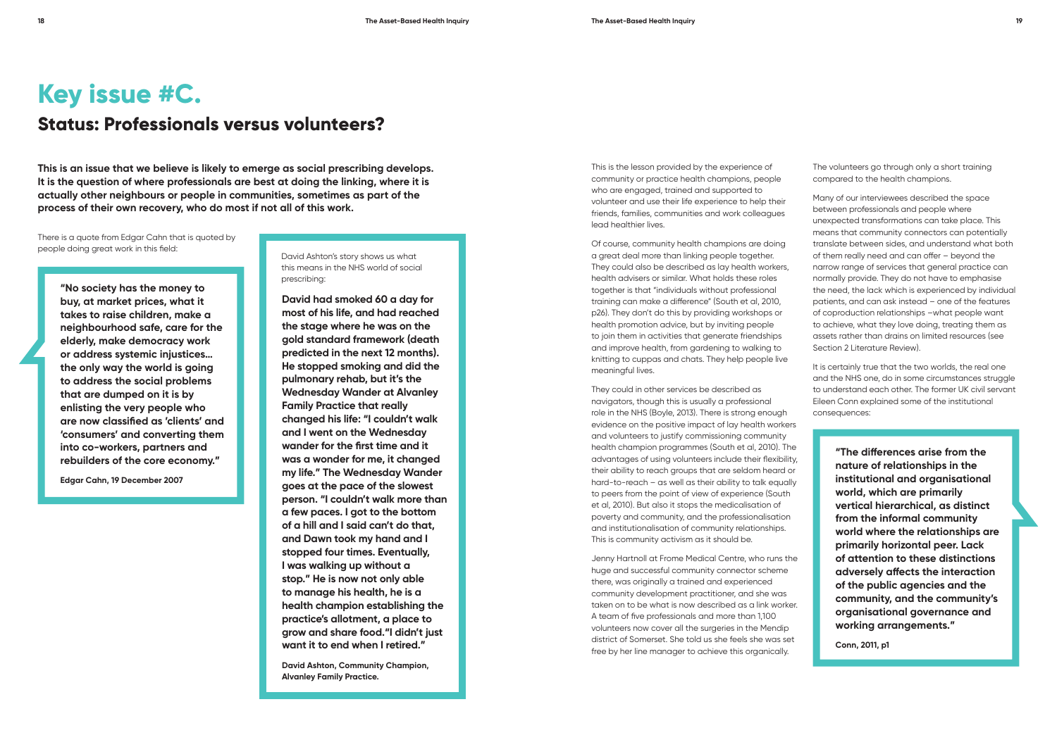# Key issue #C.

## Status: Professionals versus volunteers?

**This is an issue that we believe is likely to emerge as social prescribing develops. It is the question of where professionals are best at doing the linking, where it is actually other neighbours or people in communities, sometimes as part of the process of their own recovery, who do most if not all of this work.**

There is a quote from Edgar Cahn that is quoted by people doing great work in this field:

> **"No society has the money to buy, at market prices, what it takes to raise children, make a neighbourhood safe, care for the elderly, make democracy work or address systemic injustices… the only way the world is going to address the social problems that are dumped on it is by enlisting the very people who are now classified as 'clients' and 'consumers' and converting them into co-workers, partners and rebuilders of the core economy."**
>
> **Edgar Cahn, 19 December 2007**

David Ashton's story shows us what this means in the NHS world of social prescribing:

**David had smoked 60 a day for most of his life, and had reached the stage where he was on the gold standard framework (death predicted in the next 12 months). He stopped smoking and did the pulmonary rehab, but it's the Wednesday Wander at Alvanley Family Practice that really changed his life: "I couldn't walk and I went on the Wednesday wander for the first time and it was a wonder for me, it changed my life." The Wednesday Wander goes at the pace of the slowest person. "I couldn't walk more than a few paces. I got to the bottom of a hill and I said can't do that, and Dawn took my hand and I stopped four times. Eventually, I was walking up without a stop." He is now not only able to manage his health, he is a health champion establishing the practice's allotment, a place to grow and share food."I didn't just want it to end when I retired."**

**David Ashton, Community Champion, Alvanley Family Practice.**

This is the lesson provided by the experience of community or practice health champions, people who are engaged, trained and supported to volunteer and use their life experience to help their friends, families, communities and work colleagues lead healthier lives.

Of course, community health champions are doing a great deal more than linking people together. They could also be described as lay health workers, health advisers or similar. What holds these roles together is that "individuals without professional training can make a difference" (South et al, 2010, p26). They don't do this by providing workshops or health promotion advice, but by inviting people to join them in activities that generate friendships and improve health, from gardening to walking to knitting to cuppas and chats. They help people live meaningful lives.

They could in other services be described as navigators, though this is usually a professional role in the NHS (Boyle, 2013). There is strong enough evidence on the positive impact of lay health workers and volunteers to justify commissioning community health champion programmes (South et al, 2010). The advantages of using volunteers include their flexibility, their ability to reach groups that are seldom heard or hard-to-reach – as well as their ability to talk equally to peers from the point of view of experience (South et al, 2010). But also it stops the medicalisation of poverty and community, and the professionalisation and institutionalisation of community relationships. This is community activism as it should be.

Jenny Hartnoll at Frome Medical Centre, who runs the huge and successful community connector scheme there, was originally a trained and experienced community development practitioner, and she was taken on to be what is now described as a link worker. A team of five professionals and more than 1,100 volunteers now cover all the surgeries in the Mendip district of Somerset. She told us she feels she was set free by her line manager to achieve this organically.

The volunteers go through only a short training compared to the health champions.

Many of our interviewees described the space between professionals and people where unexpected transformations can take place. This means that community connectors can potentially translate between sides, and understand what both of them really need and can offer – beyond the narrow range of services that general practice can normally provide. They do not have to emphasise the need, the lack which is experienced by individual patients, and can ask instead – one of the features of coproduction relationships –what people want to achieve, what they love doing, treating them as assets rather than drains on limited resources (see Section 2 Literature Review).

It is certainly true that the two worlds, the real one and the NHS one, do in some circumstances struggle to understand each other. The former UK civil servant Eileen Conn explained some of the institutional consequences:

> **"The differences arise from the nature of relationships in the institutional and organisational world, which are primarily vertical hierarchical, as distinct from the informal community world where the relationships are primarily horizontal peer. Lack of attention to these distinctions adversely affects the interaction of the public agencies and the community, and the community's organisational governance and working arrangements."**
>
> **Conn, 2011, p1**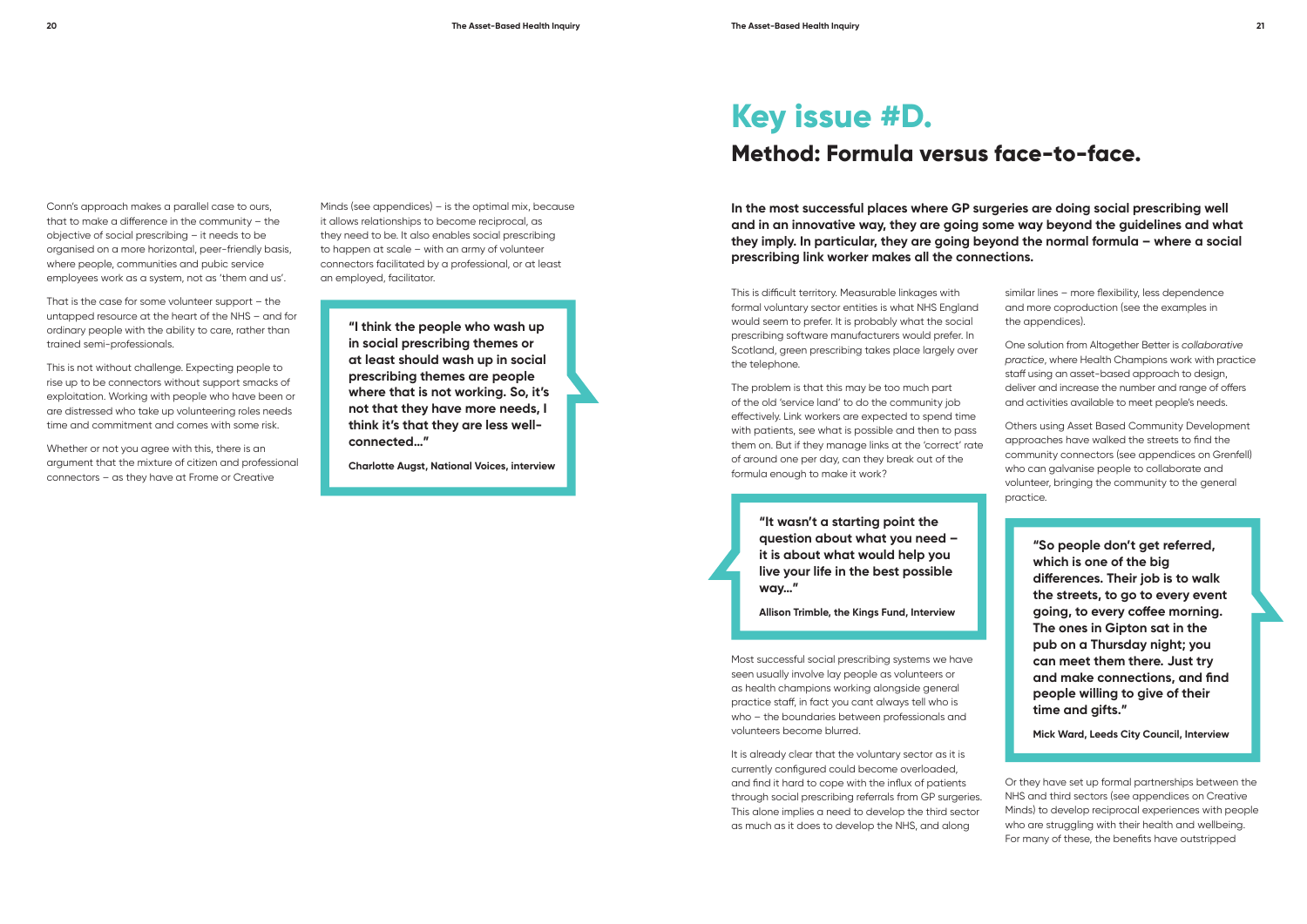Conn's approach makes a parallel case to ours, that to make a difference in the community – the objective of social prescribing – it needs to be organised on a more horizontal, peer-friendly basis, where people, communities and pubic service employees work as a system, not as 'them and us'.

That is the case for some volunteer support – the untapped resource at the heart of the NHS – and for ordinary people with the ability to care, rather than trained semi-professionals.

This is not without challenge. Expecting people to rise up to be connectors without support smacks of exploitation. Working with people who have been or are distressed who take up volunteering roles needs time and commitment and comes with some risk.

Whether or not you agree with this, there is an argument that the mixture of citizen and professional connectors – as they have at Frome or Creative Minds (see appendices) – is the optimal mix, because it allows relationships to become reciprocal, as they need to be. It also enables social prescribing to happen at scale – with an army of volunteer connectors facilitated by a professional, or at least an employed, facilitator.

> **"I think the people who wash up in social prescribing themes or at least should wash up in social prescribing themes are people where that is not working. So, it's not that they have more needs, I think it's that they are less well-connected…"**
>
> **Charlotte Augst, National Voices, interview**

# Key issue #D.

## Method: Formula versus face-to-face.

**In the most successful places where GP surgeries are doing social prescribing well and in an innovative way, they are going some way beyond the guidelines and what they imply. In particular, they are going beyond the normal formula – where a social prescribing link worker makes all the connections.**

This is difficult territory. Measurable linkages with formal voluntary sector entities is what NHS England would seem to prefer. It is probably what the social prescribing software manufacturers would prefer. In Scotland, green prescribing takes place largely over the telephone.

The problem is that this may be too much part of the old 'service land' to do the community job effectively. Link workers are expected to spend time with patients, see what is possible and then to pass them on. But if they manage links at the 'correct' rate of around one per day, can they break out of the formula enough to make it work?

> **"It wasn't a starting point the question about what you need – it is about what would help you live your life in the best possible way…"**
>
> **Allison Trimble, the Kings Fund, Interview**

Most successful social prescribing systems we have seen usually involve lay people as volunteers or as health champions working alongside general practice staff, in fact you cant always tell who is who – the boundaries between professionals and volunteers become blurred.

It is already clear that the voluntary sector as it is currently configured could become overloaded, and find it hard to cope with the influx of patients through social prescribing referrals from GP surgeries. This alone implies a need to develop the third sector as much as it does to develop the NHS, and along similar lines – more flexibility, less dependence and more coproduction (see the examples in the appendices).

One solution from Altogether Better is *collaborative practice*, where Health Champions work with practice staff using an asset-based approach to design, deliver and increase the number and range of offers and activities available to meet people's needs.

Others using Asset Based Community Development approaches have walked the streets to find the community connectors (see appendices on Grenfell) who can galvanise people to collaborate and volunteer, bringing the community to the general practice.

> **"So people don't get referred, which is one of the big differences. Their job is to walk the streets, to go to every event going, to every coffee morning. The ones in Gipton sat in the pub on a Thursday night; you can meet them there. Just try and make connections, and find people willing to give of their time and gifts."**
>
> **Mick Ward, Leeds City Council, Interview**

Or they have set up formal partnerships between the NHS and third sectors (see appendices on Creative Minds) to develop reciprocal experiences with people who are struggling with their health and wellbeing. For many of these, the benefits have outstripped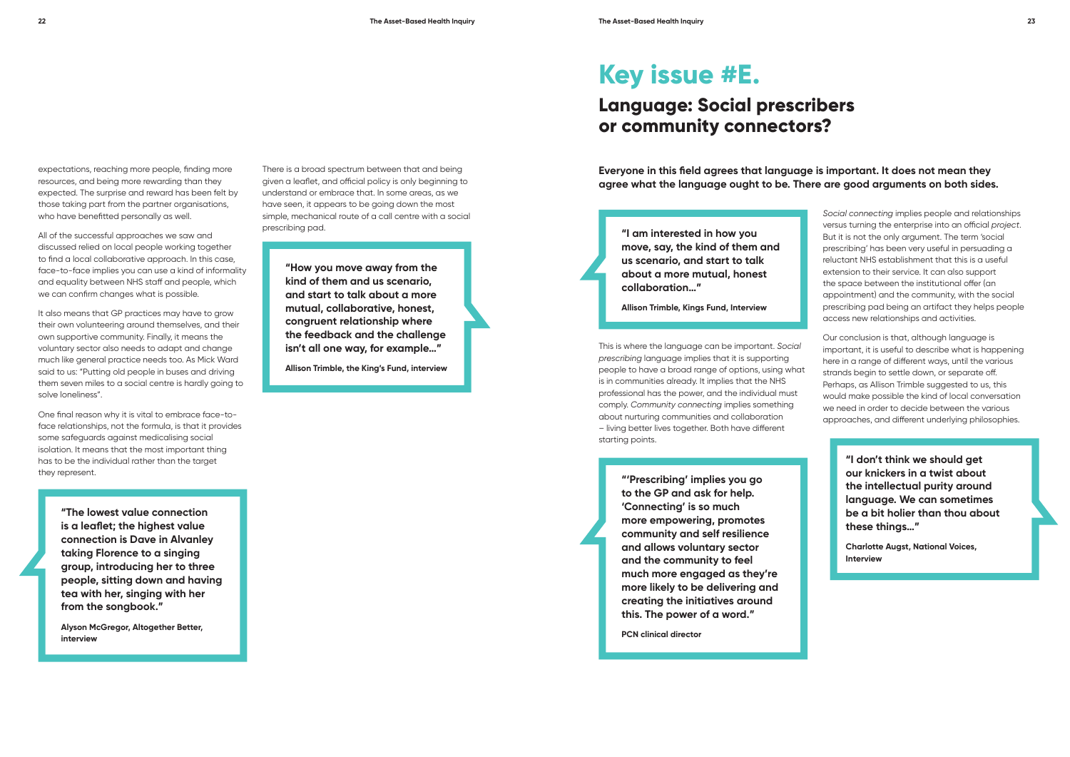expectations, reaching more people, finding more resources, and being more rewarding than they expected. The surprise and reward has been felt by those taking part from the partner organisations, who have benefitted personally as well.

All of the successful approaches we saw and discussed relied on local people working together to find a local collaborative approach. In this case, face-to-face implies you can use a kind of informality and equality between NHS staff and people, which we can confirm changes what is possible.

It also means that GP practices may have to grow their own volunteering around themselves, and their own supportive community. Finally, it means the voluntary sector also needs to adapt and change much like general practice needs too. As Mick Ward said to us: "Putting old people in buses and driving them seven miles to a social centre is hardly going to solve loneliness".

One final reason why it is vital to embrace face-to-face relationships, not the formula, is that it provides some safeguards against medicalising social isolation. It means that the most important thing has to be the individual rather than the target they represent.

> **"The lowest value connection is a leaflet; the highest value connection is Dave in Alvanley taking Florence to a singing group, introducing her to three people, sitting down and having tea with her, singing with her from the songbook."**
>
> **Alyson McGregor, Altogether Better, interview**

There is a broad spectrum between that and being given a leaflet, and official policy is only beginning to understand or embrace that. In some areas, as we have seen, it appears to be going down the most simple, mechanical route of a call centre with a social prescribing pad.

> **"How you move away from the kind of them and us scenario, and start to talk about a more mutual, collaborative, honest, congruent relationship where the feedback and the challenge isn't all one way, for example…"**
>
> **Allison Trimble, the King's Fund, interview**

# Key issue #E.

## Language: Social prescribers or community connectors?

**Everyone in this field agrees that language is important. It does not mean they agree what the language ought to be. There are good arguments on both sides.**

> **"I am interested in how you move, say, the kind of them and us scenario, and start to talk about a more mutual, honest collaboration…"**
>
> **Allison Trimble, Kings Fund, Interview**

This is where the language can be important. *Social prescribing* language implies that it is supporting people to have a broad range of options, using what is in communities already. It implies that the NHS professional has the power, and the individual must comply. *Community connecting* implies something about nurturing communities and collaboration – living better lives together. Both have different starting points.

> **"'Prescribing' implies you go to the GP and ask for help. 'Connecting' is so much more empowering, promotes community and self resilience and allows voluntary sector and the community to feel much more engaged as they're more likely to be delivering and creating the initiatives around this. The power of a word."**
>
> **PCN clinical director**

*Social connecting* implies people and relationships versus turning the enterprise into an official *project*. But it is not the only argument. The term 'social prescribing' has been very useful in persuading a reluctant NHS establishment that this is a useful extension to their service. It can also support the space between the institutional offer (an appointment) and the community, with the social prescribing pad being an artifact they helps people access new relationships and activities.

Our conclusion is that, although language is important, it is useful to describe what is happening here in a range of different ways, until the various strands begin to settle down, or separate off. Perhaps, as Allison Trimble suggested to us, this would make possible the kind of local conversation we need in order to decide between the various approaches, and different underlying philosophies.

> **"I don't think we should get our knickers in a twist about the intellectual purity around language. We can sometimes be a bit holier than thou about these things…"**
>
> **Charlotte Augst, National Voices, Interview**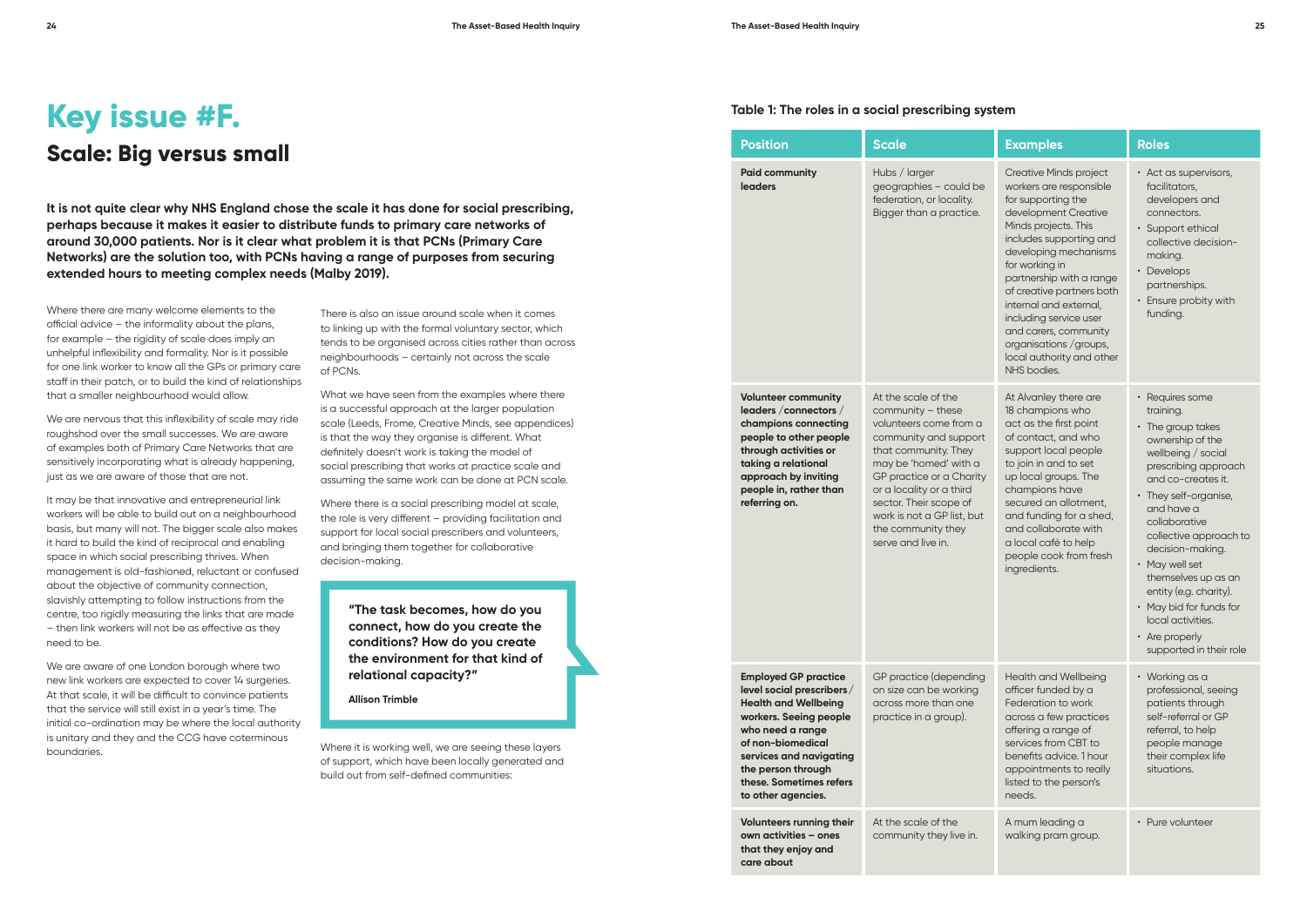# Key issue #F.

## Scale: Big versus small

**It is not quite clear why NHS England chose the scale it has done for social prescribing, perhaps because it makes it easier to distribute funds to primary care networks of around 30,000 patients. Nor is it clear what problem it is that PCNs (Primary Care Networks) are the solution too, with PCNs having a range of purposes from securing extended hours to meeting complex needs (Malby 2019).**

Where there are many welcome elements to the official advice – the informality about the plans, for example – the rigidity of scale does imply an unhelpful inflexibility and formality. Nor is it possible for one link worker to know all the GPs or primary care staff in their patch, or to build the kind of relationships that a smaller neighbourhood would allow.

We are nervous that this inflexibility of scale may ride roughshod over the small successes. We are aware of examples both of Primary Care Networks that are sensitively incorporating what is already happening, just as we are aware of those that are not.

It may be that innovative and entrepreneurial link workers will be able to build out on a neighbourhood basis, but many will not. The bigger scale also makes it hard to build the kind of reciprocal and enabling space in which social prescribing thrives. When management is old-fashioned, reluctant or confused about the objective of community connection, slavishly attempting to follow instructions from the centre, too rigidly measuring the links that are made – then link workers will not be as effective as they need to be.

We are aware of one London borough where two new link workers are expected to cover 14 surgeries. At that scale, it will be difficult to convince patients that the service will still exist in a year's time. The initial co-ordination may be where the local authority is unitary and they and the CCG have coterminous boundaries.

There is also an issue around scale when it comes to linking up with the formal voluntary sector, which tends to be organised across cities rather than across neighbourhoods – certainly not across the scale of PCNs.

What we have seen from the examples where there is a successful approach at the larger population scale (Leeds, Frome, Creative Minds, see appendices) is that the way they organise is different. What definitely doesn't work is taking the model of social prescribing that works at practice scale and assuming the same work can be done at PCN scale.

Where there is a social prescribing model at scale, the role is very different – providing facilitation and support for local social prescribers and volunteers, and bringing them together for collaborative decision-making.

> **"The task becomes, how do you connect, how do you create the conditions? How do you create the environment for that kind of relational capacity?"**
>
> **Allison Trimble**

Where it is working well, we are seeing these layers of support, which have been locally generated and build out from self-defined communities:

**Table 1: The roles in a social prescribing system**

| Position | Scale | Examples | Roles |
|---|---|---|---|
| **Paid community leaders** | Hubs / larger geographies – could be federation, or locality. Bigger than a practice. | Creative Minds project workers are responsible for supporting the development Creative Minds projects. This includes supporting and developing mechanisms for working in partnership with a range of creative partners both internal and external, including service user and carers, community organisations /groups, local authority and other NHS bodies. | • Act as supervisors, facilitators, developers and connectors.<br>• Support ethical collective decision-making.<br>• Develops partnerships.<br>• Ensure probity with funding. |
| **Volunteer community leaders /connectors / champions connecting people to other people through activities or taking a relational approach by inviting people in, rather than referring on.** | At the scale of the community – these volunteers come from a community and support that community. They may be 'homed' with a GP practice or a Charity or a locality or a third sector. Their scope of work is not a GP list, but the community they serve and live in. | At Alvanley there are 18 champions who act as the first point of contact, and who support local people to join in and to set up local groups. The champions have secured an allotment, and funding for a shed, and collaborate with a local café to help people cook from fresh ingredients. | • Requires some training.<br>• The group takes ownership of the wellbeing / social prescribing approach and co-creates it.<br>• They self-organise, and have a collaborative collective approach to decision-making.<br>• May well set themselves up as an entity (e.g. charity).<br>• May bid for funds for local activities.<br>• Are properly supported in their role |
| **Employed GP practice level social prescribers / Health and Wellbeing workers. Seeing people who need a range of non-biomedical services and navigating the person through these. Sometimes refers to other agencies.** | GP practice (depending on size can be working across more than one practice in a group). | Health and Wellbeing officer funded by a Federation to work across a few practices offering a range of services from CBT to benefits advice. 1 hour appointments to really listed to the person's needs. | • Working as a professional, seeing patients through self-referral or GP referral, to help people manage their complex life situations. |
| **Volunteers running their own activities – ones that they enjoy and care about** | At the scale of the community they live in. | A mum leading a walking pram group. | • Pure volunteer |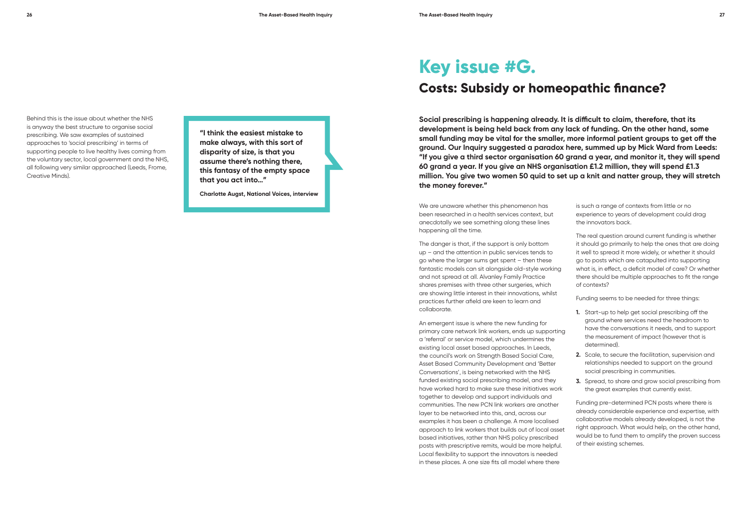Behind this is the issue about whether the NHS is anyway the best structure to organise social prescribing. We saw examples of sustained approaches to 'social prescribing' in terms of supporting people to live healthy lives coming from the voluntary sector, local government and the NHS, all following very similar approached (Leeds, Frome, Creative Minds).

> **"I think the easiest mistake to make always, with this sort of disparity of size, is that you assume there's nothing there, this fantasy of the empty space that you act into…"**
>
> **Charlotte Augst, National Voices, interview**

# Key issue #G.

## Costs: Subsidy or homeopathic finance?

**Social prescribing is happening already. It is difficult to claim, therefore, that its development is being held back from any lack of funding. On the other hand, some small funding may be vital for the smaller, more informal patient groups to get off the ground. Our Inquiry suggested a paradox here, summed up by Mick Ward from Leeds: "If you give a third sector organisation 60 grand a year, and monitor it, they will spend 60 grand a year. If you give an NHS organisation £1.2 million, they will spend £1.3 million. You give two women 50 quid to set up a knit and natter group, they will stretch the money forever."**

We are unaware whether this phenomenon has been researched in a health services context, but anecdotally we see something along these lines happening all the time.

The danger is that, if the support is only bottom up – and the attention in public services tends to go where the larger sums get spent – then these fantastic models can sit alongside old-style working and not spread at all. Alvanley Family Practice shares premises with three other surgeries, which are showing little interest in their innovations, whilst practices further afield are keen to learn and collaborate.

An emergent issue is where the new funding for primary care network link workers, ends up supporting a 'referral' or service model, which undermines the existing local asset based approaches. In Leeds, the council's work on Strength Based Social Care, Asset Based Community Development and 'Better Conversations', is being networked with the NHS funded existing social prescribing model, and they have worked hard to make sure these initiatives work together to develop and support individuals and communities. The new PCN link workers are another layer to be networked into this, and, across our examples it has been a challenge. A more localised approach to link workers that builds out of local asset based initiatives, rather than NHS policy prescribed posts with prescriptive remits, would be more helpful. Local flexibility to support the innovators is needed in these places. A one size fits all model where there is such a range of contexts from little or no experience to years of development could drag the innovators back.

The real question around current funding is whether it should go primarily to help the ones that are doing it well to spread it more widely, or whether it should go to posts which are catapulted into supporting what is, in effect, a deficit model of care? Or whether there should be multiple approaches to fit the range of contexts?

Funding seems to be needed for three things:

1. Start-up to help get social prescribing off the ground where services need the headroom to have the conversations it needs, and to support the measurement of impact (however that is determined).
2. Scale, to secure the facilitation, supervision and relationships needed to support on the ground social prescribing in communities.
3. Spread, to share and grow social prescribing from the great examples that currently exist.

Funding pre-determined PCN posts where there is already considerable experience and expertise, with collaborative models already developed, is not the right approach. What would help, on the other hand, would be to fund them to amplify the proven success of their existing schemes.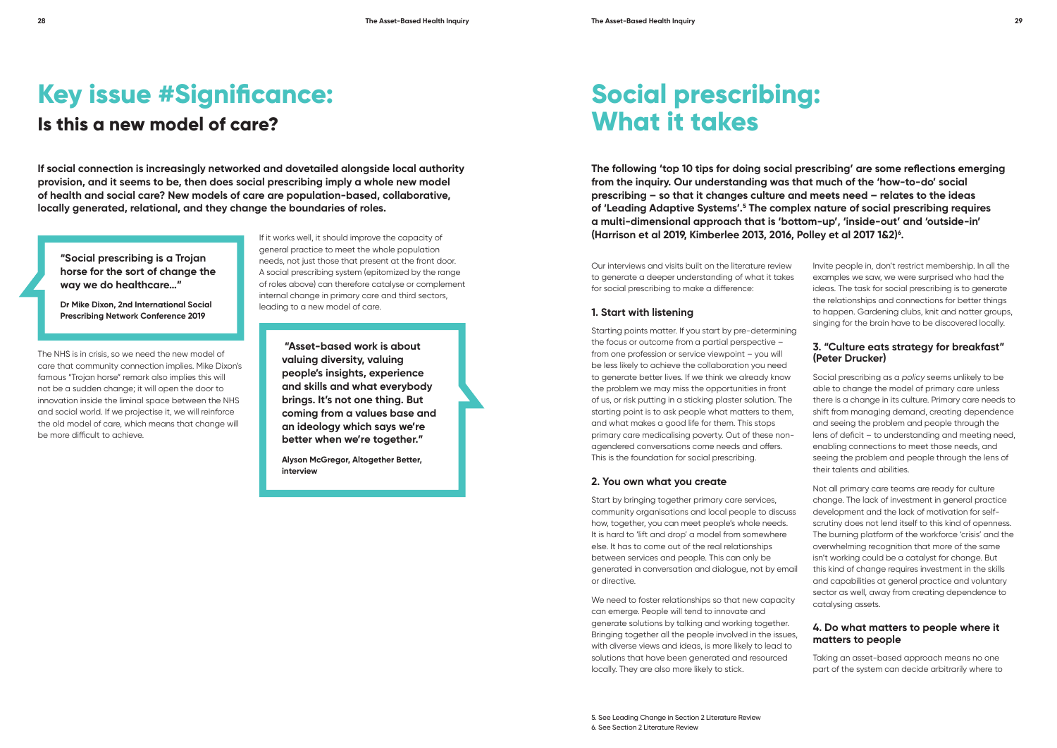# Key issue #Significance:

## Is this a new model of care?

**If social connection is increasingly networked and dovetailed alongside local authority provision, and it seems to be, then does social prescribing imply a whole new model of health and social care? New models of care are population-based, collaborative, locally generated, relational, and they change the boundaries of roles.**

> **"Social prescribing is a Trojan horse for the sort of change the way we do healthcare..."**
>
> **Dr Mike Dixon, 2nd International Social Prescribing Network Conference 2019**

The NHS is in crisis, so we need the new model of care that community connection implies. Mike Dixon's famous "Trojan horse" remark also implies this will not be a sudden change; it will open the door to innovation inside the liminal space between the NHS and social world. If we projectise it, we will reinforce the old model of care, which means that change will be more difficult to achieve.

If it works well, it should improve the capacity of general practice to meet the whole population needs, not just those that present at the front door. A social prescribing system (epitomized by the range of roles above) can therefore catalyse or complement internal change in primary care and third sectors, leading to a new model of care.

> **"Asset-based work is about valuing diversity, valuing people's insights, experience and skills and what everybody brings. It's not one thing. But coming from a values base and an ideology which says we're better when we're together."**
>
> **Alyson McGregor, Altogether Better, interview**

# Social prescribing: What it takes

**The following 'top 10 tips for doing social prescribing' are some reflections emerging from the inquiry. Our understanding was that much of the 'how-to-do' social prescribing – so that it changes culture and meets need – relates to the ideas of 'Leading Adaptive Systems'.[5] The complex nature of social prescribing requires a multi-dimensional approach that is 'bottom-up', 'inside-out' and 'outside-in' (Harrison et al 2019, Kimberlee 2013, 2016, Polley et al 2017 1&2)[6].**

Our interviews and visits built on the literature review to generate a deeper understanding of what it takes for social prescribing to make a difference:

### 1. Start with listening

Starting points matter. If you start by pre-determining the focus or outcome from a partial perspective – from one profession or service viewpoint – you will be less likely to achieve the collaboration you need to generate better lives. If we think we already know the problem we may miss the opportunities in front of us, or risk putting in a sticking plaster solution. The starting point is to ask people what matters to them, and what makes a good life for them. This stops primary care medicalising poverty. Out of these non-agendered conversations come needs and offers. This is the foundation for social prescribing.

### 2. You own what you create

Start by bringing together primary care services, community organisations and local people to discuss how, together, you can meet people's whole needs. It is hard to 'lift and drop' a model from somewhere else. It has to come out of the real relationships between services and people. This can only be generated in conversation and dialogue, not by email or directive.

We need to foster relationships so that new capacity can emerge. People will tend to innovate and generate solutions by talking and working together. Bringing together all the people involved in the issues, with diverse views and ideas, is more likely to lead to solutions that have been generated and resourced locally. They are also more likely to stick.

Invite people in, don't restrict membership. In all the examples we saw, we were surprised who had the ideas. The task for social prescribing is to generate the relationships and connections for better things to happen. Gardening clubs, knit and natter groups, singing for the brain have to be discovered locally.

### 3. "Culture eats strategy for breakfast" (Peter Drucker)

Social prescribing as a *policy* seems unlikely to be able to change the model of primary care unless there is a change in its culture. Primary care needs to shift from managing demand, creating dependence and seeing the problem and people through the lens of deficit – to understanding and meeting need, enabling connections to meet those needs, and seeing the problem and people through the lens of their talents and abilities.

Not all primary care teams are ready for culture change. The lack of investment in general practice development and the lack of motivation for self-scrutiny does not lend itself to this kind of openness. The burning platform of the workforce 'crisis' and the overwhelming recognition that more of the same isn't working could be a catalyst for change. But this kind of change requires investment in the skills and capabilities at general practice and voluntary sector as well, away from creating dependence to catalysing assets.

### 4. Do what matters to people where it matters to people

Taking an asset-based approach means no one part of the system can decide arbitrarily where to

5. See Leading Change in Section 2 Literature Review
6. See Section 2 Literature Review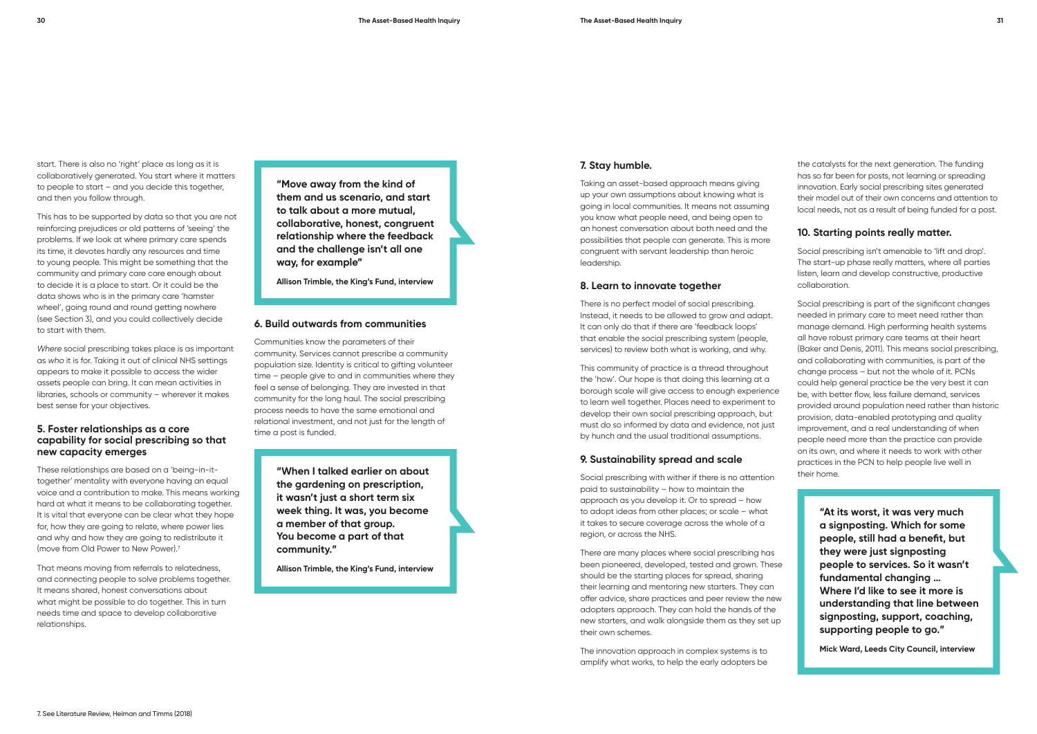start. There is also no 'right' place as long as it is collaboratively generated. You start where it matters to people to start – and you decide this together, and then you follow through.

This has to be supported by data so that you are not reinforcing prejudices or old patterns of 'seeing' the problems. If we look at where primary care spends its time, it devotes hardly any resources and time to young people. This might be something that the community and primary care care enough about to decide it is a place to start. Or it could be the data shows who is in the primary care 'hamster wheel', going round and round getting nowhere (see Section 3), and you could collectively decide to start with them.

*Where* social prescribing takes place is as important as *who* it is for. Taking it out of clinical NHS settings appears to make it possible to access the wider assets people can bring. It can mean activities in libraries, schools or community – wherever it makes best sense for your objectives.

### 5. Foster relationships as a core capability for social prescribing so that new capacity emerges

These relationships are based on a 'being-in-it-together' mentality with everyone having an equal voice and a contribution to make. This means working hard at what it means to be collaborating together. It is vital that everyone can be clear what they hope for, how they are going to relate, where power lies and why and how they are going to redistribute it (move from Old Power to New Power).[7]

That means moving from referrals to relatedness, and connecting people to solve problems together. It means shared, honest conversations about what might be possible to do together. This in turn needs time and space to develop collaborative relationships.

> **"Move away from the kind of them and us scenario, and start to talk about a more mutual, collaborative, honest, congruent relationship where the feedback and the challenge isn't all one way, for example"**
>
> **Allison Trimble, the King's Fund, interview**

### 6. Build outwards from communities

Communities know the parameters of their community. Services cannot prescribe a community population size. Identity is critical to gifting volunteer time – people give to and in communities where they feel a sense of belonging. They are invested in that community for the long haul. The social prescribing process needs to have the same emotional and relational investment, and not just for the length of time a post is funded.

> **"When I talked earlier on about the gardening on prescription, it wasn't just a short term six week thing. It was, you become a member of that group. You become a part of that community."**
>
> **Allison Trimble, the King's Fund, interview**

### 7. Stay humble.

Taking an asset-based approach means giving up your own assumptions about knowing what is going in local communities. It means not assuming you know what people need, and being open to an honest conversation about both need and the possibilities that people can generate. This is more congruent with servant leadership than heroic leadership.

### 8. Learn to innovate together

There is no perfect model of social prescribing. Instead, it needs to be allowed to grow and adapt. It can only do that if there are 'feedback loops' that enable the social prescribing system (people, services) to review both what is working, and why.

This community of practice is a thread throughout the 'how'. Our hope is that doing this learning at a borough scale will give access to enough experience to learn well together. Places need to experiment to develop their own social prescribing approach, but must do so informed by data and evidence, not just by hunch and the usual traditional assumptions.

### 9. Sustainability spread and scale

Social prescribing with wither if there is no attention paid to sustainability – how to maintain the approach as you develop it. Or to spread – how to adopt ideas from other places; or scale – what it takes to secure coverage across the whole of a region, or across the NHS.

There are many places where social prescribing has been pioneered, developed, tested and grown. These should be the starting places for spread, sharing their learning and mentoring new starters. They can offer advice, share practices and peer review the new adopters approach. They can hold the hands of the new starters, and walk alongside them as they set up their own schemes.

The innovation approach in complex systems is to amplify what works, to help the early adopters be the catalysts for the next generation. The funding has so far been for posts, not learning or spreading innovation. Early social prescribing sites generated their model out of their own concerns and attention to local needs, not as a result of being funded for a post.

### 10. Starting points really matter.

Social prescribing isn't amenable to 'lift and drop'. The start-up phase really matters, where all parties listen, learn and develop constructive, productive collaboration.

Social prescribing is part of the significant changes needed in primary care to meet need rather than manage demand. High performing health systems all have robust primary care teams at their heart (Baker and Denis, 2011). This means social prescribing, and collaborating with communities, is part of the change process – but not the whole of it. PCNs could help general practice be the very best it can be, with better flow, less failure demand, services provided around population need rather than historic provision, data-enabled prototyping and quality improvement, and a real understanding of when people need more than the practice can provide on its own, and where it needs to work with other practices in the PCN to help people live well in their home.

> **"At its worst, it was very much a signposting. Which for some people, still had a benefit, but they were just signposting people to services. So it wasn't fundamental changing … Where I'd like to see it more is understanding that line between signposting, support, coaching, supporting people to go."**
>
> **Mick Ward, Leeds City Council, interview**

7. See Literature Review, Heiman and Timms (2018)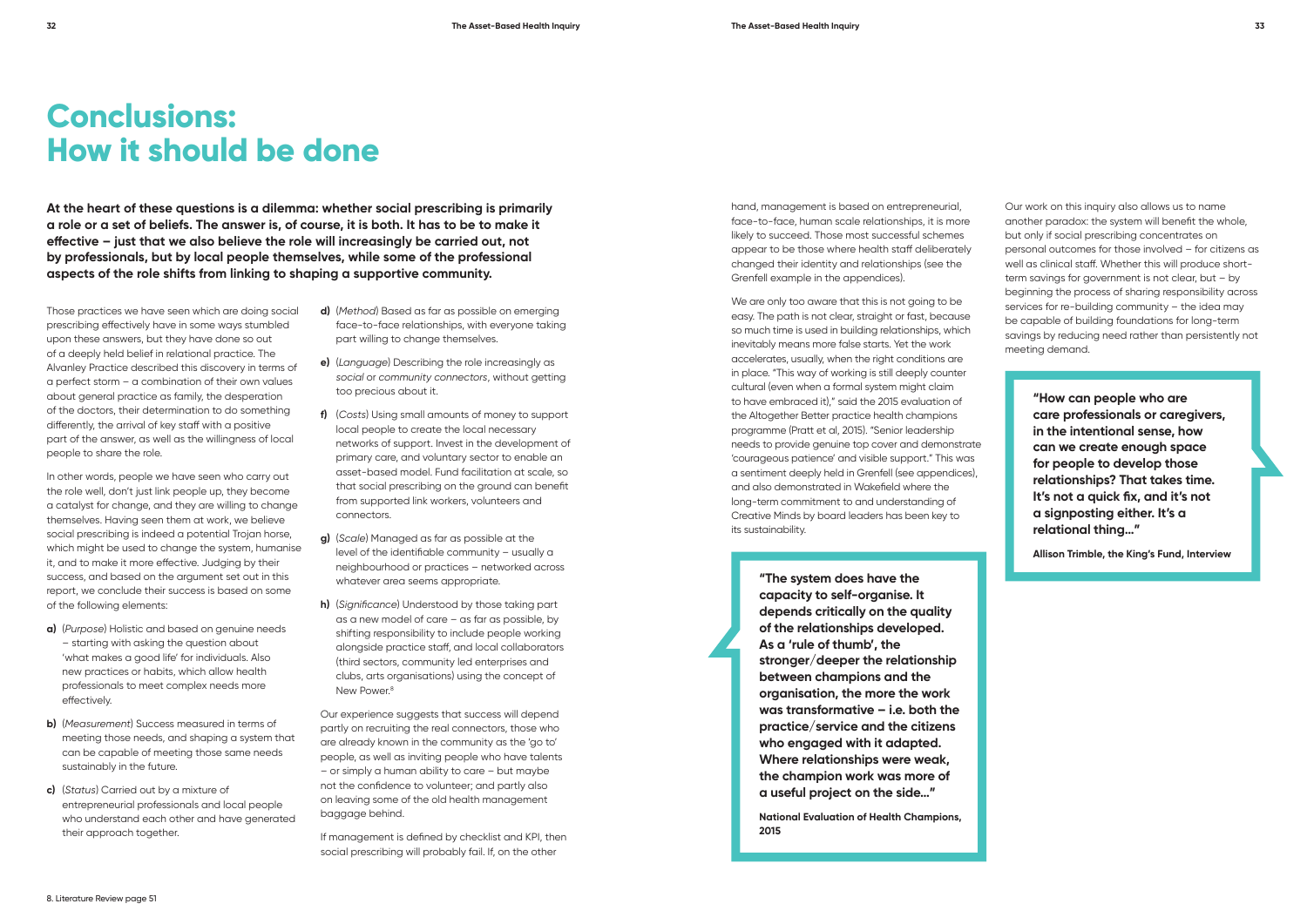# Conclusions: How it should be done

**At the heart of these questions is a dilemma: whether social prescribing is primarily a role or a set of beliefs. The answer is, of course, it is both. It has to be to make it effective – just that we also believe the role will increasingly be carried out, not by professionals, but by local people themselves, while some of the professional aspects of the role shifts from linking to shaping a supportive community.**

Those practices we have seen which are doing social prescribing effectively have in some ways stumbled upon these answers, but they have done so out of a deeply held belief in relational practice. The Alvanley Practice described this discovery in terms of a perfect storm – a combination of their own values about general practice as family, the desperation of the doctors, their determination to do something differently, the arrival of key staff with a positive part of the answer, as well as the willingness of local people to share the role.

In other words, people we have seen who carry out the role well, don't just link people up, they become a catalyst for change, and they are willing to change themselves. Having seen them at work, we believe social prescribing is indeed a potential Trojan horse, which might be used to change the system, humanise it, and to make it more effective. Judging by their success, and based on the argument set out in this report, we conclude their success is based on some of the following elements:

**a)** (*Purpose*) Holistic and based on genuine needs – starting with asking the question about 'what makes a good life' for individuals. Also new practices or habits, which allow health professionals to meet complex needs more effectively.

**b)** (*Measurement*) Success measured in terms of meeting those needs, and shaping a system that can be capable of meeting those same needs sustainably in the future.

**c)** (*Status*) Carried out by a mixture of entrepreneurial professionals and local people who understand each other and have generated their approach together.

**d)** (*Method*) Based as far as possible on emerging face-to-face relationships, with everyone taking part willing to change themselves.

**e)** (*Language*) Describing the role increasingly as *social* or *community connectors*, without getting too precious about it.

**f)** (*Costs*) Using small amounts of money to support local people to create the local necessary networks of support. Invest in the development of primary care, and voluntary sector to enable an asset-based model. Fund facilitation at scale, so that social prescribing on the ground can benefit from supported link workers, volunteers and connectors.

**g)** (*Scale*) Managed as far as possible at the level of the identifiable community – usually a neighbourhood or practices – networked across whatever area seems appropriate.

**h)** (*Significance*) Understood by those taking part as a new model of care – as far as possible, by shifting responsibility to include people working alongside practice staff, and local collaborators (third sectors, community led enterprises and clubs, arts organisations) using the concept of New Power.[8]

Our experience suggests that success will depend partly on recruiting the real connectors, those who are already known in the community as the 'go to' people, as well as inviting people who have talents – or simply a human ability to care – but maybe not the confidence to volunteer; and partly also on leaving some of the old health management baggage behind.

If management is defined by checklist and KPI, then social prescribing will probably fail. If, on the other hand, management is based on entrepreneurial, face-to-face, human scale relationships, it is more likely to succeed. Those most successful schemes appear to be those where health staff deliberately changed their identity and relationships (see the Grenfell example in the appendices).

We are only too aware that this is not going to be easy. The path is not clear, straight or fast, because so much time is used in building relationships, which inevitably means more false starts. Yet the work accelerates, usually, when the right conditions are in place. "This way of working is still deeply counter cultural (even when a formal system might claim to have embraced it)," said the 2015 evaluation of the Altogether Better practice health champions programme (Pratt et al, 2015). "Senior leadership needs to provide genuine top cover and demonstrate 'courageous patience' and visible support." This was a sentiment deeply held in Grenfell (see appendices), and also demonstrated in Wakefield where the long-term commitment to and understanding of Creative Minds by board leaders has been key to its sustainability.

> **"The system does have the capacity to self-organise. It depends critically on the quality of the relationships developed. As a 'rule of thumb', the stronger/deeper the relationship between champions and the organisation, the more the work was transformative – i.e. both the practice/service and the citizens who engaged with it adapted. Where relationships were weak, the champion work was more of a useful project on the side…"**
>
> **National Evaluation of Health Champions, 2015**

Our work on this inquiry also allows us to name another paradox: the system will benefit the whole, but only if social prescribing concentrates on personal outcomes for those involved – for citizens as well as clinical staff. Whether this will produce short-term savings for government is not clear, but – by beginning the process of sharing responsibility across services for re-building community – the idea may be capable of building foundations for long-term savings by reducing need rather than persistently not meeting demand.

> **"How can people who are care professionals or caregivers, in the intentional sense, how can we create enough space for people to develop those relationships? That takes time. It's not a quick fix, and it's not a signposting either. It's a relational thing…"**
>
> **Allison Trimble, the King's Fund, Interview**

8. Literature Review page 51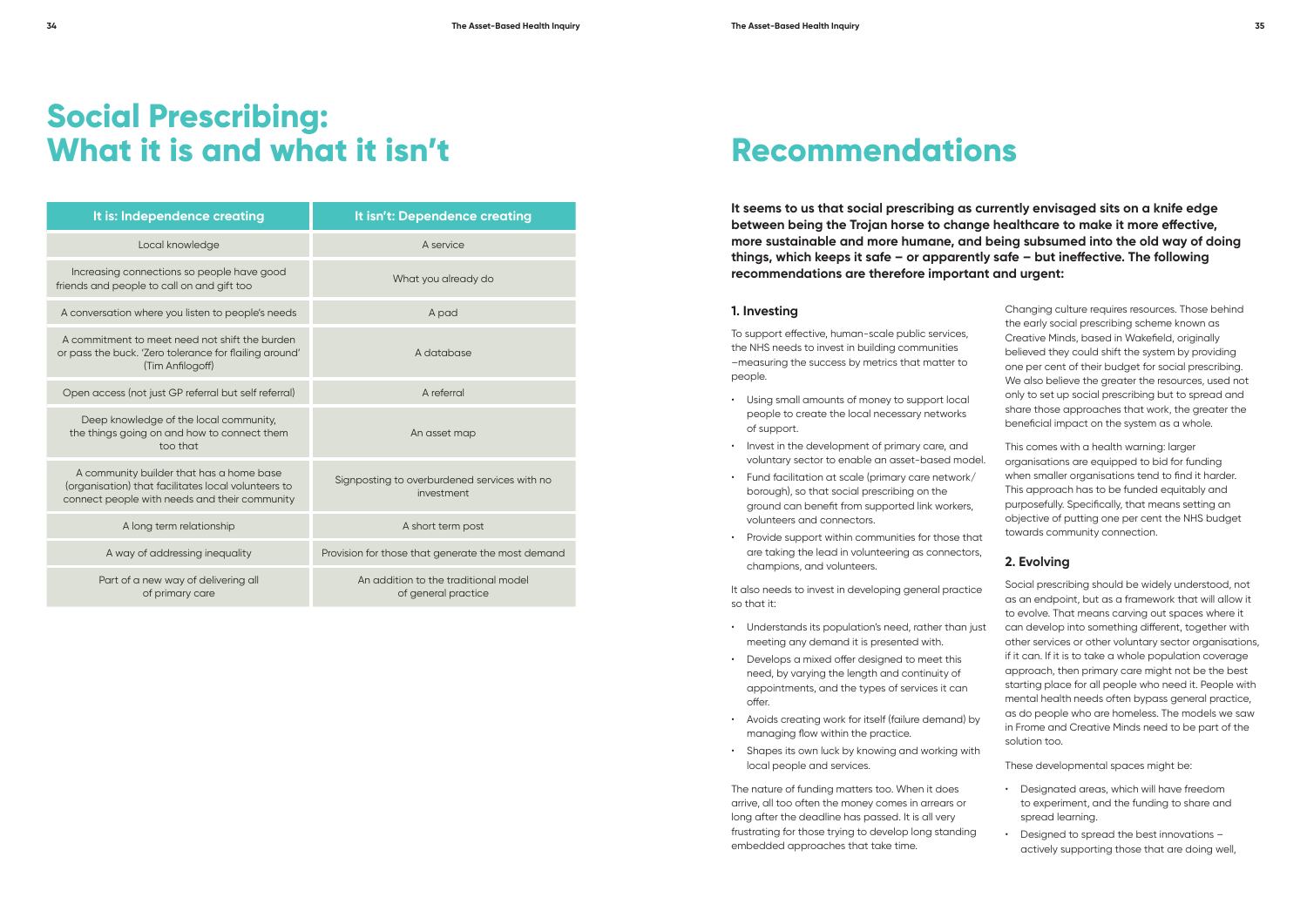# Social Prescribing: What it is and what it isn't

| It is: Independence creating | It isn't: Dependence creating |
|---|---|
| Local knowledge | A service |
| Increasing connections so people have good friends and people to call on and gift too | What you already do |
| A conversation where you listen to people's needs | A pad |
| A commitment to meet need not shift the burden or pass the buck. 'Zero tolerance for flailing around' (Tim Anfilogoff) | A database |
| Open access (not just GP referral but self referral) | A referral |
| Deep knowledge of the local community, the things going on and how to connect them too that | An asset map |
| A community builder that has a home base (organisation) that facilitates local volunteers to connect people with needs and their community | Signposting to overburdened services with no investment |
| A long term relationship | A short term post |
| A way of addressing inequality | Provision for those that generate the most demand |
| Part of a new way of delivering all of primary care | An addition to the traditional model of general practice |

# Recommendations

**It seems to us that social prescribing as currently envisaged sits on a knife edge between being the Trojan horse to change healthcare to make it more effective, more sustainable and more humane, and being subsumed into the old way of doing things, which keeps it safe – or apparently safe – but ineffective. The following recommendations are therefore important and urgent:**

### 1. Investing

To support effective, human-scale public services, the NHS needs to invest in building communities –measuring the success by metrics that matter to people.

- Using small amounts of money to support local people to create the local necessary networks of support.
- Invest in the development of primary care, and voluntary sector to enable an asset-based model.
- Fund facilitation at scale (primary care network/ borough), so that social prescribing on the ground can benefit from supported link workers, volunteers and connectors.
- Provide support within communities for those that are taking the lead in volunteering as connectors, champions, and volunteers.

It also needs to invest in developing general practice so that it:

- Understands its population's need, rather than just meeting any demand it is presented with.
- Develops a mixed offer designed to meet this need, by varying the length and continuity of appointments, and the types of services it can offer.
- Avoids creating work for itself (failure demand) by managing flow within the practice.
- Shapes its own luck by knowing and working with local people and services.

The nature of funding matters too. When it does arrive, all too often the money comes in arrears or long after the deadline has passed. It is all very frustrating for those trying to develop long standing embedded approaches that take time.

Changing culture requires resources. Those behind the early social prescribing scheme known as Creative Minds, based in Wakefield, originally believed they could shift the system by providing one per cent of their budget for social prescribing. We also believe the greater the resources, used not only to set up social prescribing but to spread and share those approaches that work, the greater the beneficial impact on the system as a whole.

This comes with a health warning: larger organisations are equipped to bid for funding when smaller organisations tend to find it harder. This approach has to be funded equitably and purposefully. Specifically, that means setting an objective of putting one per cent the NHS budget towards community connection.

### 2. Evolving

Social prescribing should be widely understood, not as an endpoint, but as a framework that will allow it to evolve. That means carving out spaces where it can develop into something different, together with other services or other voluntary sector organisations, if it can. If it is to take a whole population coverage approach, then primary care might not be the best starting place for all people who need it. People with mental health needs often bypass general practice, as do people who are homeless. The models we saw in Frome and Creative Minds need to be part of the solution too.

These developmental spaces might be:

- Designated areas, which will have freedom to experiment, and the funding to share and spread learning.
- Designed to spread the best innovations – actively supporting those that are doing well,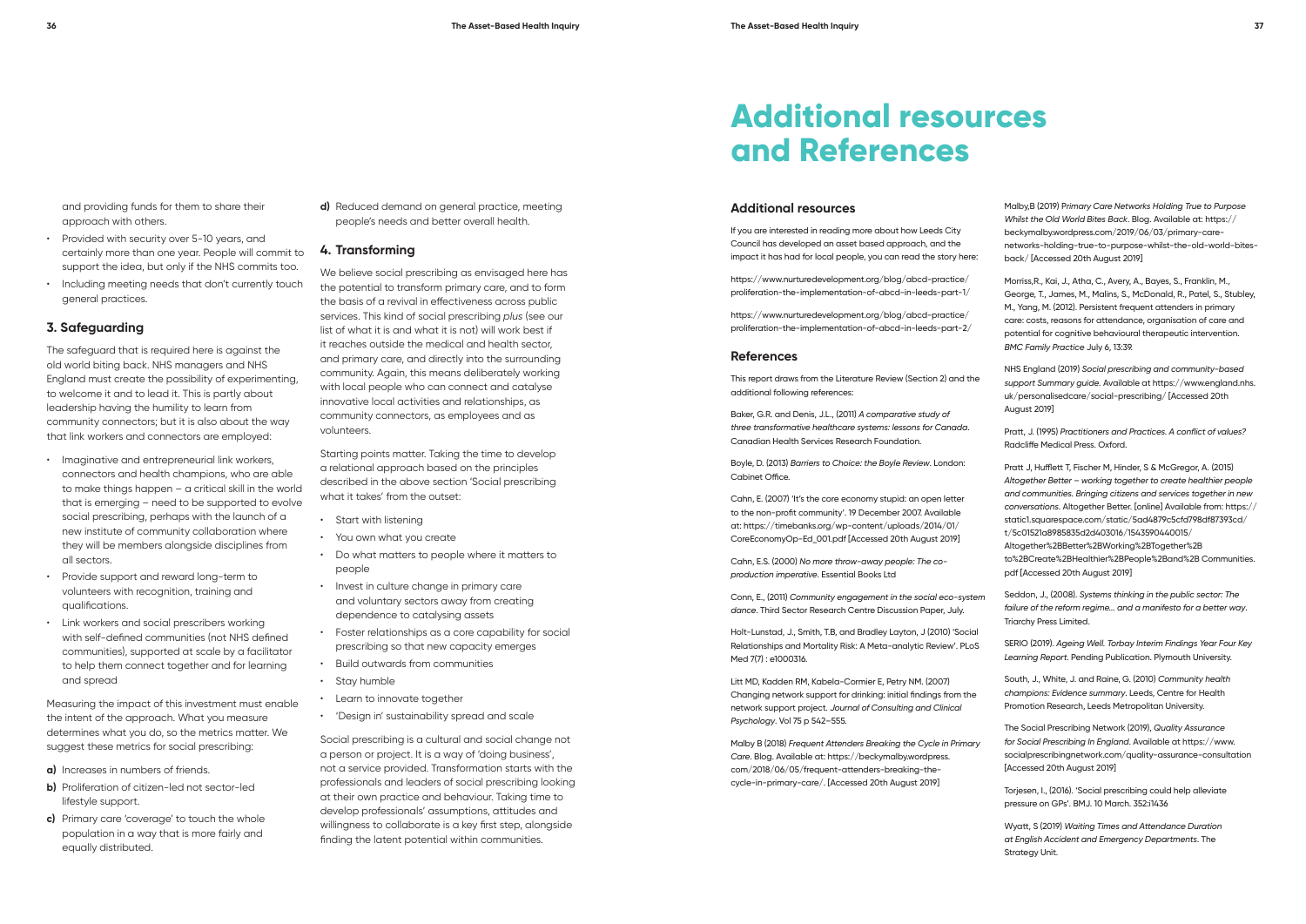and providing funds for them to share their approach with others.

- Provided with security over 5-10 years, and certainly more than one year. People will commit to support the idea, but only if the NHS commits too.
- Including meeting needs that don't currently touch general practices.

### 3. Safeguarding

The safeguard that is required here is against the old world biting back. NHS managers and NHS England must create the possibility of experimenting, to welcome it and to lead it. This is partly about leadership having the humility to learn from community connectors; but it is also about the way that link workers and connectors are employed:

- Imaginative and entrepreneurial link workers, connectors and health champions, who are able to make things happen – a critical skill in the world that is emerging – need to be supported to evolve social prescribing, perhaps with the launch of a new institute of community collaboration where they will be members alongside disciplines from all sectors.
- Provide support and reward long-term to volunteers with recognition, training and qualifications.
- Link workers and social prescribers working with self-defined communities (not NHS defined communities), supported at scale by a facilitator to help them connect together and for learning and spread

Measuring the impact of this investment must enable the intent of the approach. What you measure determines what you do, so the metrics matter. We suggest these metrics for social prescribing:

**a)** Increases in numbers of friends.

**b)** Proliferation of citizen-led not sector-led lifestyle support.

**c)** Primary care 'coverage' to touch the whole population in a way that is more fairly and equally distributed.

**d)** Reduced demand on general practice, meeting people's needs and better overall health.

### 4. Transforming

We believe social prescribing as envisaged here has the potential to transform primary care, and to form the basis of a revival in effectiveness across public services. This kind of social prescribing *plus* (see our list of what it is and what it is not) will work best if it reaches outside the medical and health sector, and primary care, and directly into the surrounding community. Again, this means deliberately working with local people who can connect and catalyse innovative local activities and relationships, as community connectors, as employees and as volunteers.

Starting points matter. Taking the time to develop a relational approach based on the principles described in the above section 'Social prescribing what it takes' from the outset:

- Start with listening
- You own what you create
- Do what matters to people where it matters to people
- Invest in culture change in primary care and voluntary sectors away from creating dependence to catalysing assets
- Foster relationships as a core capability for social prescribing so that new capacity emerges
- Build outwards from communities
- Stay humble
- Learn to innovate together
- 'Design in' sustainability spread and scale

Social prescribing is a cultural and social change not a person or project. It is a way of 'doing business', not a service provided. Transformation starts with the professionals and leaders of social prescribing looking at their own practice and behaviour. Taking time to develop professionals' assumptions, attitudes and willingness to collaborate is a key first step, alongside finding the latent potential within communities.

# Additional resources and References

## Additional resources

If you are interested in reading more about how Leeds City Council has developed an asset based approach, and the impact it has had for local people, you can read the story here:

https://www.nurturedevelopment.org/blog/abcd-practice/proliferation-the-implementation-of-abcd-in-leeds-part-1/

https://www.nurturedevelopment.org/blog/abcd-practice/proliferation-the-implementation-of-abcd-in-leeds-part-2/

## References

This report draws from the Literature Review (Section 2) and the additional following references:

Baker, G.R. and Denis, J.L., (2011) *A comparative study of three transformative healthcare systems: lessons for Canada*. Canadian Health Services Research Foundation.

Boyle, D. (2013) *Barriers to Choice: the Boyle Review*. London: Cabinet Office.

Cahn, E. (2007) 'It's the core economy stupid: an open letter to the non-profit community'. 19 December 2007. Available at: https://timebanks.org/wp-content/uploads/2014/01/CoreEconomyOp-Ed_001.pdf [Accessed 20th August 2019]

Cahn, E.S. (2000) *No more throw-away people: The co-production imperative*. Essential Books Ltd

Conn, E., (2011) *Community engagement in the social eco-system dance*. Third Sector Research Centre Discussion Paper, July.

Holt-Lunstad, J., Smith, T.B, and Bradley Layton, J (2010) 'Social Relationships and Mortality Risk: A Meta-analytic Review'. PLoS Med 7(7) : e1000316.

Litt MD, Kadden RM, Kabela-Cormier E, Petry NM. (2007) Changing network support for drinking: initial findings from the network support project. *Journal of Consulting and Clinical Psychology*. Vol 75 p 542–555.

Malby B (2018) *Frequent Attenders Breaking the Cycle in Primary Care*. Blog. Available at: https://beckymalby.wordpress.com/2018/06/05/frequent-attenders-breaking-the-cycle-in-primary-care/. [Accessed 20th August 2019]

Malby,B (2019) *Primary Care Networks Holding True to Purpose Whilst the Old World Bites Back*. Blog. Available at: https://beckymalby.wordpress.com/2019/06/03/primary-care-networks-holding-true-to-purpose-whilst-the-old-world-bites-back/ [Accessed 20th August 2019]

Morriss,R., Kai, J., Atha, C., Avery, A., Bayes, S., Franklin, M., George, T., James, M., Malins, S., McDonald, R., Patel, S., Stubley, M., Yang, M. (2012). Persistent frequent attenders in primary care: costs, reasons for attendance, organisation of care and potential for cognitive behavioural therapeutic intervention. *BMC Family Practice* July 6, 13:39.

NHS England (2019) *Social prescribing and community-based support Summary guide*. Available at https://www.england.nhs.uk/personalisedcare/social-prescribing/ [Accessed 20th August 2019]

Pratt, J. (1995) *Practitioners and Practices. A conflict of values?* Radcliffe Medical Press. Oxford.

Pratt J, Hufflett T, Fischer M, Hinder, S & McGregor, A. (2015) *Altogether Better – working together to create healthier people and communities. Bringing citizens and services together in new conversations*. Altogether Better. [online] Available from: https://static1.squarespace.com/static/5ad4879c5cfd798df87393cd/t/5c01521a8985835d2d403016/1543590440015/Altogether%2BBetter%2BWorking%2BTogether%2Bto%2BCreate%2BHealthier%2BPeople%2Band%2B Communities.pdf [Accessed 20th August 2019]

Seddon, J., (2008). *Systems thinking in the public sector: The failure of the reform regime... and a manifesto for a better way*. Triarchy Press Limited.

SERIO (2019). *Ageing Well. Torbay Interim Findings Year Four Key Learning Report*. Pending Publication. Plymouth University.

South, J., White, J. and Raine, G. (2010) *Community health champions: Evidence summary*. Leeds, Centre for Health Promotion Research, Leeds Metropolitan University.

The Social Prescribing Network (2019), *Quality Assurance for Social Prescribing In England*. Available at https://www.socialprescribingnetwork.com/quality-assurance-consultation [Accessed 20th August 2019]

Torjesen, I., (2016). 'Social prescribing could help alleviate pressure on GPs'. BMJ. 10 March. 352:i1436

Wyatt, S (2019) *Waiting Times and Attendance Duration at English Accident and Emergency Departments*. The Strategy Unit.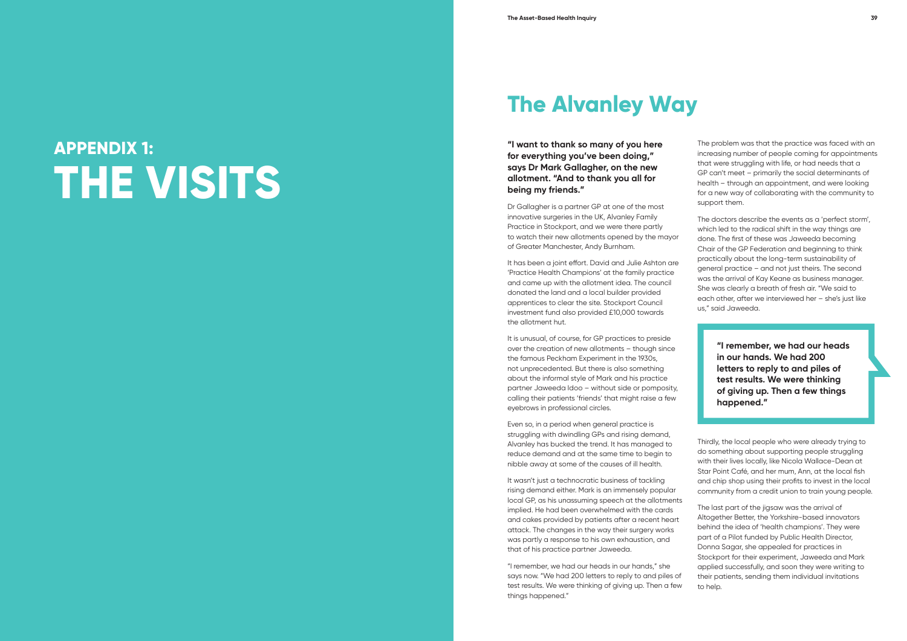# APPENDIX 1: THE VISITS

## The Alvanley Way

**"I want to thank so many of you here for everything you've been doing," says Dr Mark Gallagher, on the new allotment. "And to thank you all for being my friends."**

Dr Gallagher is a partner GP at one of the most innovative surgeries in the UK, Alvanley Family Practice in Stockport, and we were there partly to watch their new allotments opened by the mayor of Greater Manchester, Andy Burnham.

It has been a joint effort. David and Julie Ashton are 'Practice Health Champions' at the family practice and came up with the allotment idea. The council donated the land and a local builder provided apprentices to clear the site. Stockport Council investment fund also provided £10,000 towards the allotment hut.

It is unusual, of course, for GP practices to preside over the creation of new allotments – though since the famous Peckham Experiment in the 1930s, not unprecedented. But there is also something about the informal style of Mark and his practice partner Jaweeda Idoo – without side or pomposity, calling their patients 'friends' that might raise a few eyebrows in professional circles.

Even so, in a period when general practice is struggling with dwindling GPs and rising demand, Alvanley has bucked the trend. It has managed to reduce demand and at the same time to begin to nibble away at some of the causes of ill health.

It wasn't just a technocratic business of tackling rising demand either. Mark is an immensely popular local GP, as his unassuming speech at the allotments implied. He had been overwhelmed with the cards and cakes provided by patients after a recent heart attack. The changes in the way their surgery works was partly a response to his own exhaustion, and that of his practice partner Jaweeda.

"I remember, we had our heads in our hands," she says now. "We had 200 letters to reply to and piles of test results. We were thinking of giving up. Then a few things happened."

The problem was that the practice was faced with an increasing number of people coming for appointments that were struggling with life, or had needs that a GP can't meet – primarily the social determinants of health – through an appointment, and were looking for a new way of collaborating with the community to support them.

The doctors describe the events as a 'perfect storm', which led to the radical shift in the way things are done. The first of these was Jaweeda becoming Chair of the GP Federation and beginning to think practically about the long-term sustainability of general practice – and not just theirs. The second was the arrival of Kay Keane as business manager. She was clearly a breath of fresh air. "We said to each other, after we interviewed her – she's just like us," said Jaweeda.

> **"I remember, we had our heads in our hands. We had 200 letters to reply to and piles of test results. We were thinking of giving up. Then a few things happened."**

Thirdly, the local people who were already trying to do something about supporting people struggling with their lives locally, like Nicola Wallace-Dean at Star Point Café, and her mum, Ann, at the local fish and chip shop using their profits to invest in the local community from a credit union to train young people.

The last part of the jigsaw was the arrival of Altogether Better, the Yorkshire-based innovators behind the idea of 'health champions'. They were part of a Pilot funded by Public Health Director, Donna Sagar, she appealed for practices in Stockport for their experiment, Jaweeda and Mark applied successfully, and soon they were writing to their patients, sending them individual invitations to help.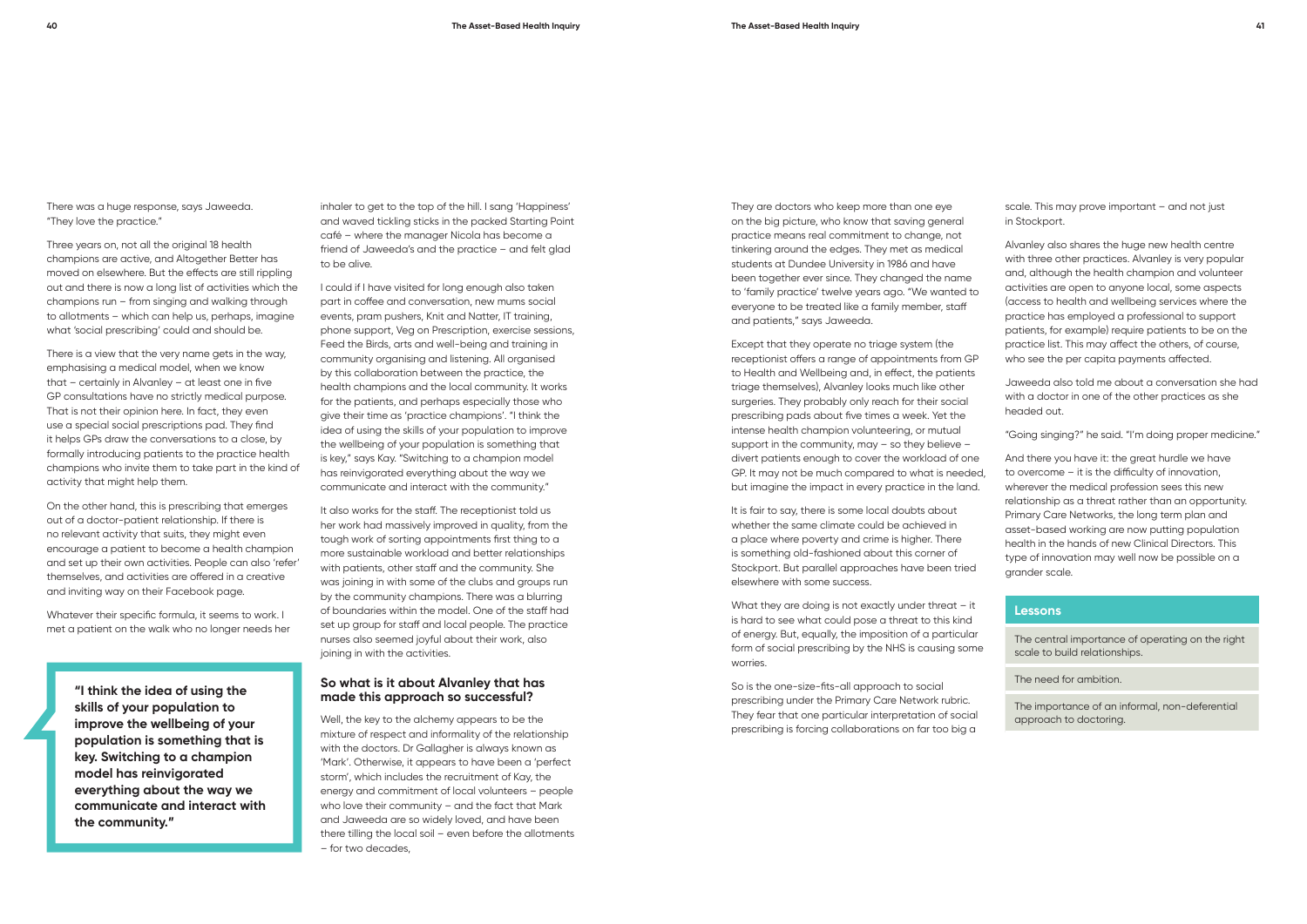There was a huge response, says Jaweeda. "They love the practice."

Three years on, not all the original 18 health champions are active, and Altogether Better has moved on elsewhere. But the effects are still rippling out and there is now a long list of activities which the champions run – from singing and walking through to allotments – which can help us, perhaps, imagine what 'social prescribing' could and should be.

There is a view that the very name gets in the way, emphasising a medical model, when we know that – certainly in Alvanley – at least one in five GP consultations have no strictly medical purpose. That is not their opinion here. In fact, they even use a special social prescriptions pad. They find it helps GPs draw the conversations to a close, by formally introducing patients to the practice health champions who invite them to take part in the kind of activity that might help them.

On the other hand, this is prescribing that emerges out of a doctor-patient relationship. If there is no relevant activity that suits, they might even encourage a patient to become a health champion and set up their own activities. People can also 'refer' themselves, and activities are offered in a creative and inviting way on their Facebook page.

Whatever their specific formula, it seems to work. I met a patient on the walk who no longer needs her inhaler to get to the top of the hill. I sang 'Happiness' and waved tickling sticks in the packed Starting Point café – where the manager Nicola has become a friend of Jaweeda's and the practice – and felt glad to be alive.

I could if I have visited for long enough also taken part in coffee and conversation, new mums social events, pram pushers, Knit and Natter, IT training, phone support, Veg on Prescription, exercise sessions, Feed the Birds, arts and well-being and training in community organising and listening. All organised by this collaboration between the practice, the health champions and the local community. It works for the patients, and perhaps especially those who give their time as 'practice champions'. "I think the idea of using the skills of your population to improve the wellbeing of your population is something that is key," says Kay. "Switching to a champion model has reinvigorated everything about the way we communicate and interact with the community."

It also works for the staff. The receptionist told us her work had massively improved in quality, from the tough work of sorting appointments first thing to a more sustainable workload and better relationships with patients, other staff and the community. She was joining in with some of the clubs and groups run by the community champions. There was a blurring of boundaries within the model. One of the staff had set up group for staff and local people. The practice nurses also seemed joyful about their work, also joining in with the activities.

> **"I think the idea of using the skills of your population to improve the wellbeing of your population is something that is key. Switching to a champion model has reinvigorated everything about the way we communicate and interact with the community."**

## So what is it about Alvanley that has made this approach so successful?

Well, the key to the alchemy appears to be the mixture of respect and informality of the relationship with the doctors. Dr Gallagher is always known as 'Mark'. Otherwise, it appears to have been a 'perfect storm', which includes the recruitment of Kay, the energy and commitment of local volunteers – people who love their community – and the fact that Mark and Jaweeda are so widely loved, and have been there tilling the local soil – even before the allotments – for two decades,

They are doctors who keep more than one eye on the big picture, who know that saving general practice means real commitment to change, not tinkering around the edges. They met as medical students at Dundee University in 1986 and have been together ever since. They changed the name to 'family practice' twelve years ago. "We wanted to everyone to be treated like a family member, staff and patients," says Jaweeda.

Except that they operate no triage system (the receptionist offers a range of appointments from GP to Health and Wellbeing and, in effect, the patients triage themselves), Alvanley looks much like other surgeries. They probably only reach for their social prescribing pads about five times a week. Yet the intense health champion volunteering, or mutual support in the community, may – so they believe – divert patients enough to cover the workload of one GP. It may not be much compared to what is needed, but imagine the impact in every practice in the land.

It is fair to say, there is some local doubts about whether the same climate could be achieved in a place where poverty and crime is higher. There is something old-fashioned about this corner of Stockport. But parallel approaches have been tried elsewhere with some success.

What they are doing is not exactly under threat – it is hard to see what could pose a threat to this kind of energy. But, equally, the imposition of a particular form of social prescribing by the NHS is causing some worries.

So is the one-size-fits-all approach to social prescribing under the Primary Care Network rubric. They fear that one particular interpretation of social prescribing is forcing collaborations on far too big a scale. This may prove important – and not just in Stockport.

Alvanley also shares the huge new health centre with three other practices. Alvanley is very popular and, although the health champion and volunteer activities are open to anyone local, some aspects (access to health and wellbeing services where the practice has employed a professional to support patients, for example) require patients to be on the practice list. This may affect the others, of course, who see the per capita payments affected.

Jaweeda also told me about a conversation she had with a doctor in one of the other practices as she headed out.

"Going singing?" he said. "I'm doing proper medicine."

And there you have it: the great hurdle we have to overcome – it is the difficulty of innovation, wherever the medical profession sees this new relationship as a threat rather than an opportunity. Primary Care Networks, the long term plan and asset-based working are now putting population health in the hands of new Clinical Directors. This type of innovation may well now be possible on a grander scale.

### Lessons

- The central importance of operating on the right scale to build relationships.
- The need for ambition.
- The importance of an informal, non-deferential approach to doctoring.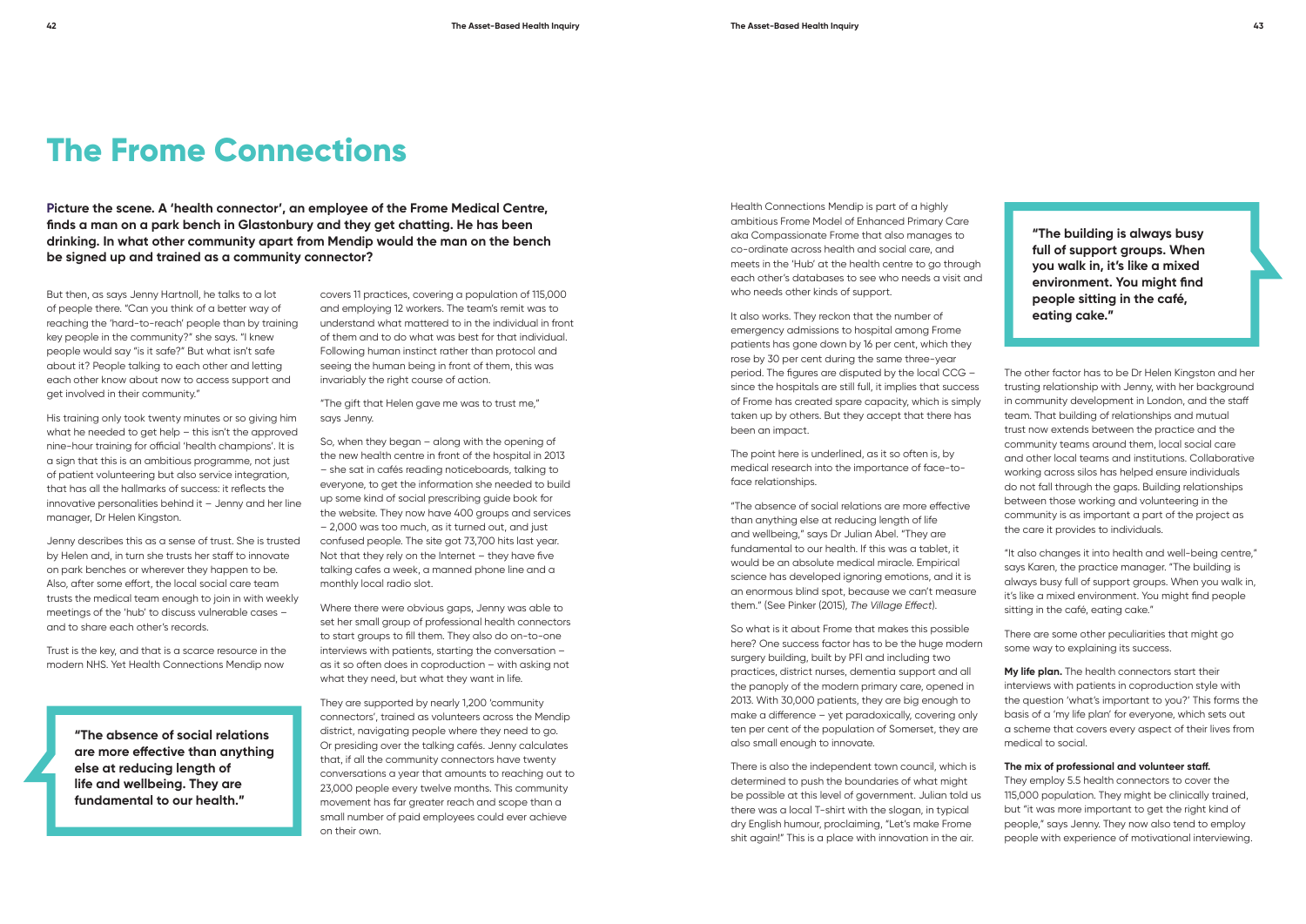# The Frome Connections

**Picture the scene. A 'health connector', an employee of the Frome Medical Centre, finds a man on a park bench in Glastonbury and they get chatting. He has been drinking. In what other community apart from Mendip would the man on the bench be signed up and trained as a community connector?**

But then, as says Jenny Hartnoll, he talks to a lot of people there. "Can you think of a better way of reaching the 'hard-to-reach' people than by training key people in the community?" she says. "I knew people would say "is it safe?" But what isn't safe about it? People talking to each other and letting each other know about now to access support and get involved in their community."

His training only took twenty minutes or so giving him what he needed to get help – this isn't the approved nine-hour training for official 'health champions'. It is a sign that this is an ambitious programme, not just of patient volunteering but also service integration, that has all the hallmarks of success: it reflects the innovative personalities behind it – Jenny and her line manager, Dr Helen Kingston.

Jenny describes this as a sense of trust. She is trusted by Helen and, in turn she trusts her staff to innovate on park benches or wherever they happen to be. Also, after some effort, the local social care team trusts the medical team enough to join in with weekly meetings of the 'hub' to discuss vulnerable cases – and to share each other's records.

Trust is the key, and that is a scarce resource in the modern NHS. Yet Health Connections Mendip now covers 11 practices, covering a population of 115,000 and employing 12 workers. The team's remit was to understand what mattered to in the individual in front of them and to do what was best for that individual. Following human instinct rather than protocol and seeing the human being in front of them, this was invariably the right course of action.

> **"The absence of social relations are more effective than anything else at reducing length of life and wellbeing. They are fundamental to our health."**

"The gift that Helen gave me was to trust me," says Jenny.

So, when they began – along with the opening of the new health centre in front of the hospital in 2013 – she sat in cafés reading noticeboards, talking to everyone, to get the information she needed to build up some kind of social prescribing guide book for the website. They now have 400 groups and services – 2,000 was too much, as it turned out, and just confused people. The site got 73,700 hits last year. Not that they rely on the Internet – they have five talking cafes a week, a manned phone line and a monthly local radio slot.

Where there were obvious gaps, Jenny was able to set her small group of professional health connectors to start groups to fill them. They also do on-to-one interviews with patients, starting the conversation – as it so often does in coproduction – with asking not what they need, but what they want in life.

They are supported by nearly 1,200 'community connectors', trained as volunteers across the Mendip district, navigating people where they need to go. Or presiding over the talking cafés. Jenny calculates that, if all the community connectors have twenty conversations a year that amounts to reaching out to 23,000 people every twelve months. This community movement has far greater reach and scope than a small number of paid employees could ever achieve on their own.

Health Connections Mendip is part of a highly ambitious Frome Model of Enhanced Primary Care aka Compassionate Frome that also manages to co-ordinate across health and social care, and meets in the 'Hub' at the health centre to go through each other's databases to see who needs a visit and who needs other kinds of support.

It also works. They reckon that the number of emergency admissions to hospital among Frome patients has gone down by 16 per cent, which they rose by 30 per cent during the same three-year period. The figures are disputed by the local CCG – since the hospitals are still full, it implies that success of Frome has created spare capacity, which is simply taken up by others. But they accept that there has been an impact.

The point here is underlined, as it so often is, by medical research into the importance of face-to-face relationships.

"The absence of social relations are more effective than anything else at reducing length of life and wellbeing," says Dr Julian Abel. "They are fundamental to our health. If this was a tablet, it would be an absolute medical miracle. Empirical science has developed ignoring emotions, and it is an enormous blind spot, because we can't measure them." (See Pinker (2015), *The Village Effect*).

So what is it about Frome that makes this possible here? One success factor has to be the huge modern surgery building, built by PFI and including two practices, district nurses, dementia support and all the panoply of the modern primary care, opened in 2013. With 30,000 patients, they are big enough to make a difference – yet paradoxically, covering only ten per cent of the population of Somerset, they are also small enough to innovate.

There is also the independent town council, which is determined to push the boundaries of what might be possible at this level of government. Julian told us there was a local T-shirt with the slogan, in typical dry English humour, proclaiming, "Let's make Frome shit again!" This is a place with innovation in the air.

> **"The building is always busy full of support groups. When you walk in, it's like a mixed environment. You might find people sitting in the café, eating cake."**

The other factor has to be Dr Helen Kingston and her trusting relationship with Jenny, with her background in community development in London, and the staff team. That building of relationships and mutual trust now extends between the practice and the community teams around them, local social care and other local teams and institutions. Collaborative working across silos has helped ensure individuals do not fall through the gaps. Building relationships between those working and volunteering in the community is as important a part of the project as the care it provides to individuals.

"It also changes it into health and well-being centre," says Karen, the practice manager. "The building is always busy full of support groups. When you walk in, it's like a mixed environment. You might find people sitting in the café, eating cake."

There are some other peculiarities that might go some way to explaining its success.

**My life plan.** The health connectors start their interviews with patients in coproduction style with the question 'what's important to you?' This forms the basis of a 'my life plan' for everyone, which sets out a scheme that covers every aspect of their lives from medical to social.

**The mix of professional and volunteer staff.** They employ 5.5 health connectors to cover the 115,000 population. They might be clinically trained, but "it was more important to get the right kind of people," says Jenny. They now also tend to employ people with experience of motivational interviewing.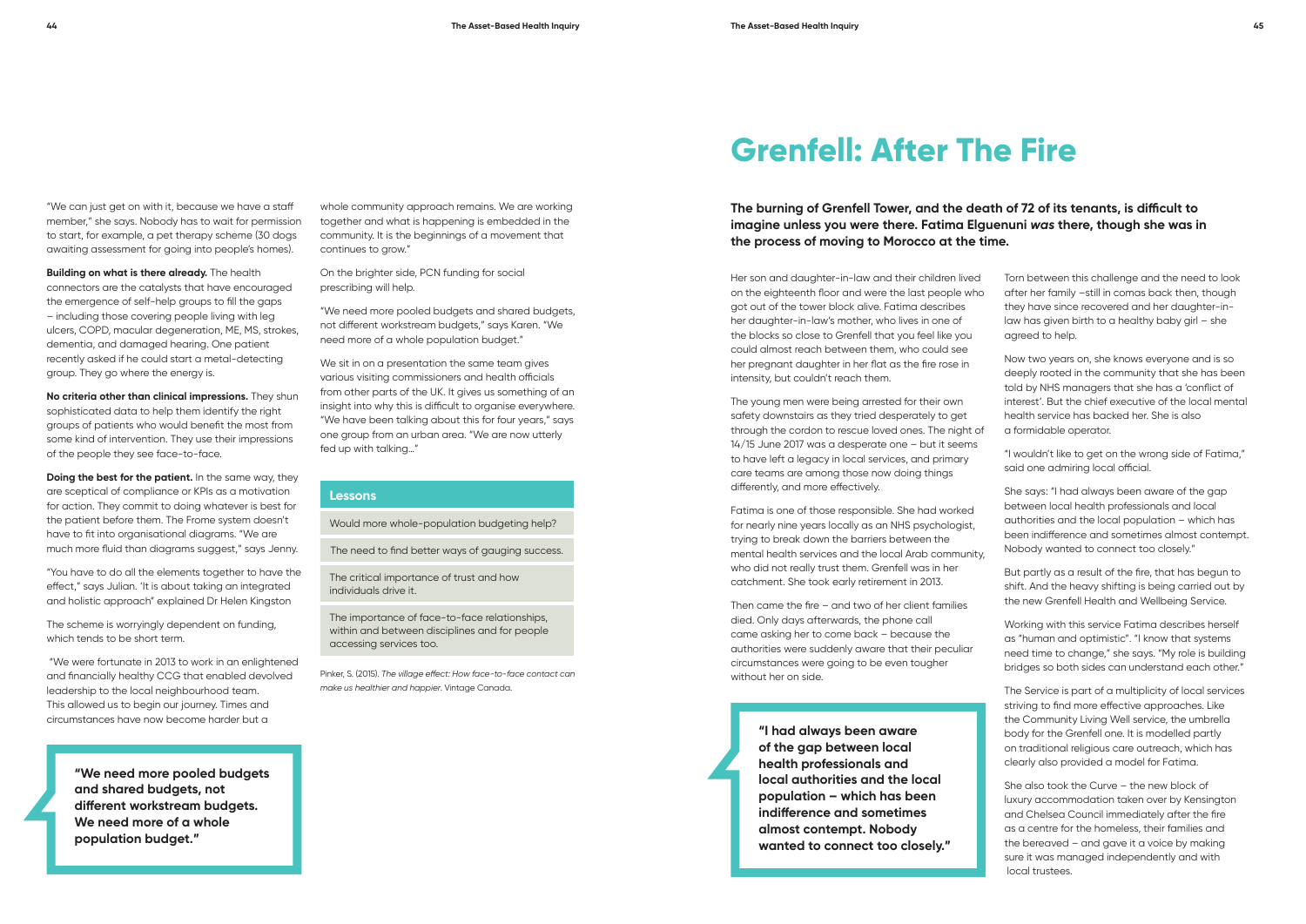"We can just get on with it, because we have a staff member," she says. Nobody has to wait for permission to start, for example, a pet therapy scheme (30 dogs awaiting assessment for going into people's homes).

**Building on what is there already.** The health connectors are the catalysts that have encouraged the emergence of self-help groups to fill the gaps – including those covering people living with leg ulcers, COPD, macular degeneration, ME, MS, strokes, dementia, and damaged hearing. One patient recently asked if he could start a metal-detecting group. They go where the energy is.

**No criteria other than clinical impressions.** They shun sophisticated data to help them identify the right groups of patients who would benefit the most from some kind of intervention. They use their impressions of the people they see face-to-face.

**Doing the best for the patient.** In the same way, they are sceptical of compliance or KPIs as a motivation for action. They commit to doing whatever is best for the patient before them. The Frome system doesn't have to fit into organisational diagrams. "We are much more fluid than diagrams suggest," says Jenny.

"You have to do all the elements together to have the effect," says Julian. 'It is about taking an integrated and holistic approach" explained Dr Helen Kingston

The scheme is worryingly dependent on funding, which tends to be short term.

"We were fortunate in 2013 to work in an enlightened and financially healthy CCG that enabled devolved leadership to the local neighbourhood team. This allowed us to begin our journey. Times and circumstances have now become harder but a whole community approach remains. We are working together and what is happening is embedded in the community. It is the beginnings of a movement that continues to grow."

On the brighter side, PCN funding for social prescribing will help.

"We need more pooled budgets and shared budgets, not different workstream budgets," says Karen. "We need more of a whole population budget."

We sit in on a presentation the same team gives various visiting commissioners and health officials from other parts of the UK. It gives us something of an insight into why this is difficult to organise everywhere. "We have been talking about this for four years," says one group from an urban area. "We are now utterly fed up with talking…"

> **"We need more pooled budgets and shared budgets, not different workstream budgets. We need more of a whole population budget."**

### Lessons

- Would more whole-population budgeting help?
- The need to find better ways of gauging success.
- The critical importance of trust and how individuals drive it.
- The importance of face-to-face relationships, within and between disciplines and for people accessing services too.

Pinker, S. (2015). *The village effect: How face-to-face contact can make us healthier and happier*. Vintage Canada.

# Grenfell: After The Fire

**The burning of Grenfell Tower, and the death of 72 of its tenants, is difficult to imagine unless you were there. Fatima Elguenuni *was* there, though she was in the process of moving to Morocco at the time.**

Her son and daughter-in-law and their children lived on the eighteenth floor and were the last people who got out of the tower block alive. Fatima describes her daughter-in-law's mother, who lives in one of the blocks so close to Grenfell that you feel like you could almost reach between them, who could see her pregnant daughter in her flat as the fire rose in intensity, but couldn't reach them.

The young men were being arrested for their own safety downstairs as they tried desperately to get through the cordon to rescue loved ones. The night of 14/15 June 2017 was a desperate one – but it seems to have left a legacy in local services, and primary care teams are among those now doing things differently, and more effectively.

Fatima is one of those responsible. She had worked for nearly nine years locally as an NHS psychologist, trying to break down the barriers between the mental health services and the local Arab community, who did not really trust them. Grenfell was in her catchment. She took early retirement in 2013.

Then came the fire – and two of her client families died. Only days afterwards, the phone call came asking her to come back – because the authorities were suddenly aware that their peculiar circumstances were going to be even tougher without her on side.

> **"I had always been aware of the gap between local health professionals and local authorities and the local population – which has been indifference and sometimes almost contempt. Nobody wanted to connect too closely."**

Torn between this challenge and the need to look after her family –still in comas back then, though they have since recovered and her daughter-in-law has given birth to a healthy baby girl – she agreed to help.

Now two years on, she knows everyone and is so deeply rooted in the community that she has been told by NHS managers that she has a 'conflict of interest'. But the chief executive of the local mental health service has backed her. She is also a formidable operator.

"I wouldn't like to get on the wrong side of Fatima," said one admiring local official.

She says: "I had always been aware of the gap between local health professionals and local authorities and the local population – which has been indifference and sometimes almost contempt. Nobody wanted to connect too closely."

But partly as a result of the fire, that has begun to shift. And the heavy shifting is being carried out by the new Grenfell Health and Wellbeing Service.

Working with this service Fatima describes herself as "human and optimistic". "I know that systems need time to change," she says. "My role is building bridges so both sides can understand each other."

The Service is part of a multiplicity of local services striving to find more effective approaches. Like the Community Living Well service, the umbrella body for the Grenfell one. It is modelled partly on traditional religious care outreach, which has clearly also provided a model for Fatima.

She also took the Curve – the new block of luxury accommodation taken over by Kensington and Chelsea Council immediately after the fire as a centre for the homeless, their families and the bereaved – and gave it a voice by making sure it was managed independently and with local trustees.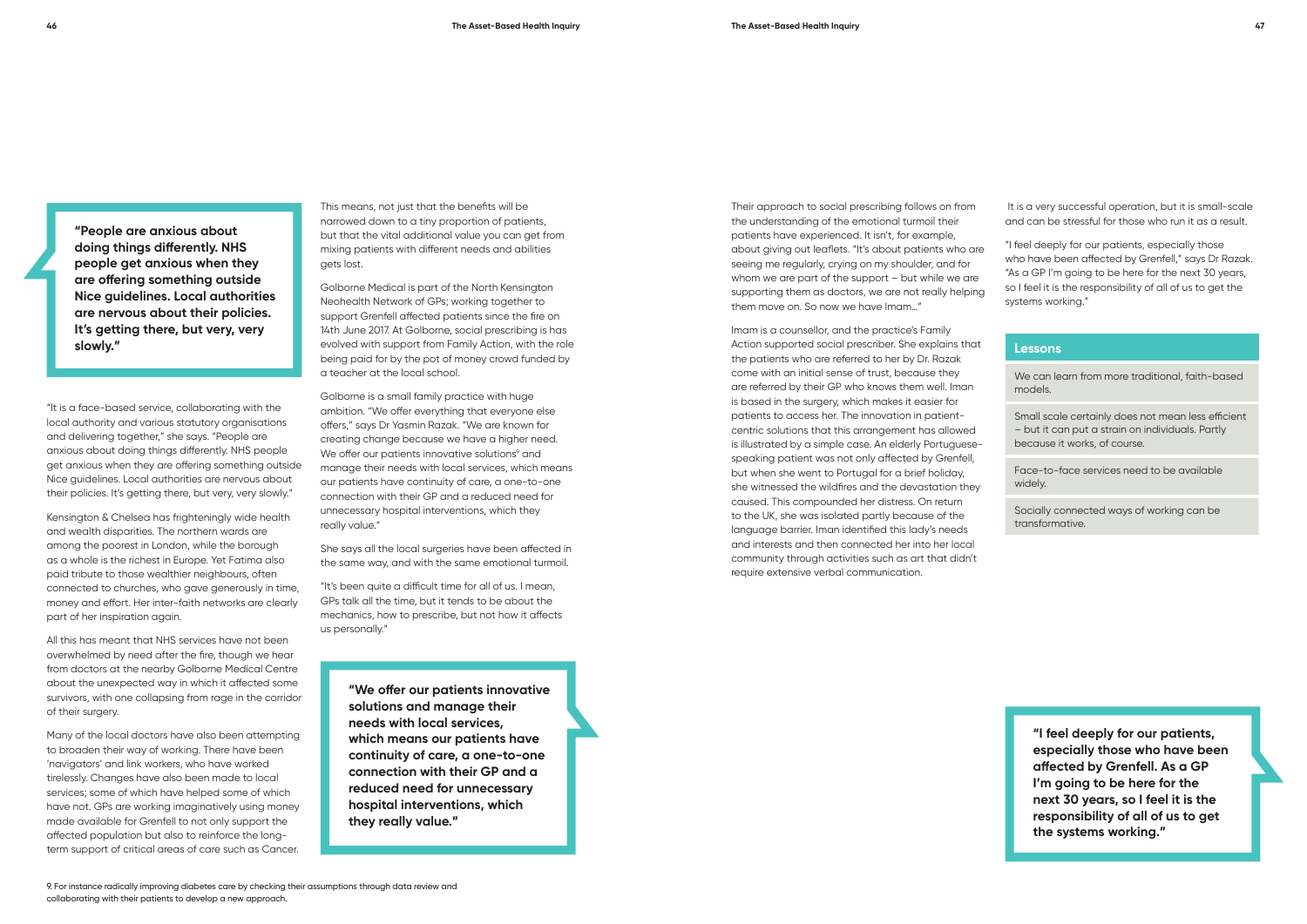> **"People are anxious about doing things differently. NHS people get anxious when they are offering something outside Nice guidelines. Local authorities are nervous about their policies. It's getting there, but very, very slowly."**

"It is a face-based service, collaborating with the local authority and various statutory organisations and delivering together," she says. "People are anxious about doing things differently. NHS people get anxious when they are offering something outside Nice guidelines. Local authorities are nervous about their policies. It's getting there, but very, very slowly."

Kensington & Chelsea has frighteningly wide health and wealth disparities. The northern wards are among the poorest in London, while the borough as a whole is the richest in Europe. Yet Fatima also paid tribute to those wealthier neighbours, often connected to churches, who gave generously in time, money and effort. Her inter-faith networks are clearly part of her inspiration again.

All this has meant that NHS services have not been overwhelmed by need after the fire, though we hear from doctors at the nearby Golborne Medical Centre about the unexpected way in which it affected some survivors, with one collapsing from rage in the corridor of their surgery.

Many of the local doctors have also been attempting to broaden their way of working. There have been 'navigators' and link workers, who have worked tirelessly. Changes have also been made to local services; some of which have helped some of which have not. GPs are working imaginatively using money made available for Grenfell to not only support the affected population but also to reinforce the long-term support of critical areas of care such as Cancer.

This means, not just that the benefits will be narrowed down to a tiny proportion of patients, but that the vital additional value you can get from mixing patients with different needs and abilities gets lost.

Golborne Medical is part of the North Kensington Neohealth Network of GPs; working together to support Grenfell affected patients since the fire on 14th June 2017. At Golborne, social prescribing is has evolved with support from Family Action, with the role being paid for by the pot of money crowd funded by a teacher at the local school.

Golborne is a small family practice with huge ambition. "We offer everything that everyone else offers," says Dr Yasmin Razak. "We are known for creating change because we have a higher need. We offer our patients innovative solutions[9] and manage their needs with local services, which means our patients have continuity of care, a one-to-one connection with their GP and a reduced need for unnecessary hospital interventions, which they really value."

She says all the local surgeries have been affected in the same way, and with the same emotional turmoil.

"It's been quite a difficult time for all of us. I mean, GPs talk all the time, but it tends to be about the mechanics, how to prescribe, but not how it affects us personally."

> **"We offer our patients innovative solutions and manage their needs with local services, which means our patients have continuity of care, a one-to-one connection with their GP and a reduced need for unnecessary hospital interventions, which they really value."**

[9] For instance radically improving diabetes care by checking their assumptions through data review and collaborating with their patients to develop a new approach.

Their approach to social prescribing follows on from the understanding of the emotional turmoil their patients have experienced. It isn't, for example, about giving out leaflets. "It's about patients who are seeing me regularly, crying on my shoulder, and for whom we are part of the support – but while we are supporting them as doctors, we are not really helping them move on. So now we have Imam..."

Imam is a counsellor, and the practice's Family Action supported social prescriber. She explains that the patients who are referred to her by Dr. Razak come with an initial sense of trust, because they are referred by their GP who knows them well. Iman is based in the surgery, which makes it easier for patients to access her. The innovation in patient-centric solutions that this arrangement has allowed is illustrated by a simple case. An elderly Portuguese-speaking patient was not only affected by Grenfell, but when she went to Portugal for a brief holiday, she witnessed the wildfires and the devastation they caused. This compounded her distress. On return to the UK, she was isolated partly because of the language barrier. Iman identified this lady's needs and interests and then connected her into her local community through activities such as art that didn't require extensive verbal communication.

It is a very successful operation, but it is small-scale and can be stressful for those who run it as a result.

"I feel deeply for our patients, especially those who have been affected by Grenfell," says Dr Razak. "As a GP I'm going to be here for the next 30 years, so I feel it is the responsibility of all of us to get the systems working."

## Lessons

- We can learn from more traditional, faith-based models.
- Small scale certainly does not mean less efficient – but it can put a strain on individuals. Partly because it works, of course.
- Face-to-face services need to be available widely.
- Socially connected ways of working can be transformative.

> **"I feel deeply for our patients, especially those who have been affected by Grenfell. As a GP I'm going to be here for the next 30 years, so I feel it is the responsibility of all of us to get the systems working."**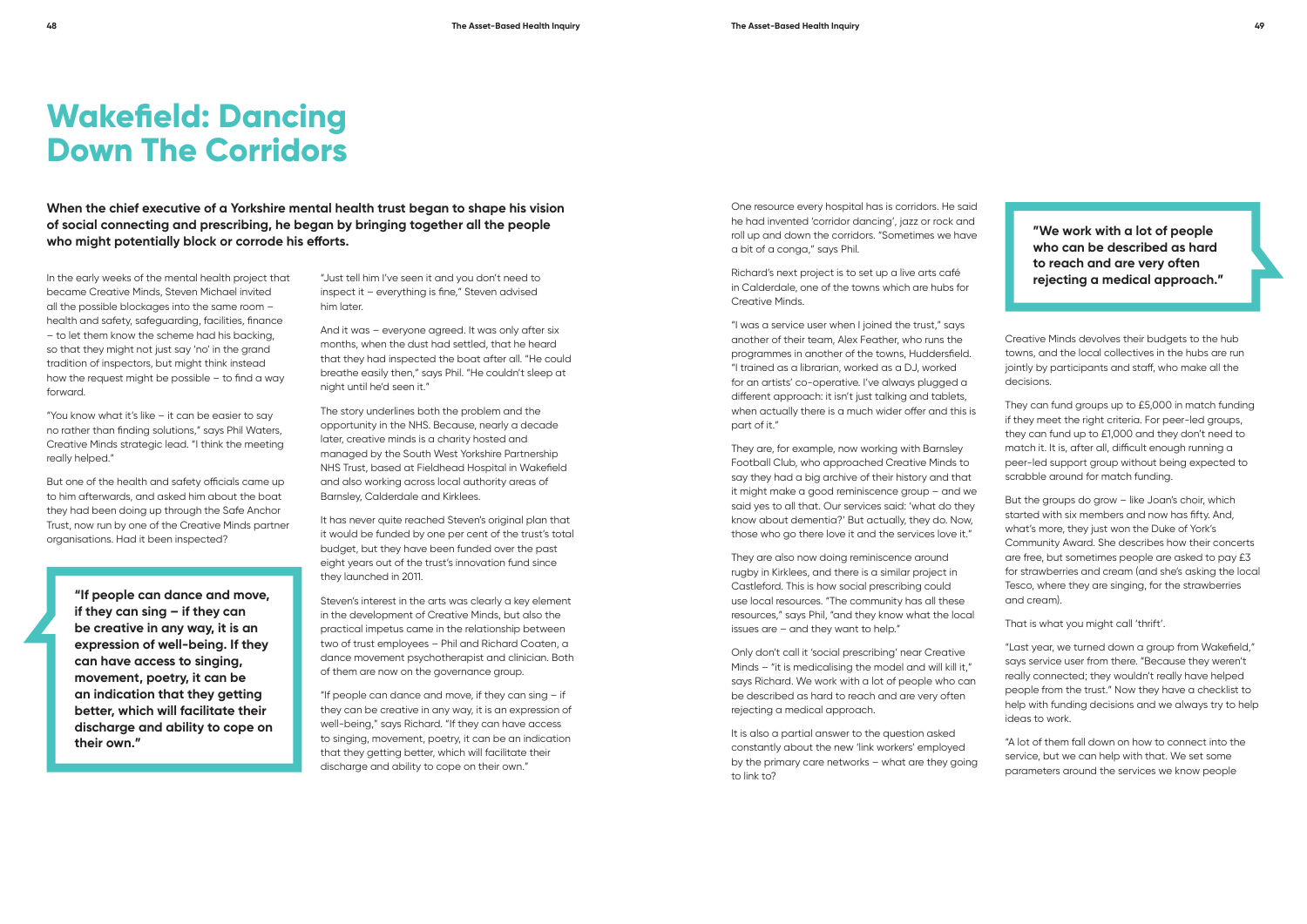# Wakefield: Dancing Down The Corridors

**When the chief executive of a Yorkshire mental health trust began to shape his vision of social connecting and prescribing, he began by bringing together all the people who might potentially block or corrode his efforts.**

In the early weeks of the mental health project that became Creative Minds, Steven Michael invited all the possible blockages into the same room – health and safety, safeguarding, facilities, finance – to let them know the scheme had his backing, so that they might not just say 'no' in the grand tradition of inspectors, but might think instead how the request might be possible – to find a way forward.

"You know what it's like – it can be easier to say no rather than finding solutions," says Phil Waters, Creative Minds strategic lead. "I think the meeting really helped."

But one of the health and safety officials came up to him afterwards, and asked him about the boat they had been doing up through the Safe Anchor Trust, now run by one of the Creative Minds partner organisations. Had it been inspected?

> **"If people can dance and move, if they can sing – if they can be creative in any way, it is an expression of well-being. If they can have access to singing, movement, poetry, it can be an indication that they getting better, which will facilitate their discharge and ability to cope on their own."**

"Just tell him I've seen it and you don't need to inspect it – everything is fine," Steven advised him later.

And it was – everyone agreed. It was only after six months, when the dust had settled, that he heard that they had inspected the boat after all. "He could breathe easily then," says Phil. "He couldn't sleep at night until he'd seen it."

The story underlines both the problem and the opportunity in the NHS. Because, nearly a decade later, creative minds is a charity hosted and managed by the South West Yorkshire Partnership NHS Trust, based at Fieldhead Hospital in Wakefield and also working across local authority areas of Barnsley, Calderdale and Kirklees.

It has never quite reached Steven's original plan that it would be funded by one per cent of the trust's total budget, but they have been funded over the past eight years out of the trust's innovation fund since they launched in 2011.

Steven's interest in the arts was clearly a key element in the development of Creative Minds, but also the practical impetus came in the relationship between two of trust employees – Phil and Richard Coaten, a dance movement psychotherapist and clinician. Both of them are now on the governance group.

"If people can dance and move, if they can sing – if they can be creative in any way, it is an expression of well-being," says Richard. "If they can have access to singing, movement, poetry, it can be an indication that they getting better, which will facilitate their discharge and ability to cope on their own."

One resource every hospital has is corridors. He said he had invented 'corridor dancing', jazz or rock and roll up and down the corridors. "Sometimes we have a bit of a conga," says Phil.

Richard's next project is to set up a live arts café in Calderdale, one of the towns which are hubs for Creative Minds.

"I was a service user when I joined the trust," says another of their team, Alex Feather, who runs the programmes in another of the towns, Huddersfield. "I trained as a librarian, worked as a DJ, worked for an artists' co-operative. I've always plugged a different approach: it isn't just talking and tablets, when actually there is a much wider offer and this is part of it."

They are, for example, now working with Barnsley Football Club, who approached Creative Minds to say they had a big archive of their history and that it might make a good reminiscence group – and we said yes to all that. Our services said: 'what do they know about dementia?' But actually, they do. Now, those who go there love it and the services love it."

They are also now doing reminiscence around rugby in Kirklees, and there is a similar project in Castleford. This is how social prescribing could use local resources. "The community has all these resources," says Phil, "and they know what the local issues are – and they want to help."

Only don't call it 'social prescribing' near Creative Minds – "it is medicalising the model and will kill it," says Richard. We work with a lot of people who can be described as hard to reach and are very often rejecting a medical approach.

It is also a partial answer to the question asked constantly about the new 'link workers' employed by the primary care networks – what are they going to link to?

> **"We work with a lot of people who can be described as hard to reach and are very often rejecting a medical approach."**

Creative Minds devolves their budgets to the hub towns, and the local collectives in the hubs are run jointly by participants and staff, who make all the decisions.

They can fund groups up to £5,000 in match funding if they meet the right criteria. For peer-led groups, they can fund up to £1,000 and they don't need to match it. It is, after all, difficult enough running a peer-led support group without being expected to scrabble around for match funding.

But the groups do grow – like Joan's choir, which started with six members and now has fifty. And, what's more, they just won the Duke of York's Community Award. She describes how their concerts are free, but sometimes people are asked to pay £3 for strawberries and cream (and she's asking the local Tesco, where they are singing, for the strawberries and cream).

That is what you might call 'thrift'.

"Last year, we turned down a group from Wakefield," says service user from there. "Because they weren't really connected; they wouldn't really have helped people from the trust." Now they have a checklist to help with funding decisions and we always try to help ideas to work.

"A lot of them fall down on how to connect into the service, but we can help with that. We set some parameters around the services we know people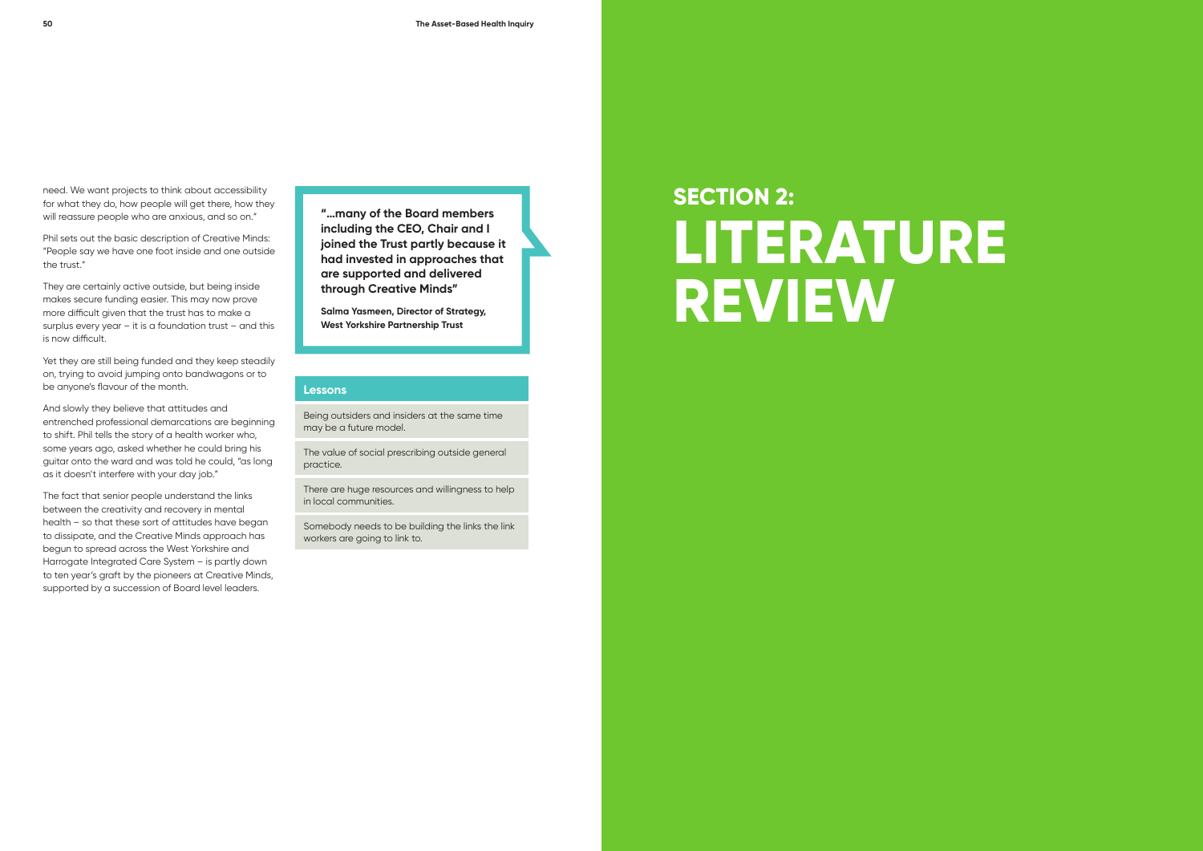need. We want projects to think about accessibility for what they do, how people will get there, how they will reassure people who are anxious, and so on."

Phil sets out the basic description of Creative Minds: "People say we have one foot inside and one outside the trust."

They are certainly active outside, but being inside makes secure funding easier. This may now prove more difficult given that the trust has to make a surplus every year – it is a foundation trust – and this is now difficult.

Yet they are still being funded and they keep steadily on, trying to avoid jumping onto bandwagons or to be anyone's flavour of the month.

And slowly they believe that attitudes and entrenched professional demarcations are beginning to shift. Phil tells the story of a health worker who, some years ago, asked whether he could bring his guitar onto the ward and was told he could, "as long as it doesn't interfere with your day job."

The fact that senior people understand the links between the creativity and recovery in mental health – so that these sort of attitudes have began to dissipate, and the Creative Minds approach has begun to spread across the West Yorkshire and Harrogate Integrated Care System – is partly down to ten year's graft by the pioneers at Creative Minds, supported by a succession of Board level leaders.

> **"...many of the Board members including the CEO, Chair and I joined the Trust partly because it had invested in approaches that are supported and delivered through Creative Minds"**
>
> **Salma Yasmeen, Director of Strategy, West Yorkshire Partnership Trust**

### Lessons

- Being outsiders and insiders at the same time may be a future model.
- The value of social prescribing outside general practice.
- There are huge resources and willingness to help in local communities.
- Somebody needs to be building the links the link workers are going to link to.

# SECTION 2: LITERATURE REVIEW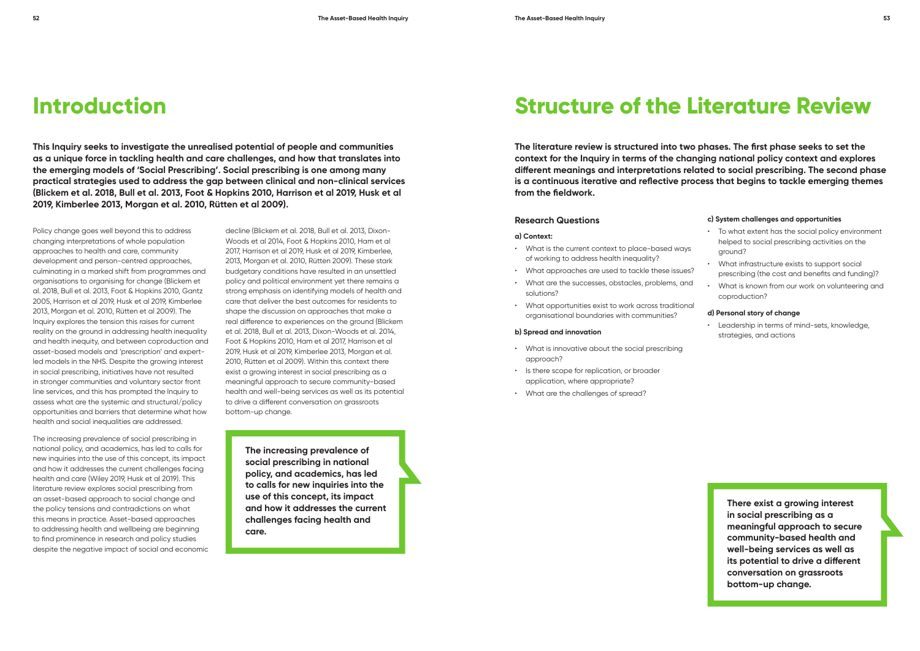# Introduction

**This Inquiry seeks to investigate the unrealised potential of people and communities as a unique force in tackling health and care challenges, and how that translates into the emerging models of 'Social Prescribing'. Social prescribing is one among many practical strategies used to address the gap between clinical and non-clinical services (Blickem et al. 2018, Bull et al. 2013, Foot & Hopkins 2010, Harrison et al 2019, Husk et al 2019, Kimberlee 2013, Morgan et al. 2010, Rütten et al 2009).**

Policy change goes well beyond this to address changing interpretations of whole population approaches to health and care, community development and person-centred approaches, culminating in a marked shift from programmes and organisations to organising for change (Blickem et al. 2018, Bull et al. 2013, Foot & Hopkins 2010, Gantz 2005, Harrison et al 2019, Husk et al 2019, Kimberlee 2013, Morgan et al. 2010, Rütten et al 2009). The Inquiry explores the tension this raises for current reality on the ground in addressing health inequality and health inequity, and between coproduction and asset-based models and 'prescription' and expert-led models in the NHS. Despite the growing interest in social prescribing, initiatives have not resulted in stronger communities and voluntary sector front line services, and this has prompted the Inquiry to assess what are the systemic and structural/policy opportunities and barriers that determine what how health and social inequalities are addressed.

The increasing prevalence of social prescribing in national policy, and academics, has led to calls for new inquiries into the use of this concept, its impact and how it addresses the current challenges facing health and care (Wiley 2019, Husk et al 2019). This literature review explores social prescribing from an asset-based approach to social change and the policy tensions and contradictions on what this means in practice. Asset-based approaches to addressing health and wellbeing are beginning to find prominence in research and policy studies despite the negative impact of social and economic decline (Blickem et al. 2018, Bull et al. 2013, Dixon-Woods et al 2014, Foot & Hopkins 2010, Ham et al 2017, Harrison et al 2019, Husk et al 2019, Kimberlee, 2013, Morgan et al. 2010, Rütten 2009). These stark budgetary conditions have resulted in an unsettled policy and political environment yet there remains a strong emphasis on identifying models of health and care that deliver the best outcomes for residents to shape the discussion on approaches that make a real difference to experiences on the ground (Blickem et al. 2018, Bull et al. 2013, Dixon-Woods et al. 2014, Foot & Hopkins 2010, Ham et al 2017, Harrison et al 2019, Husk et al 2019, Kimberlee 2013, Morgan et al. 2010, Rütten et al 2009). Within this context there exist a growing interest in social prescribing as a meaningful approach to secure community-based health and well-being services as well as its potential to drive a different conversation on grassroots bottom-up change.

> **The increasing prevalence of social prescribing in national policy, and academics, has led to calls for new inquiries into the use of this concept, its impact and how it addresses the current challenges facing health and care.**

# Structure of the Literature Review

**The literature review is structured into two phases. The first phase seeks to set the context for the Inquiry in terms of the changing national policy context and explores different meanings and interpretations related to social prescribing. The second phase is a continuous iterative and reflective process that begins to tackle emerging themes from the fieldwork.**

### Research Questions

**a) Context:**

- What is the current context to place-based ways of working to address health inequality?
- What approaches are used to tackle these issues?
- What are the successes, obstacles, problems, and solutions?
- What opportunities exist to work across traditional organisational boundaries with communities?

**b) Spread and innovation**

- What is innovative about the social prescribing approach?
- Is there scope for replication, or broader application, where appropriate?
- What are the challenges of spread?

**c) System challenges and opportunities**

- To what extent has the social policy environment helped to social prescribing activities on the ground?
- What infrastructure exists to support social prescribing (the cost and benefits and funding)?
- What is known from our work on volunteering and coproduction?

**d) Personal story of change**

- Leadership in terms of mind-sets, knowledge, strategies, and actions

> **There exist a growing interest in social prescribing as a meaningful approach to secure community-based health and well-being services as well as its potential to drive a different conversation on grassroots bottom-up change.**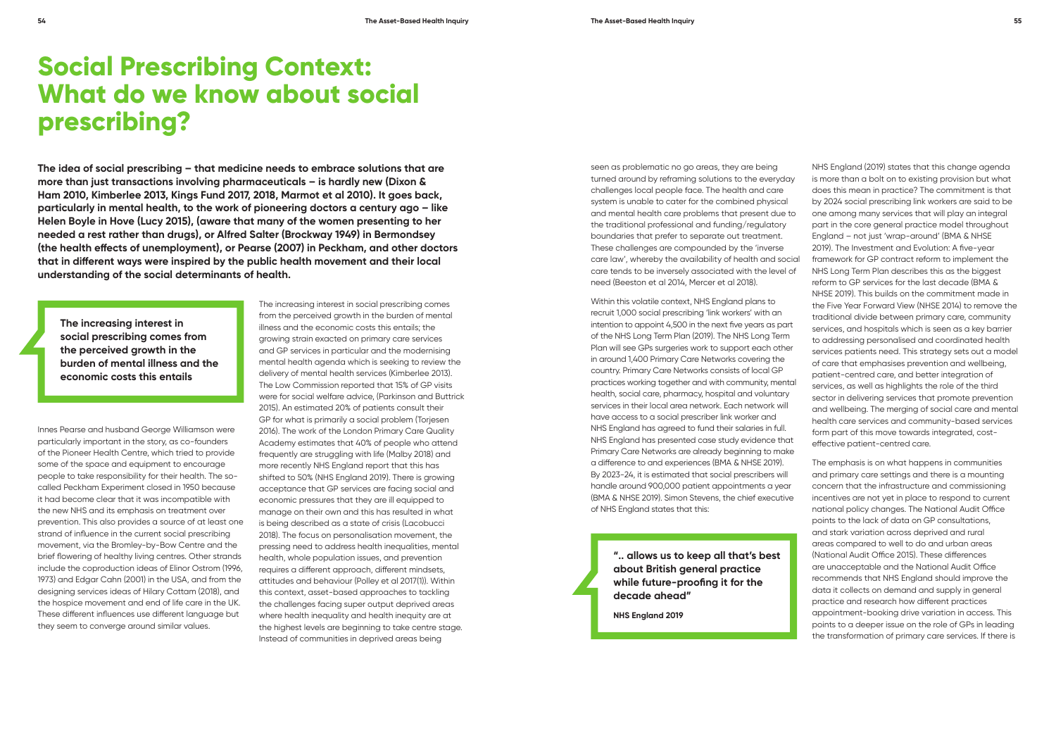# Social Prescribing Context: What do we know about social prescribing?

**The idea of social prescribing – that medicine needs to embrace solutions that are more than just transactions involving pharmaceuticals – is hardly new (Dixon & Ham 2010, Kimberlee 2013, Kings Fund 2017, 2018, Marmot et al 2010). It goes back, particularly in mental health, to the work of pioneering doctors a century ago – like Helen Boyle in Hove (Lucy 2015), (aware that many of the women presenting to her needed a rest rather than drugs), or Alfred Salter (Brockway 1949) in Bermondsey (the health effects of unemployment), or Pearse (2007) in Peckham, and other doctors that in different ways were inspired by the public health movement and their local understanding of the social determinants of health.**

> **The increasing interest in social prescribing comes from the perceived growth in the burden of mental illness and the economic costs this entails**

Innes Pearse and husband George Williamson were particularly important in the story, as co-founders of the Pioneer Health Centre, which tried to provide some of the space and equipment to encourage people to take responsibility for their health. The so-called Peckham Experiment closed in 1950 because it had become clear that it was incompatible with the new NHS and its emphasis on treatment over prevention. This also provides a source of at least one strand of influence in the current social prescribing movement, via the Bromley-by-Bow Centre and the brief flowering of healthy living centres. Other strands include the coproduction ideas of Elinor Ostrom (1996, 1973) and Edgar Cahn (2001) in the USA, and from the designing services ideas of Hilary Cottam (2018), and the hospice movement and end of life care in the UK. These different influences use different language but they seem to converge around similar values.

The increasing interest in social prescribing comes from the perceived growth in the burden of mental illness and the economic costs this entails; the growing strain exacted on primary care services and GP services in particular and the modernising mental health agenda which is seeking to review the delivery of mental health services (Kimberlee 2013). The Low Commission reported that 15% of GP visits were for social welfare advice, (Parkinson and Buttrick 2015). An estimated 20% of patients consult their GP for what is primarily a social problem (Torjesen 2016). The work of the London Primary Care Quality Academy estimates that 40% of people who attend frequently are struggling with life (Malby 2018) and more recently NHS England report that this has shifted to 50% (NHS England 2019). There is growing acceptance that GP services are facing social and economic pressures that they are ill equipped to manage on their own and this has resulted in what is being described as a state of crisis (Lacobucci 2018). The focus on personalisation movement, the pressing need to address health inequalities, mental health, whole population issues, and prevention requires a different approach, different mindsets, attitudes and behaviour (Polley et al 2017(1)). Within this context, asset-based approaches to tackling the challenges facing super output deprived areas where health inequality and health inequity are at the highest levels are beginning to take centre stage. Instead of communities in deprived areas being seen as problematic no go areas, they are being turned around by reframing solutions to the everyday challenges local people face. The health and care system is unable to cater for the combined physical and mental health care problems that present due to the traditional professional and funding/regulatory boundaries that prefer to separate out treatment. These challenges are compounded by the 'inverse care law', whereby the availability of health and social care tends to be inversely associated with the level of need (Beeston et al 2014, Mercer et al 2018).

Within this volatile context, NHS England plans to recruit 1,000 social prescribing 'link workers' with an intention to appoint 4,500 in the next five years as part of the NHS Long Term Plan (2019). The NHS Long Term Plan will see GPs surgeries work to support each other in around 1,400 Primary Care Networks covering the country. Primary Care Networks consists of local GP practices working together and with community, mental health, social care, pharmacy, hospital and voluntary services in their local area network. Each network will have access to a social prescriber link worker and NHS England has agreed to fund their salaries in full. NHS England has presented case study evidence that Primary Care Networks are already beginning to make a difference to and experiences (BMA & NHSE 2019). By 2023–24, it is estimated that social prescribers will handle around 900,000 patient appointments a year (BMA & NHSE 2019). Simon Stevens, the chief executive of NHS England states that this:

> **".. allows us to keep all that's best about British general practice while future-proofing it for the decade ahead"**
>
> **NHS England 2019**

NHS England (2019) states that this change agenda is more than a bolt on to existing provision but what does this mean in practice? The commitment is that by 2024 social prescribing link workers are said to be one among many services that will play an integral part in the core general practice model throughout England – not just 'wrap-around' (BMA & NHSE 2019). The Investment and Evolution: A five-year framework for GP contract reform to implement the NHS Long Term Plan describes this as the biggest reform to GP services for the last decade (BMA & NHSE 2019). This builds on the commitment made in the Five Year Forward View (NHSE 2014) to remove the traditional divide between primary care, community services, and hospitals which is seen as a key barrier to addressing personalised and coordinated health services patients need. This strategy sets out a model of care that emphasises prevention and wellbeing, patient-centred care, and better integration of services, as well as highlights the role of the third sector in delivering services that promote prevention and wellbeing. The merging of social care and mental health care services and community-based services form part of this move towards integrated, cost-effective patient-centred care.

The emphasis is on what happens in communities and primary care settings and there is a mounting concern that the infrastructure and commissioning incentives are not yet in place to respond to current national policy changes. The National Audit Office points to the lack of data on GP consultations, and stark variation across deprived and rural areas compared to well to do and urban areas (National Audit Office 2015). These differences are unacceptable and the National Audit Office recommends that NHS England should improve the data it collects on demand and supply in general practice and research how different practices appointment-booking drive variation in access. This points to a deeper issue on the role of GPs in leading the transformation of primary care services. If there is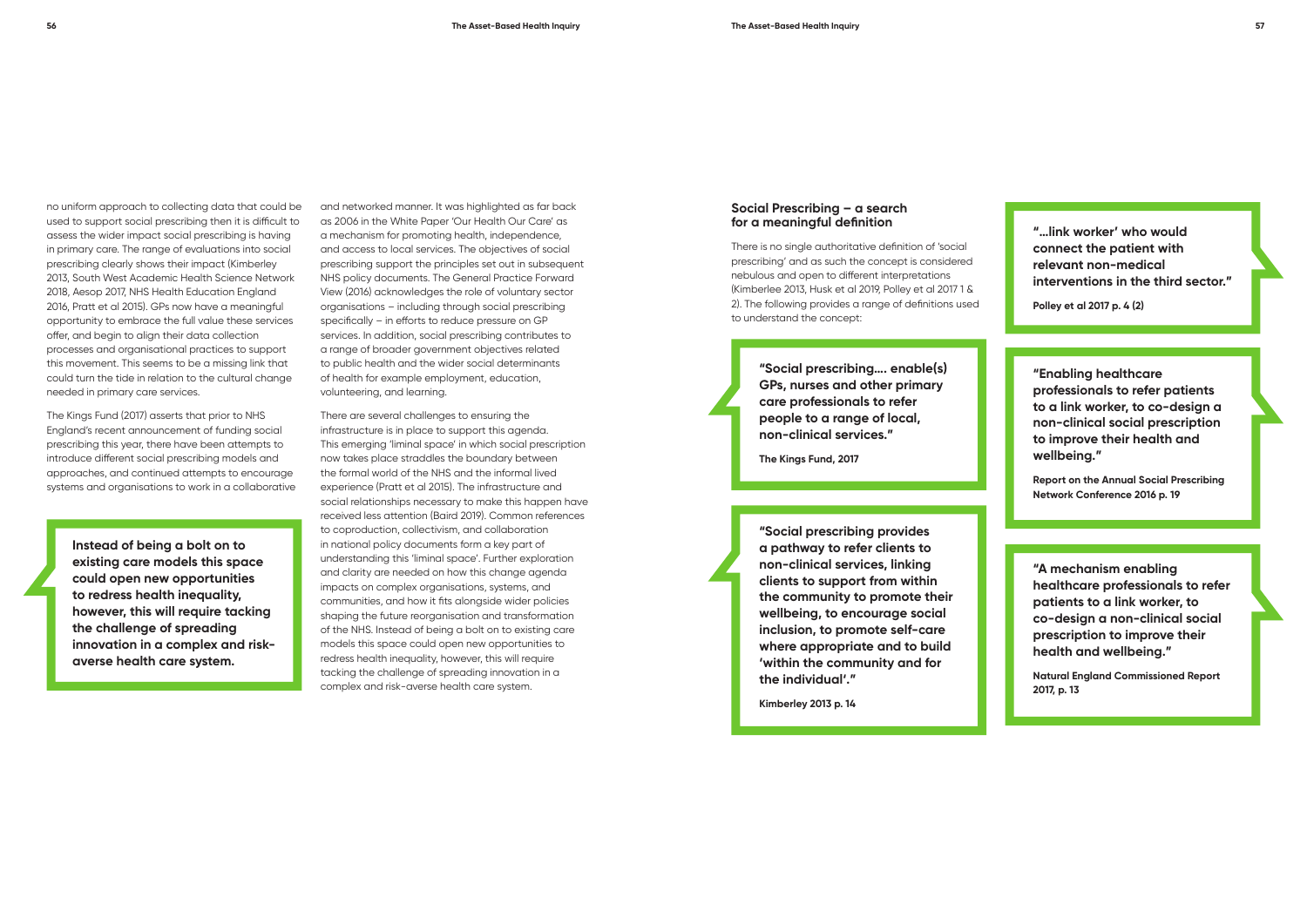no uniform approach to collecting data that could be used to support social prescribing then it is difficult to assess the wider impact social prescribing is having in primary care. The range of evaluations into social prescribing clearly shows their impact (Kimberley 2013, South West Academic Health Science Network 2018, Aesop 2017, NHS Health Education England 2016, Pratt et al 2015). GPs now have a meaningful opportunity to embrace the full value these services offer, and begin to align their data collection processes and organisational practices to support this movement. This seems to be a missing link that could turn the tide in relation to the cultural change needed in primary care services.

The Kings Fund (2017) asserts that prior to NHS England's recent announcement of funding social prescribing this year, there have been attempts to introduce different social prescribing models and approaches, and continued attempts to encourage systems and organisations to work in a collaborative and networked manner. It was highlighted as far back as 2006 in the White Paper 'Our Health Our Care' as a mechanism for promoting health, independence, and access to local services. The objectives of social prescribing support the principles set out in subsequent NHS policy documents. The General Practice Forward View (2016) acknowledges the role of voluntary sector organisations – including through social prescribing specifically – in efforts to reduce pressure on GP services. In addition, social prescribing contributes to a range of broader government objectives related to public health and the wider social determinants of health for example employment, education, volunteering, and learning.

> **Instead of being a bolt on to existing care models this space could open new opportunities to redress health inequality, however, this will require tacking the challenge of spreading innovation in a complex and risk-averse health care system.**

There are several challenges to ensuring the infrastructure is in place to support this agenda. This emerging 'liminal space' in which social prescription now takes place straddles the boundary between the formal world of the NHS and the informal lived experience (Pratt et al 2015). The infrastructure and social relationships necessary to make this happen have received less attention (Baird 2019). Common references to coproduction, collectivism, and collaboration in national policy documents form a key part of understanding this 'liminal space'. Further exploration and clarity are needed on how this change agenda impacts on complex organisations, systems, and communities, and how it fits alongside wider policies shaping the future reorganisation and transformation of the NHS. Instead of being a bolt on to existing care models this space could open new opportunities to redress health inequality, however, this will require tacking the challenge of spreading innovation in a complex and risk-averse health care system.

## Social Prescribing – a search for a meaningful definition

There is no single authoritative definition of 'social prescribing' and as such the concept is considered nebulous and open to different interpretations (Kimberlee 2013, Husk et al 2019, Polley et al 2017 1 & 2). The following provides a range of definitions used to understand the concept:

> **"Social prescribing…. enable(s) GPs, nurses and other primary care professionals to refer people to a range of local, non-clinical services."**
>
> **The Kings Fund, 2017**

> **"Social prescribing provides a pathway to refer clients to non-clinical services, linking clients to support from within the community to promote their wellbeing, to encourage social inclusion, to promote self-care where appropriate and to build 'within the community and for the individual'."**
>
> **Kimberley 2013 p. 14**

> **"…link worker' who would connect the patient with relevant non-medical interventions in the third sector."**
>
> **Polley et al 2017 p. 4 (2)**

> **"Enabling healthcare professionals to refer patients to a link worker, to co-design a non-clinical social prescription to improve their health and wellbeing."**
>
> **Report on the Annual Social Prescribing Network Conference 2016 p. 19**

> **"A mechanism enabling healthcare professionals to refer patients to a link worker, to co-design a non-clinical social prescription to improve their health and wellbeing."**
>
> **Natural England Commissioned Report 2017, p. 13**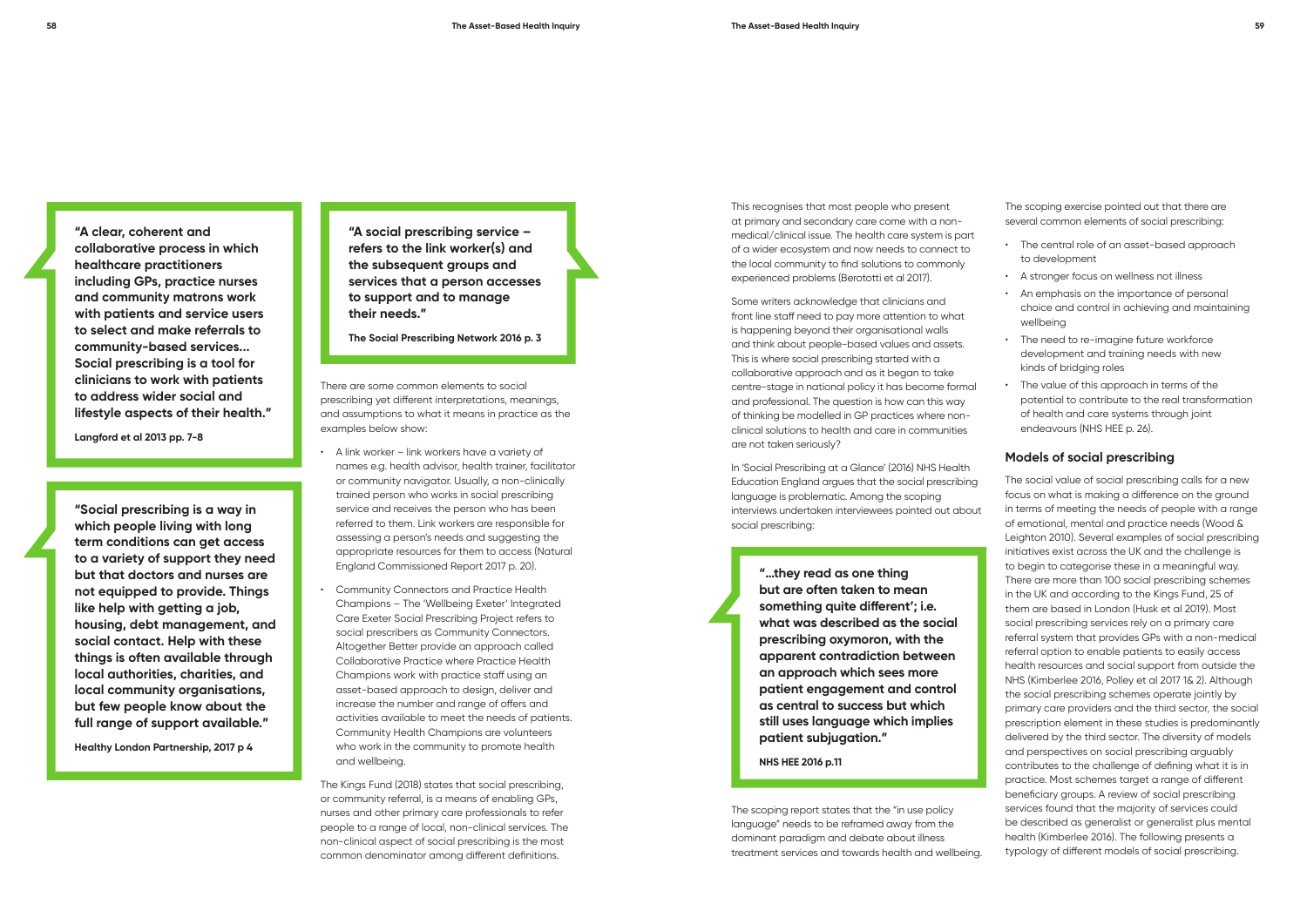> **"A clear, coherent and collaborative process in which healthcare practitioners including GPs, practice nurses and community matrons work with patients and service users to select and make referrals to community-based services... Social prescribing is a tool for clinicians to work with patients to address wider social and lifestyle aspects of their health."**
>
> **Langford et al 2013 pp. 7-8**

> **"Social prescribing is a way in which people living with long term conditions can get access to a variety of support they need but that doctors and nurses are not equipped to provide. Things like help with getting a job, housing, debt management, and social contact. Help with these things is often available through local authorities, charities, and local community organisations, but few people know about the full range of support available."**
>
> **Healthy London Partnership, 2017 p 4**

> **"A social prescribing service – refers to the link worker(s) and the subsequent groups and services that a person accesses to support and to manage their needs."**
>
> **The Social Prescribing Network 2016 p. 3**

There are some common elements to social prescribing yet different interpretations, meanings, and assumptions to what it means in practice as the examples below show:

- A link worker – link workers have a variety of names e.g. health advisor, health trainer, facilitator or community navigator. Usually, a non-clinically trained person who works in social prescribing service and receives the person who has been referred to them. Link workers are responsible for assessing a person's needs and suggesting the appropriate resources for them to access (Natural England Commissioned Report 2017 p. 20).
- Community Connectors and Practice Health Champions – The 'Wellbeing Exeter' Integrated Care Exeter Social Prescribing Project refers to social prescribers as Community Connectors. Altogether Better provide an approach called Collaborative Practice where Practice Health Champions work with practice staff using an asset-based approach to design, deliver and increase the number and range of offers and activities available to meet the needs of patients. Community Health Champions are volunteers who work in the community to promote health and wellbeing.

The Kings Fund (2018) states that social prescribing, or community referral, is a means of enabling GPs, nurses and other primary care professionals to refer people to a range of local, non-clinical services. The non-clinical aspect of social prescribing is the most common denominator among different definitions.

This recognises that most people who present at primary and secondary care come with a non-medical/clinical issue. The health care system is part of a wider ecosystem and now needs to connect to the local community to find solutions to commonly experienced problems (Berotolti et al 2017).

Some writers acknowledge that clinicians and front line staff need to pay more attention to what is happening beyond their organisational walls and think about people-based values and assets. This is where social prescribing started with a collaborative approach and as it began to take centre-stage in national policy it has become formal and professional. The question is how can this way of thinking be modelled in GP practices where non-clinical solutions to health and care in communities are not taken seriously?

In 'Social Prescribing at a Glance' (2016) NHS Health Education England argues that the social prescribing language is problematic. Among the scoping interviews undertaken interviewees pointed out about social prescribing:

> **"...they read as one thing but are often taken to mean something quite different'; i.e. what was described as the social prescribing oxymoron, with the apparent contradiction between an approach which sees more patient engagement and control as central to success but which still uses language which implies patient subjugation."**
>
> **NHS HEE 2016 p.11**

The scoping report states that the "in use policy language" needs to be reframed away from the dominant paradigm and debate about illness treatment services and towards health and wellbeing.

The scoping exercise pointed out that there are several common elements of social prescribing:

- The central role of an asset-based approach to development
- A stronger focus on wellness not illness
- An emphasis on the importance of personal choice and control in achieving and maintaining wellbeing
- The need to re-imagine future workforce development and training needs with new kinds of bridging roles
- The value of this approach in terms of the potential to contribute to the real transformation of health and care systems through joint endeavours (NHS HEE p. 26).

### Models of social prescribing

The social value of social prescribing calls for a new focus on what is making a difference on the ground in terms of meeting the needs of people with a range of emotional, mental and practice needs (Wood & Leighton 2010). Several examples of social prescribing initiatives exist across the UK and the challenge is to begin to categorise these in a meaningful way. There are more than 100 social prescribing schemes in the UK and according to the Kings Fund, 25 of them are based in London (Husk et al 2019). Most social prescribing services rely on a primary care referral system that provides GPs with a non-medical referral option to enable patients to easily access health resources and social support from outside the NHS (Kimberlee 2016, Polley et al 2017 1& 2). Although the social prescribing schemes operate jointly by primary care providers and the third sector, the social prescription element in these studies is predominantly delivered by the third sector. The diversity of models and perspectives on social prescribing arguably contributes to the challenge of defining what it is in practice. Most schemes target a range of different beneficiary groups. A review of social prescribing services found that the majority of services could be described as generalist or generalist plus mental health (Kimberlee 2016). The following presents a typology of different models of social prescribing.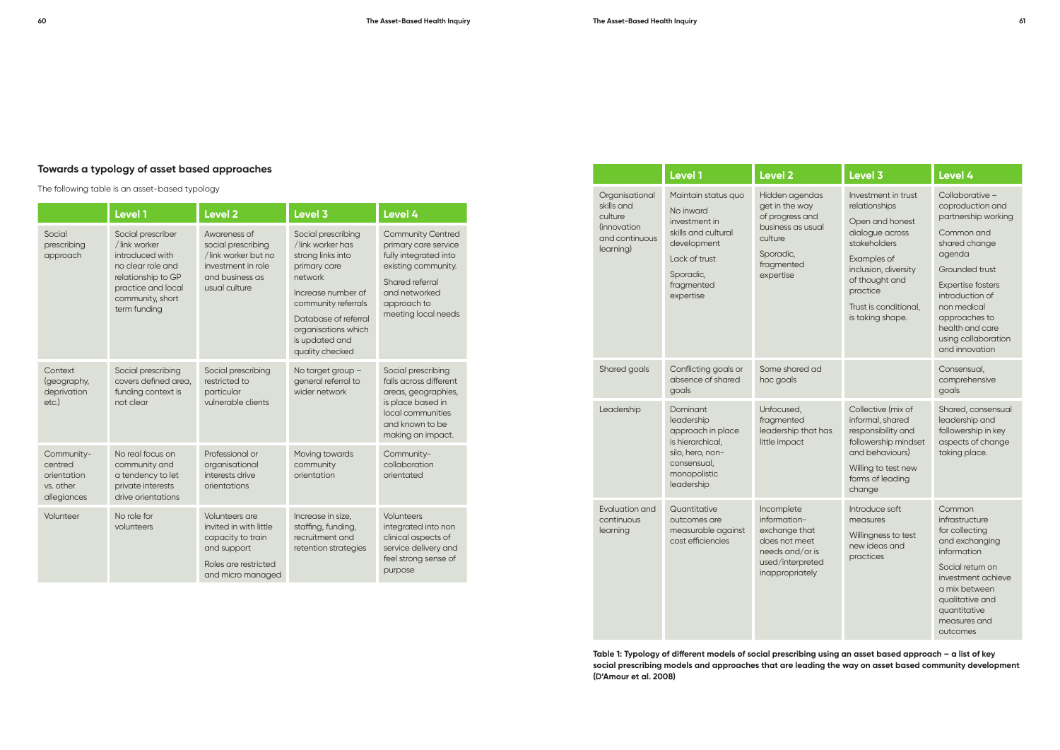## Towards a typology of asset based approaches

The following table is an asset-based typology

| | Level 1 | Level 2 | Level 3 | Level 4 |
|---|---|---|---|---|
| Social prescribing approach | Social prescriber /link worker introduced with no clear role and no clear relationship to GP practice and local community, short term funding | Awareness of social prescribing /link worker but no investment in role and business as usual culture | Social prescribing /link worker has strong links into primary care network<br><br>Increase number of community referrals<br><br>Database of referral organisations which is updated and quality checked | Community Centred primary care service fully integrated into existing community.<br><br>Shared referral and networked approach to meeting local needs |
| Context (geography, deprivation etc.) | Social prescribing covers defined area, funding context is not clear | Social prescribing restricted to particular vulnerable clients | No target group – general referral to wider network | Social prescribing falls across different areas, geographies, is place based in local communities and known to be making an impact. |
| Community-centred orientation vs. other allegiances | No real focus on community and a tendency to let private interests drive orientations | Professional or organisational interests drive orientations | Moving towards community orientation | Community-collaboration orientated |
| Volunteer | No role for volunteers | Volunteers are invited in with little capacity to train and support<br><br>Roles are restricted and micro managed | Increase in size, staffing, funding, recruitment and retention strategies | Volunteers integrated into non clinical aspects of service delivery and feel strong sense of purpose |
| Organisational skills and culture (innovation and continuous learning) | Maintain status quo<br><br>No inward investment in skills and cultural development<br><br>Lack of trust<br><br>Sporadic, fragmented expertise | Hidden agendas get in the way of progress and business as usual culture<br><br>Sporadic, fragmented expertise | Investment in trust relationships<br><br>Open and honest dialogue across stakeholders<br><br>Examples of inclusion, diversity of thought and practice<br><br>Trust is conditional, is taking shape. | Collaborative – coproduction and partnership working<br><br>Common and shared change agenda<br><br>Grounded trust<br><br>Expertise fosters introduction of non medical approaches to health and care using collaboration and innovation |
| Shared goals | Conflicting goals or absence of shared goals | Some shared ad hoc goals | | Consensual, comprehensive goals |
| Leadership | Dominant leadership approach in place is hierarchical, silo, hero, non-consensual, monopolistic leadership | Unfocused, fragmented leadership that has little impact | Collective (mix of informal, shared responsibility and followership mindset and behaviours)<br><br>Willing to test new forms of leading change | Shared, consensual leadership and followership in key aspects of change taking place. |
| Evaluation and continuous learning | Quantitative outcomes are measurable against cost efficiencies | Incomplete information-exchange that does not meet needs and/or is used/interpreted inappropriately | Introduce soft measures<br><br>Willingness to test new ideas and practices | Common infrastructure for collecting and exchanging information<br><br>Social return on investment achieve a mix between qualitative and quantitative measures and outcomes |

**Table 1: Typology of different models of social prescribing using an asset based approach – a list of key social prescribing models and approaches that are leading the way on asset based community development (D'Amour et al. 2008)**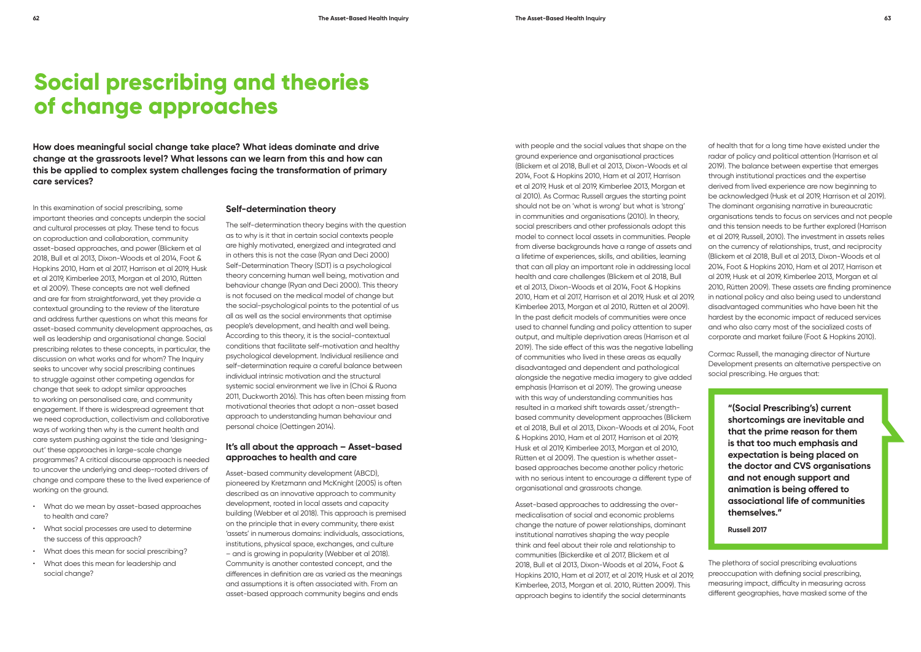# Social prescribing and theories of change approaches

**How does meaningful social change take place? What ideas dominate and drive change at the grassroots level? What lessons can we learn from this and how can this be applied to complex system challenges facing the transformation of primary care services?**

In this examination of social prescribing, some important theories and concepts underpin the social and cultural processes at play. These tend to focus on coproduction and collaboration, community asset-based approaches, and power (Blickem et al 2018, Bull et al 2013, Dixon-Woods et al 2014, Foot & Hopkins 2010, Ham et al 2017, Harrison et al 2019, Husk et al 2019, Kimberlee 2013, Morgan et al 2010, Rütten et al 2009). These concepts are not well defined and are far from straightforward, yet they provide a contextual grounding to the review of the literature and address further questions on what this means for asset-based community development approaches, as well as leadership and organisational change. Social prescribing relates to these concepts, in particular, the discussion on what works and for whom? The Inquiry seeks to uncover why social prescribing continues to struggle against other competing agendas for change that seek to adopt similar approaches to working on personalised care, and community engagement. If there is widespread agreement that we need coproduction, collectivism and collaborative ways of working then why is the current health and care system pushing against the tide and 'designing-out' these approaches in large-scale change programmes? A critical discourse approach is needed to uncover the underlying and deep-rooted drivers of change and compare these to the lived experience of working on the ground.

- What do we mean by asset-based approaches to health and care?
- What social processes are used to determine the success of this approach?
- What does this mean for social prescribing?
- What does this mean for leadership and social change?

## Self-determination theory

The self-determination theory begins with the question as to why is it that in certain social contexts people are highly motivated, energized and integrated and in others this is not the case (Ryan and Deci 2000) Self-Determination Theory (SDT) is a psychological theory concerning human well being, motivation and behaviour change (Ryan and Deci 2000). This theory is not focused on the medical model of change but the social-psychological points to the potential of us all as well as the social environments that optimise people's development, and health and well being. According to this theory, it is the social-contextual conditions that facilitate self-motivation and healthy psychological development. Individual resilience and self-determination require a careful balance between individual intrinsic motivation and the structural systemic social environment we live in (Choi & Ruona 2011, Duckworth 2016). This has often been missing from motivational theories that adopt a non-asset based approach to understanding human behaviour and personal choice (Oettingen 2014).

## It's all about the approach – Asset-based approaches to health and care

Asset-based community development (ABCD), pioneered by Kretzmann and McKnight (2005) is often described as an innovative approach to community development, rooted in local assets and capacity building (Webber et al 2018). This approach is premised on the principle that in every community, there exist 'assets' in numerous domains: individuals, associations, institutions, physical space, exchanges, and culture – and is growing in popularity (Webber et al 2018). Community is another contested concept, and the differences in definition are as varied as the meanings and assumptions it is often associated with. From an asset-based approach community begins and ends with people and the social values that shape on the ground experience and organisational practices (Blickem et al 2018, Bull et al 2013, Dixon-Woods et al 2014, Foot & Hopkins 2010, Ham et al 2017, Harrison et al 2019, Husk et al 2019, Kimberlee 2013, Morgan et al 2010). As Cormac Russell argues the starting point should not be on 'what is wrong' but what is 'strong' in communities and organisations (2010). In theory, social prescribers and other professionals adopt this model to connect local assets in communities. People from diverse backgrounds have a range of assets and a lifetime of experiences, skills, and abilities, learning that can all play an important role in addressing local health and care challenges (Blickem et al 2018, Bull et al 2013, Dixon-Woods et al 2014, Foot & Hopkins 2010, Ham et al 2017, Harrison et al 2019, Husk et al 2019, Kimberlee 2013, Morgan et al 2010, Rütten et al 2009). In the past deficit models of communities were once used to channel funding and policy attention to super output, and multiple deprivation areas (Harrison et al 2019). The side effect of this was the negative labelling of communities who lived in these areas as equally disadvantaged and dependent and pathological alongside the negative media imagery to give added emphasis (Harrison et al 2019). The growing unease with this way of understanding communities has resulted in a marked shift towards asset/strength-based community development approaches (Blickem et al 2018, Bull et al 2013, Dixon-Woods et al 2014, Foot & Hopkins 2010, Ham et al 2017, Harrison et al 2019, Husk et al 2019, Kimberlee 2013, Morgan et al 2010, Rütten et al 2009). The question is whether asset-based approaches become another policy rhetoric with no serious intent to encourage a different type of organisational and grassroots change.

Asset-based approaches to addressing the over-medicalisation of social and economic problems change the nature of power relationships, dominant institutional narratives shaping the way people think and feel about their role and relationship to communities (Bickerdike et al 2017, Blickem et al 2018, Bull et al 2013, Dixon-Woods et al 2014, Foot & Hopkins 2010, Ham et al 2017, et al 2019, Husk et al 2019, Kimberlee, 2013, Morgan et al. 2010, Rütten 2009). This approach begins to identify the social determinants of health that for a long time have existed under the radar of policy and political attention (Harrison et al 2019). The balance between expertise that emerges through institutional practices and the expertise derived from lived experience are now beginning to be acknowledged (Husk et al 2019, Harrison et al 2019). The dominant organising narrative in bureaucratic organisations tends to focus on services and not people and this tension needs to be further explored (Harrison et al 2019, Russell, 2010). The investment in assets relies on the currency of relationships, trust, and reciprocity (Blickem et al 2018, Bull et al 2013, Dixon-Woods et al 2014, Foot & Hopkins 2010, Ham et al 2017, Harrison et al 2019, Husk et al 2019, Kimberlee 2013, Morgan et al 2010, Rütten 2009). These assets are finding prominence in national policy and also being used to understand disadvantaged communities who have been hit the hardest by the economic impact of reduced services and who also carry most of the socialized costs of corporate and market failure (Foot & Hopkins 2010).

Cormac Russell, the managing director of Nurture Development presents an alternative perspective on social prescribing. He argues that:

> **"(Social Prescribing's) current shortcomings are inevitable and that the prime reason for them is that too much emphasis and expectation is being placed on the doctor and CVS organisations and not enough support and animation is being offered to associational life of communities themselves."**
>
> **Russell 2017**

The plethora of social prescribing evaluations preoccupation with defining social prescribing, measuring impact, difficulty in measuring across different geographies, have masked some of the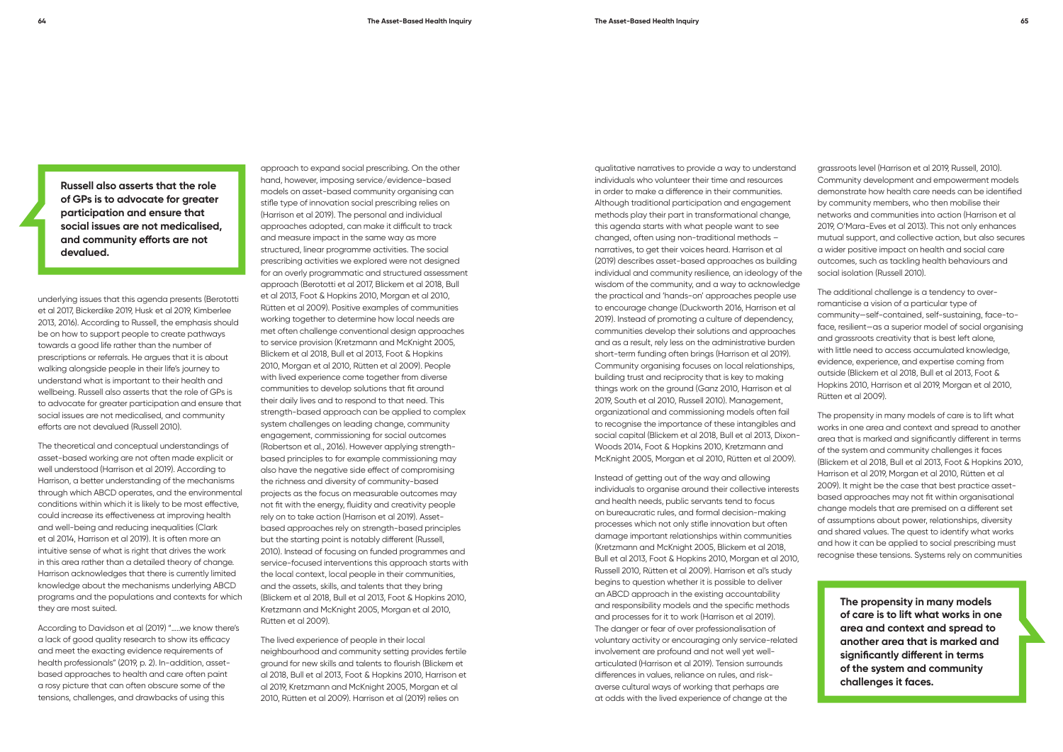> **Russell also asserts that the role of GPs is to advocate for greater participation and ensure that social issues are not medicalised, and community efforts are not devalued.**

underlying issues that this agenda presents (Berototti et al 2017, Bickerdike 2019, Husk et al 2019, Kimberlee 2013, 2016). According to Russell, the emphasis should be on how to support people to create pathways towards a good life rather than the number of prescriptions or referrals. He argues that it is about walking alongside people in their life's journey to understand what is important to their health and wellbeing. Russell also asserts that the role of GPs is to advocate for greater participation and ensure that social issues are not medicalised, and community efforts are not devalued (Russell 2010).

The theoretical and conceptual understandings of asset-based working are not often made explicit or well understood (Harrison et al 2019). According to Harrison, a better understanding of the mechanisms through which ABCD operates, and the environmental conditions within which it is likely to be most effective, could increase its effectiveness at improving health and well-being and reducing inequalities (Clark et al 2014, Harrison et al 2019). It is often more an intuitive sense of what is right that drives the work in this area rather than a detailed theory of change. Harrison acknowledges that there is currently limited knowledge about the mechanisms underlying ABCD programs and the populations and contexts for which they are most suited.

According to Davidson et al (2019) ".....we know there's a lack of good quality research to show its efficacy and meet the exacting evidence requirements of health professionals" (2019, p. 2). In-addition, asset-based approaches to health and care often paint a rosy picture that can often obscure some of the tensions, challenges, and drawbacks of using this approach to expand social prescribing. On the other hand, however, imposing service/evidence-based models on asset-based community organising can stifle type of innovation social prescribing relies on (Harrison et al 2019). The personal and individual approaches adopted, can make it difficult to track and measure impact in the same way as more structured, linear programme activities. The social prescribing activities we explored were not designed for an overly programmatic and structured assessment approach (Berototti et al 2017, Blickem et al 2018, Bull et al 2013, Foot & Hopkins 2010, Morgan et al 2010, Rütten et al 2009). Positive examples of communities working together to determine how local needs are met often challenge conventional design approaches to service provision (Kretzmann and McKnight 2005, Blickem et al 2018, Bull et al 2013, Foot & Hopkins 2010, Morgan et al 2010, Rütten et al 2009). People with lived experience come together from diverse communities to develop solutions that fit around their daily lives and to respond to that need. This strength-based approach can be applied to complex system challenges on leading change, community engagement, commissioning for social outcomes (Robertson et al., 2016). However applying strength-based principles to for example commissioning may also have the negative side effect of compromising the richness and diversity of community-based projects as the focus on measurable outcomes may not fit with the energy, fluidity and creativity people rely on to take action (Harrison et al 2019). Asset-based approaches rely on strength-based principles but the starting point is notably different (Russell, 2010). Instead of focusing on funded programmes and service-focused interventions this approach starts with the local context, local people in their communities, and the assets, skills, and talents that they bring (Blickem et al 2018, Bull et al 2013, Foot & Hopkins 2010, Kretzmann and McKnight 2005, Morgan et al 2010, Rütten et al 2009).

The lived experience of people in their local neighbourhood and community setting provides fertile ground for new skills and talents to flourish (Blickem et al 2018, Bull et al 2013, Foot & Hopkins 2010, Harrison et al 2019, Kretzmann and McKnight 2005, Morgan et al 2010, Rütten et al 2009). Harrison et al (2019) relies on qualitative narratives to provide a way to understand individuals who volunteer their time and resources in order to make a difference in their communities. Although traditional participation and engagement methods play their part in transformational change, this agenda starts with what people want to see changed, often using non-traditional methods – narratives, to get their voices heard. Harrison et al (2019) describes asset-based approaches as building individual and community resilience, an ideology of the wisdom of the community, and a way to acknowledge the practical and 'hands-on' approaches people use to encourage change (Duckworth 2016, Harrison et al 2019). Instead of promoting a culture of dependency, communities develop their solutions and approaches and as a result, rely less on the administrative burden short-term funding often brings (Harrison et al 2019). Community organising focuses on local relationships, building trust and reciprocity that is key to making things work on the ground (Ganz 2010, Harrison et al 2019, South et al 2010, Russell 2010). Management, organizational and commissioning models often fail to recognise the importance of these intangibles and social capital (Blickem et al 2018, Bull et al 2013, Dixon-Woods 2014, Foot & Hopkins 2010, Kretzmann and McKnight 2005, Morgan et al 2010, Rütten et al 2009).

Instead of getting out of the way and allowing individuals to organise around their collective interests and health needs, public servants tend to focus on bureaucratic rules, and formal decision-making processes which not only stifle innovation but often damage important relationships within communities (Kretzmann and McKnight 2005, Blickem et al 2018, Bull et al 2013, Foot & Hopkins 2010, Morgan et al 2010, Russell 2010, Rütten et al 2009). Harrison et al's study begins to question whether it is possible to deliver an ABCD approach in the existing accountability and responsibility models and the specific methods and processes for it to work (Harrison et al 2019). The danger or fear of over professionalisation of voluntary activity or encouraging only service-related involvement are profound and not well yet well-articulated (Harrison et al 2019). Tension surrounds differences in values, reliance on rules, and risk-averse cultural ways of working that perhaps are at odds with the lived experience of change at the grassroots level (Harrison et al 2019, Russell, 2010). Community development and empowerment models demonstrate how health care needs can be identified by community members, who then mobilise their networks and communities into action (Harrison et al 2019, O'Mara-Eves et al 2013). This not only enhances mutual support, and collective action, but also secures a wider positive impact on health and social care outcomes, such as tackling health behaviours and social isolation (Russell 2010).

The additional challenge is a tendency to over-romanticise a vision of a particular type of community—self-contained, self-sustaining, face-to-face, resilient—as a superior model of social organising and grassroots creativity that is best left alone, with little need to access accumulated knowledge, evidence, experience, and expertise coming from outside (Blickem et al 2018, Bull et al 2013, Foot & Hopkins 2010, Harrison et al 2019, Morgan et al 2010, Rütten et al 2009).

The propensity in many models of care is to lift what works in one area and context and spread to another area that is marked and significantly different in terms of the system and community challenges it faces (Blickem et al 2018, Bull et al 2013, Foot & Hopkins 2010, Harrison et al 2019, Morgan et al 2010, Rütten et al 2009). It might be the case that best practice asset-based approaches may not fit within organisational change models that are premised on a different set of assumptions about power, relationships, diversity and shared values. The quest to identify what works and how it can be applied to social prescribing must recognise these tensions. Systems rely on communities

> **The propensity in many models of care is to lift what works in one area and context and spread to another area that is marked and significantly different in terms of the system and community challenges it faces.**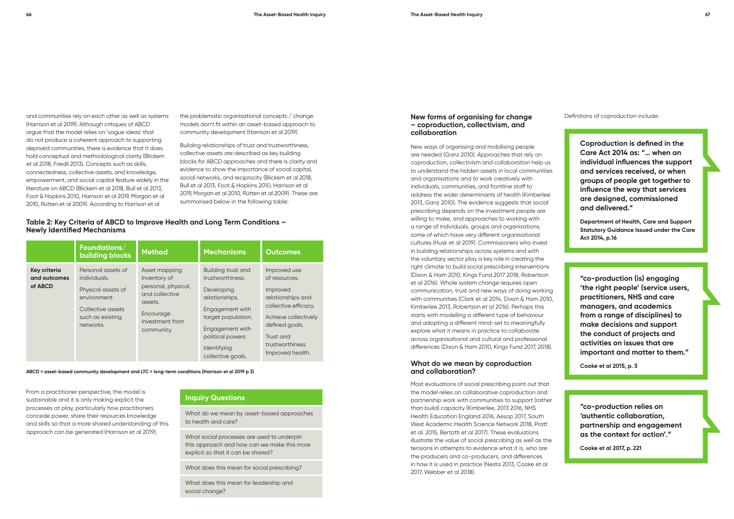and communities rely on each other as well as systems (Harrison et al 2019). Although critiques of ABCD argue that the model relies on 'vague ideas' that do not produce a coherent approach to supporting deprived communities, there is evidence that it does hold conceptual and methodological clarity (Blickem et al 2018, Friedli 2013). Concepts such as skills, connectedness, collective assets, and knowledge, empowerment, and social capital feature widely in the literature on ABCD (Blickem et al 2018, Bull et al 2013, Foot & Hopkins 2010, Harrison et al 2019, Morgan et al 2010, Rütten et al 2009). According to Harrison et al the problematic organisational concepts / change models don't fit within an asset-based approach to community development (Harrison et al 2019).

Building relationships of trust and trustworthiness, collective assets are described as key building blocks for ABCD approaches and there is clarity and evidence to show the importance of social capital, social networks, and reciprocity (Blickem et al 2018, Bull et al 2013, Foot & Hopkins 2010, Harrison et al 2019, Morgan et al 2010, Rütten et al 2009). These are summarised below in the following table:

**Table 2: Key Criteria of ABCD to Improve Health and Long Term Conditions – Newly Identified Mechanisms**

| | Foundations/ building blocks | Method | Mechanisms | Outcomes |
|---|---|---|---|---|
| **Key criteria and outcomes of ABCD** | Personal assets of individuals.<br>Physical assets of environment.<br>Collective assets such as existing networks. | Asset mapping: Inventory of personal, physical, and collective assets.<br>Encourage investment from community. | Building trust and trustworthiness.<br>Developing relationships.<br>Engagement with target population.<br>Engagement with political powers<br>Identifying collective goals. | Improved use of resources.<br>Improved relationships and collective efficacy.<br>Achieve collectively defined goals.<br>Trust and trustworthiness<br>Improved health. |

**ABCD = asset-based community development and LTC = long-term conditions (Harrison et al 2019 p 3)**

From a practitioner perspective, the model is sustainable and it is only making explicit the processes at play, particularly how practitioners concede power, share their resources knowledge and skills so that a more shared understanding of this approach can be generated (Harrison et al 2019).

### Inquiry Questions

- What do we mean by asset-based approaches to health and care?
- What social processes are used to underpin this approach and how can we make this more explicit so that it can be shared?
- What does this mean for social prescribing?
- What does this mean for leadership and social change?

## New forms of organising for change – coproduction, collectivism, and collaboration

New ways of organising and mobilising people are needed (Ganz 2010). Approaches that rely on coproduction, collectivism and collaboration help us to understand the hidden assets in local communities and organisations and to work creatively with individuals, communities, and frontline staff to address the wider determinants of health (Kimberlee 2013, Ganz 2010). The evidence suggests that social prescribing depends on the investment people are willing to make, and approaches to working with a range of individuals, groups and organisations, some of which have very different organisational cultures (Husk et al 2019). Commissioners who invest in building relationships across systems and with the voluntary sector play a key role in creating the right climate to build social prescribing interventions (Dixon & Ham 2010, Kings Fund 2017 2018, Robertson et al 2016). Whole system change requires open communication, trust and new ways of doing working with communities (Clark et al 2014, Dixon & Ham 2010, Kimberlee 2013, Robertson et al 2016). Perhaps this starts with modelling a different type of behaviour and adopting a different mind-set to meaningfully explore what it means in practice to collaborate across organisational and cultural and professional differences (Dixon & Ham 2010, Kings Fund 2017, 2018).

## What do we mean by coproduction and collaboration?

Most evaluations of social prescribing point out that the model relies on collaborative coproduction and partnership work with communities to support (rather than build) capacity (Kimberlee, 2013 2016, NHS Health Education England 2016, Aesop 2017, South West Academic Health Science Network 2018, Pratt et al. 2015, Bertotti et al 2017). These evaluations illustrate the value of social prescribing as well as the tensions in attempts to evidence what it is, who are the producers and co-producers, and differences in how it is used in practice (Nesta 2013, Cooke et al 2017, Webber et al 2018).

Definitions of coproduction include:

> **Coproduction is defined in the Care Act 2014 as: "… when an individual influences the support and services received, or when groups of people get together to influence the way that services are designed, commissioned and delivered."**
>
> **Department of Health, Care and Support Statutory Guidance Issued under the Care Act 2014, p.16**

> **"co-production (is) engaging 'the right people' (service users, practitioners, NHS and care managers, and academics from a range of disciplines) to make decisions and support the conduct of projects and activities on issues that are important and matter to them."**
>
> **Cooke et al 2015, p. 3**

> **"co-production relies on 'authentic collaboration, partnership and engagement as the context for action'."**
>
> **Cooke et al 2017, p. 221**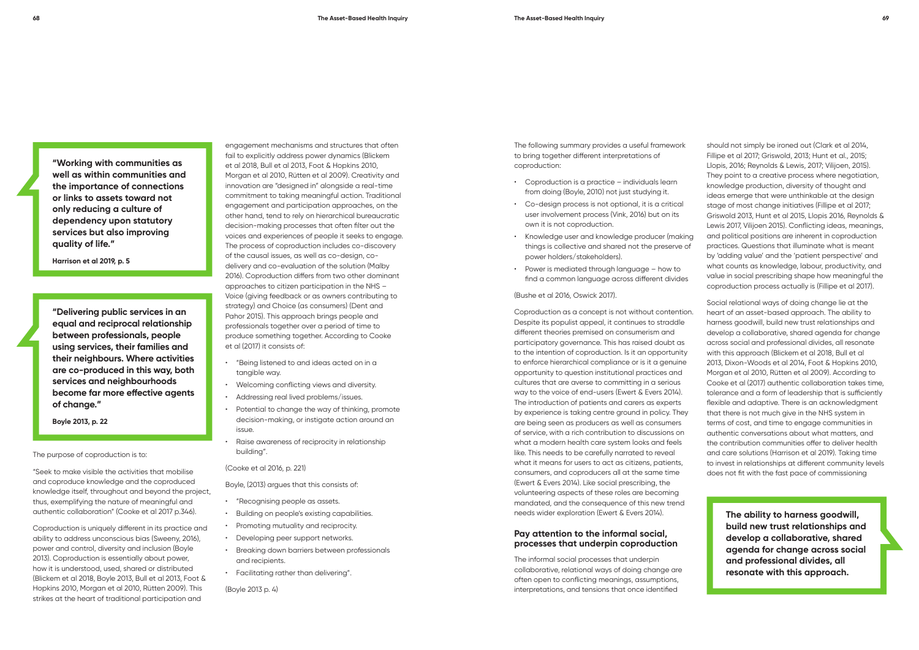> **"Working with communities as well as within communities and the importance of connections or links to assets toward not only reducing a culture of dependency upon statutory services but also improving quality of life."**
>
> **Harrison et al 2019, p. 5**

> **"Delivering public services in an equal and reciprocal relationship between professionals, people using services, their families and their neighbours. Where activities are co-produced in this way, both services and neighbourhoods become far more effective agents of change."**
>
> **Boyle 2013, p. 22**

The purpose of coproduction is to:

"Seek to make visible the activities that mobilise and coproduce knowledge and the coproduced knowledge itself, throughout and beyond the project, thus, exemplifying the nature of meaningful and authentic collaboration" (Cooke et al 2017 p.346).

Coproduction is uniquely different in its practice and ability to address unconscious bias (Sweeny, 2016), power and control, diversity and inclusion (Boyle 2013). Coproduction is essentially about power, how it is understood, used, shared or distributed (Blickem et al 2018, Boyle 2013, Bull et al 2013, Foot & Hopkins 2010, Morgan et al 2010, Rütten 2009). This strikes at the heart of traditional participation and engagement mechanisms and structures that often fail to explicitly address power dynamics (Blickem et al 2018, Bull et al 2013, Foot & Hopkins 2010, Morgan et al 2010, Rütten et al 2009). Creativity and innovation are "designed in" alongside a real-time commitment to taking meaningful action. Traditional engagement and participation approaches, on the other hand, tend to rely on hierarchical bureaucratic decision-making processes that often filter out the voices and experiences of people it seeks to engage. The process of coproduction includes co-discovery of the causal issues, as well as co-design, co-delivery and co-evaluation of the solution (Malby 2016). Coproduction differs from two other dominant approaches to citizen participation in the NHS – Voice (giving feedback or as owners contributing to strategy) and Choice (as consumers) (Dent and Pahor 2015). This approach brings people and professionals together over a period of time to produce something together. According to Cooke et al (2017) it consists of:

- "Being listened to and ideas acted on in a tangible way.
- Welcoming conflicting views and diversity.
- Addressing real lived problems/issues.
- Potential to change the way of thinking, promote decision-making, or instigate action around an issue.
- Raise awareness of reciprocity in relationship building".

(Cooke et al 2016, p. 221)

Boyle, (2013) argues that this consists of:

- "Recognising people as assets.
- Building on people's existing capabilities.
- Promoting mutuality and reciprocity.
- Developing peer support networks.
- Breaking down barriers between professionals and recipients.
- Facilitating rather than delivering".

(Boyle 2013 p. 4)

The following summary provides a useful framework to bring together different interpretations of coproduction:

- Coproduction is a practice – individuals learn from doing (Boyle, 2010) not just studying it.
- Co-design process is not optional, it is a critical user involvement process (Vink, 2016) but on its own it is not coproduction.
- Knowledge user and knowledge producer (making things is collective and shared not the preserve of power holders/stakeholders).
- Power is mediated through language – how to find a common language across different divides

(Bushe et al 2016, Oswick 2017).

Coproduction as a concept is not without contention. Despite its populist appeal, it continues to straddle different theories premised on consumerism and participatory governance. This has raised doubt as to the intention of coproduction. Is it an opportunity to enforce hierarchical compliance or is it a genuine opportunity to question institutional practices and cultures that are averse to committing in a serious way to the voice of end-users (Ewert & Evers 2014). The introduction of patients and carers as experts by experience is taking centre ground in policy. They are being seen as producers as well as consumers of service, with a rich contribution to discussions on what a modern health care system looks and feels like. This needs to be carefully narrated to reveal what it means for users to act as citizens, patients, consumers, and coproducers all at the same time (Ewert & Evers 2014). Like social prescribing, the volunteering aspects of these roles are becoming mandated, and the consequence of this new trend needs wider exploration (Ewert & Evers 2014).

### Pay attention to the informal social, processes that underpin coproduction

The informal social processes that underpin collaborative, relational ways of doing change are often open to conflicting meanings, assumptions, interpretations, and tensions that once identified should not simply be ironed out (Clark et al 2014, Fillipe et al 2017; Griswold, 2013; Hunt et al., 2015; Llopis, 2016; Reynolds & Lewis, 2017; Viljoen, 2015). They point to a creative process where negotiation, knowledge production, diversity of thought and ideas emerge that were unthinkable at the design stage of most change initiatives (Fillipe et al 2017; Griswold 2013, Hunt et al 2015, Llopis 2016, Reynolds & Lewis 2017, Viljoen 2015). Conflicting ideas, meanings, and political positions are inherent in coproduction practices. Questions that illuminate what is meant by 'adding value' and the 'patient perspective' and what counts as knowledge, labour, productivity, and value in social prescribing shape how meaningful the coproduction process actually is (Fillipe et al 2017).

Social relational ways of doing change lie at the heart of an asset-based approach. The ability to harness goodwill, build new trust relationships and develop a collaborative, shared agenda for change across social and professional divides, all resonate with this approach (Blickem et al 2018, Bull et al 2013, Dixon-Woods et al 2014, Foot & Hopkins 2010, Morgan et al 2010, Rütten et al 2009). According to Cooke et al (2017) authentic collaboration takes time, tolerance and a form of leadership that is sufficiently flexible and adaptive. There is an acknowledgment that there is not much give in the NHS system in terms of cost, and time to engage communities in authentic conversations about what matters, and the contribution communities offer to deliver health and care solutions (Harrison et al 2019). Taking time to invest in relationships at different community levels does not fit with the fast pace of commissioning

> **The ability to harness goodwill, build new trust relationships and develop a collaborative, shared agenda for change across social and professional divides, all resonate with this approach.**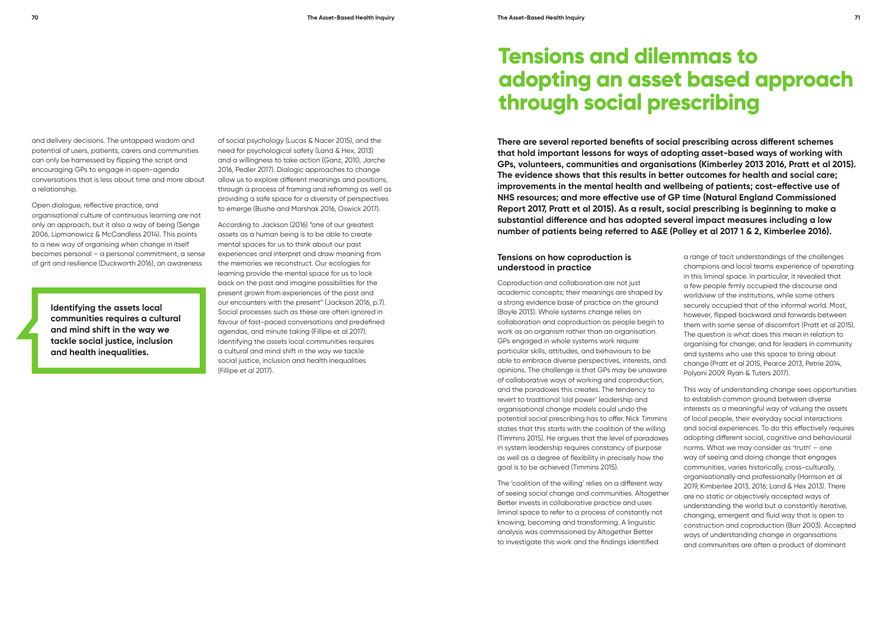and delivery decisions. The untapped wisdom and potential of users, patients, carers and communities can only be harnessed by flipping the script and encouraging GPs to engage in open-agenda conversations that is less about time and more about a relationship.

Open dialogue, reflective practice, and organisational culture of continuous learning are not only an approach, but it also a way of being (Senge 2006, Lipmanowicz & McCandless 2014). This points to a new way of organising when change in itself becomes personal – a personal commitment, a sense of grit and resilience (Duckworth 2016), an awareness of social psychology (Lucas & Nacer 2015), and the need for psychological safety (Land & Hex, 2013) and a willingness to take action (Ganz, 2010, Jarche 2016, Pedler 2017). Dialogic approaches to change allow us to explore different meanings and positions, through a process of framing and reframing as well as providing a safe space for a diversity of perspectives to emerge (Bushe and Marshak 2016, Oswick 2017).

According to Jackson (2016) "one of our greatest assets as a human being is to be able to create mental spaces for us to think about our past experiences and interpret and draw meaning from the memories we reconstruct. Our ecologies for learning provide the mental space for us to look back on the past and imagine possibilities for the present grown from experiences of the past and our encounters with the present" (Jackson 2016, p.7). Social processes such as these are often ignored in favour of fast-paced conversations and predefined agendas, and minute taking (Fillipe et al 2017). Identifying the assets local communities requires a cultural and mind shift in the way we tackle social justice, inclusion and health inequalities (Fillipe et al 2017).

> **Identifying the assets local communities requires a cultural and mind shift in the way we tackle social justice, inclusion and health inequalities.**

# Tensions and dilemmas to adopting an asset based approach through social prescribing

**There are several reported benefits of social prescribing across different schemes that hold important lessons for ways of adopting asset-based ways of working with GPs, volunteers, communities and organisations (Kimberley 2013 2016, Pratt et al 2015). The evidence shows that this results in better outcomes for health and social care; improvements in the mental health and wellbeing of patients; cost-effective use of NHS resources; and more effective use of GP time (Natural England Commissioned Report 2017, Pratt et al 2015). As a result, social prescribing is beginning to make a substantial difference and has adopted several impact measures including a low number of patients being referred to A&E (Polley et al 2017 1 & 2, Kimberlee 2016).**

### Tensions on how coproduction is understood in practice

Coproduction and collaboration are not just academic concepts; their meanings are shaped by a strong evidence base of practice on the ground (Boyle 2013). Whole systems change relies on collaboration and coproduction as people begin to work as an organism rather than an organisation. GPs engaged in whole systems work require particular skills, attitudes, and behaviours to be able to embrace diverse perspectives, interests, and opinions. The challenge is that GPs may be unaware of collaborative ways of working and coproduction, and the paradoxes this creates. The tendency to revert to traditional 'old power' leadership and organisational change models could undo the potential social prescribing has to offer. Nick Timmins states that this starts with the coalition of the willing (Timmins 2015). He argues that the level of paradoxes in system leadership requires constancy of purpose as well as a degree of flexibility in precisely how the goal is to be achieved (Timmins 2015).

The 'coalition of the willing' relies on a different way of seeing social change and communities. Altogether Better invests in collaborative practice and uses liminal space to refer to a process of constantly not knowing, becoming and transforming. A linguistic analysis was commissioned by Altogether Better to investigate this work and the findings identified a range of tacit understandings of the challenges champions and local teams experience of operating in this liminal space. In particular, it revealed that a few people firmly occupied the discourse and worldview of the institutions, while some others securely occupied that of the informal world. Most, however, flipped backward and forwards between them with some sense of discomfort (Pratt et al 2015). The question is what does this mean in relation to organising for change; and for leaders in community and systems who use this space to bring about change (Pratt et al 2015, Pearce 2013, Petrie 2014, Polyani 2009, Ryan & Tuters 2017).

This way of understanding change sees opportunities to establish common ground between diverse interests as a meaningful way of valuing the assets of local people, their everyday social interactions and social experiences. To do this effectively requires adopting different social, cognitive and behavioural norms. What we may consider as 'truth' – one way of seeing and doing change that engages communities, varies historically, cross-culturally, organisationally and professionally (Harrison et al 2019, Kimberlee 2013, 2016; Land & Hex 2013). There are no static or objectively accepted ways of understanding the world but a constantly iterative, changing, emergent and fluid way that is open to construction and coproduction (Burr 2003). Accepted ways of understanding change in organisations and communities are often a product of dominant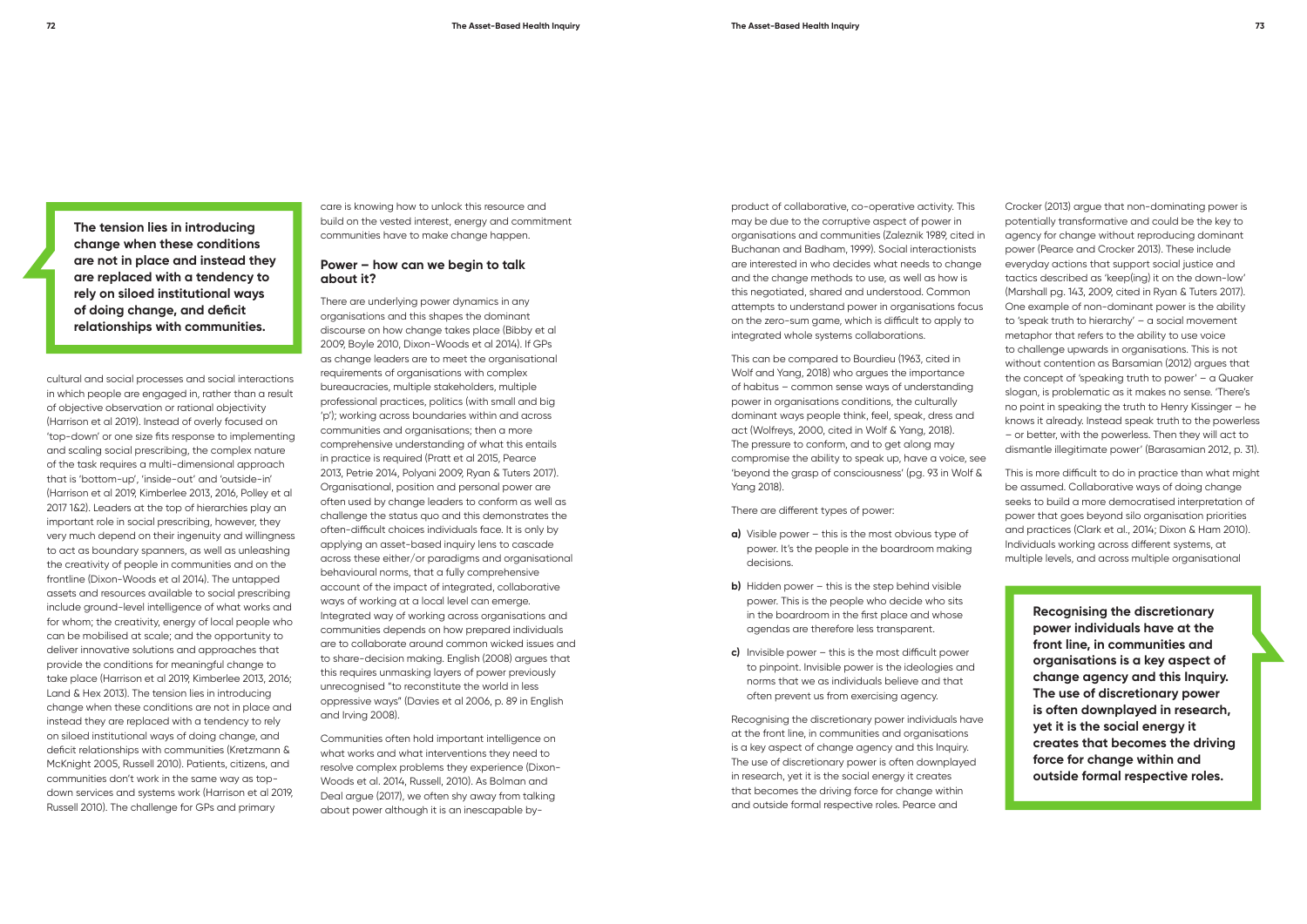> **The tension lies in introducing change when these conditions are not in place and instead they are replaced with a tendency to rely on siloed institutional ways of doing change, and deficit relationships with communities.**

cultural and social processes and social interactions in which people are engaged in, rather than a result of objective observation or rational objectivity (Harrison et al 2019). Instead of overly focused on 'top-down' or one size fits response to implementing and scaling social prescribing, the complex nature of the task requires a multi-dimensional approach that is 'bottom-up', 'inside-out' and 'outside-in' (Harrison et al 2019, Kimberlee 2013, 2016, Polley et al 2017 1&2). Leaders at the top of hierarchies play an important role in social prescribing, however, they very much depend on their ingenuity and willingness to act as boundary spanners, as well as unleashing the creativity of people in communities and on the frontline (Dixon-Woods et al 2014). The untapped assets and resources available to social prescribing include ground-level intelligence of what works and for whom; the creativity, energy of local people who can be mobilised at scale; and the opportunity to deliver innovative solutions and approaches that provide the conditions for meaningful change to take place (Harrison et al 2019, Kimberlee 2013, 2016; Land & Hex 2013). The tension lies in introducing change when these conditions are not in place and instead they are replaced with a tendency to rely on siloed institutional ways of doing change, and deficit relationships with communities (Kretzmann & McKnight 2005, Russell 2010). Patients, citizens, and communities don't work in the same way as top-down services and systems work (Harrison et al 2019, Russell 2010). The challenge for GPs and primary care is knowing how to unlock this resource and build on the vested interest, energy and commitment communities have to make change happen.

## Power – how can we begin to talk about it?

There are underlying power dynamics in any organisations and this shapes the dominant discourse on how change takes place (Bibby et al 2009, Boyle 2010, Dixon-Woods et al 2014). If GPs as change leaders are to meet the organisational requirements of organisations with complex bureaucracies, multiple stakeholders, multiple professional practices, politics (with small and big 'p'); working across boundaries within and across communities and organisations; then a more comprehensive understanding of what this entails in practice is required (Pratt et al 2015, Pearce 2013, Petrie 2014, Polyani 2009, Ryan & Tuters 2017). Organisational, position and personal power are often used by change leaders to conform as well as challenge the status quo and this demonstrates the often-difficult choices individuals face. It is only by applying an asset-based inquiry lens to cascade across these either/or paradigms and organisational behavioural norms, that a fully comprehensive account of the impact of integrated, collaborative ways of working at a local level can emerge. Integrated way of working across organisations and communities depends on how prepared individuals are to collaborate around common wicked issues and to share-decision making. English (2008) argues that this requires unmasking layers of power previously unrecognised "to reconstitute the world in less oppressive ways" (Davies et al 2006, p. 89 in English and Irving 2008).

Communities often hold important intelligence on what works and what interventions they need to resolve complex problems they experience (Dixon-Woods et al. 2014, Russell, 2010). As Bolman and Deal argue (2017), we often shy away from talking about power although it is an inescapable by-product of collaborative, co-operative activity. This may be due to the corruptive aspect of power in organisations and communities (Zaleznik 1989, cited in Buchanan and Badham, 1999). Social interactionists are interested in who decides what needs to change and the change methods to use, as well as how is this negotiated, shared and understood. Common attempts to understand power in organisations focus on the zero-sum game, which is difficult to apply to integrated whole systems collaborations.

This can be compared to Bourdieu (1963, cited in Wolf and Yang, 2018) who argues the importance of habitus – common sense ways of understanding power in organisations conditions, the culturally dominant ways people think, feel, speak, dress and act (Wolfreys, 2000, cited in Wolf & Yang, 2018). The pressure to conform, and to get along may compromise the ability to speak up, have a voice, see 'beyond the grasp of consciousness' (pg. 93 in Wolf & Yang 2018).

There are different types of power:

- **a)** Visible power – this is the most obvious type of power. It's the people in the boardroom making decisions.
- **b)** Hidden power – this is the step behind visible power. This is the people who decide who sits in the boardroom in the first place and whose agendas are therefore less transparent.
- **c)** Invisible power – this is the most difficult power to pinpoint. Invisible power is the ideologies and norms that we as individuals believe and that often prevent us from exercising agency.

Recognising the discretionary power individuals have at the front line, in communities and organisations is a key aspect of change agency and this Inquiry. The use of discretionary power is often downplayed in research, yet it is the social energy it creates that becomes the driving force for change within and outside formal respective roles. Pearce and Crocker (2013) argue that non-dominating power is potentially transformative and could be the key to agency for change without reproducing dominant power (Pearce and Crocker 2013). These include everyday actions that support social justice and tactics described as 'keep(ing) it on the down-low' (Marshall pg. 143, 2009, cited in Ryan & Tuters 2017). One example of non-dominant power is the ability to 'speak truth to hierarchy' – a social movement metaphor that refers to the ability to use voice to challenge upwards in organisations. This is not without contention as Barsamian (2012) argues that the concept of 'speaking truth to power' – a Quaker slogan, is problematic as it makes no sense. 'There's no point in speaking the truth to Henry Kissinger – he knows it already. Instead speak truth to the powerless – or better, with the powerless. Then they will act to dismantle illegitimate power' (Barasamian 2012, p. 31).

This is more difficult to do in practice than what might be assumed. Collaborative ways of doing change seeks to build a more democratised interpretation of power that goes beyond silo organisation priorities and practices (Clark et al., 2014; Dixon & Ham 2010). Individuals working across different systems, at multiple levels, and across multiple organisational

> **Recognising the discretionary power individuals have at the front line, in communities and organisations is a key aspect of change agency and this Inquiry. The use of discretionary power is often downplayed in research, yet it is the social energy it creates that becomes the driving force for change within and outside formal respective roles.**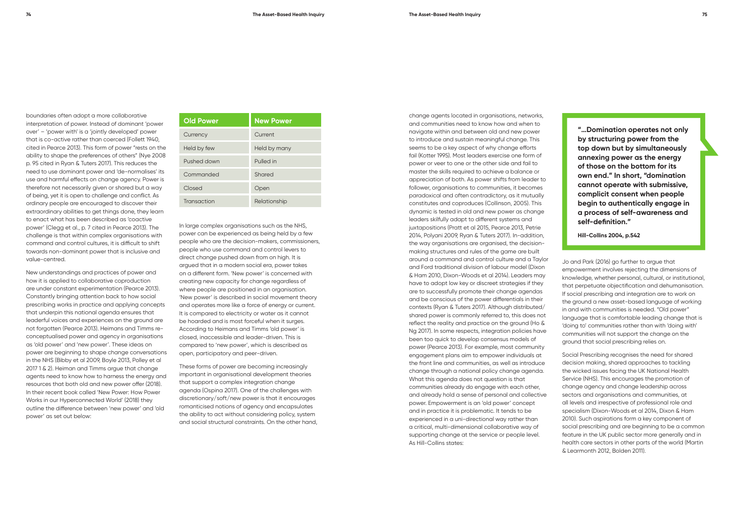boundaries often adopt a more collaborative interpretation of power. Instead of dominant 'power over' – 'power with' is a 'jointly developed' power that is co-active rather than coerced (Follett 1940, cited in Pearce 2013). This form of power "rests on the ability to shape the preferences of others" (Nye 2008 p. 95 cited in Ryan & Tuters 2017). This reduces the need to use dominant power and 'de-normalises' its use and harmful effects on change agency. Power is therefore not necessarily given or shared but a way of being, yet it is open to challenge and conflict. As ordinary people are encouraged to discover their extraordinary abilities to get things done, they learn to enact what has been described as 'coactive power' (Clegg et al., p. 7 cited in Pearce 2013). The challenge is that within complex organisations with command and control cultures, it is difficult to shift towards non-dominant power that is inclusive and value-centred.

New understandings and practices of power and how it is applied to collaborative coproduction are under constant experimentation (Pearce 2013). Constantly bringing attention back to how social prescribing works in practice and applying concepts that underpin this national agenda ensures that leaderful voices and experiences on the ground are not forgotten (Pearce 2013). Heimans and Timms re-conceptualised power and agency in organisations as 'old power' and 'new power'. These ideas on power are beginning to shape change conversations in the NHS (Bibby et al 2009, Boyle 2013, Polley et al 2017 1 & 2). Heiman and Timms argue that change agents need to know how to harness the energy and resources that both old and new power offer (2018). In their recent book called 'New Power: How Power Works in our Hyperconnected World' (2018) they outline the difference between 'new power' and 'old power' as set out below:

| Old Power | New Power |
| --- | --- |
| Currency | Current |
| Held by few | Held by many |
| Pushed down | Pulled in |
| Commanded | Shared |
| Closed | Open |
| Transaction | Relationship |

In large complex organisations such as the NHS, power can be experienced as being held by a few people who are the decision-makers, commissioners, people who use command and control levers to direct change pushed down from on high. It is argued that in a modern social era, power takes on a different form. 'New power' is concerned with creating new capacity for change regardless of where people are positioned in an organisation. 'New power' is described in social movement theory and operates more like a force of energy or current. It is compared to electricity or water as it cannot be hoarded and is most forceful when it surges. According to Heimans and Timms 'old power' is closed, inaccessible and leader-driven. This is compared to 'new power', which is described as open, participatory and peer-driven.

These forms of power are becoming increasingly important in organisational development theories that support a complex integration change agenda (Ospina 2017). One of the challenges with discretionary/soft/new power is that it encourages romanticised notions of agency and encapsulates the ability to act without considering policy, system and social structural constraints. On the other hand, change agents located in organisations, networks, and communities need to know how and when to navigate within and between old and new power to introduce and sustain meaningful change. This seems to be a key aspect of why change efforts fail (Kotter 1995). Most leaders exercise one form of power or veer to one or the other side and fail to master the skills required to achieve a balance or appreciation of both. As power shifts from leader to follower, organisations to communities, it becomes paradoxical and often contradictory, as it mutually constitutes and coproduces (Collinson, 2005). This dynamic is tested in old and new power as change leaders skilfully adapt to different systems and juxtapositions (Pratt et al 2015, Pearce 2013, Petrie 2014, Polyani 2009, Ryan & Tuters 2017). In-addition, the way organisations are organised, the decision-making structures and rules of the game are built around a command and control culture and a Taylor and Ford traditional division of labour model (Dixon & Ham 2010, Dixon-Woods et al 2014). Leaders may have to adopt low key or discreet strategies if they are to successfully promote their change agendas and be conscious of the power differentials in their contexts (Ryan & Tuters 2017). Although distributed/shared power is commonly referred to, this does not reflect the reality and practice on the ground (Ho & Ng 2017). In some respects, integration policies have been too quick to develop consensus models of power (Pearce 2013). For example, most community engagement plans aim to empower individuals at the front line and communities, as well as introduce change through a national policy change agenda. What this agenda does not question is that communities already do engage with each other, and already hold a sense of personal and collective power. Empowerment is an 'old power' concept and in practice it is problematic. It tends to be experienced in a uni-directional way rather than a critical, multi-dimensional collaborative way of supporting change at the service or people level. As Hill-Collins states:

> **"...Domination operates not only by structuring power from the top down but by simultaneously annexing power as the energy of those on the bottom for its own end." In short, "domination cannot operate with submissive, complicit consent when people begin to authentically engage in a process of self-awareness and self-definition."**
>
> **Hill-Collins 2004, p.542**

Jo and Park (2016) go further to argue that empowerment involves rejecting the dimensions of knowledge, whether personal, cultural, or institutional, that perpetuate objectification and dehumanisation. If social prescribing and integration are to work on the ground a new asset-based language of working in and with communities is needed. "Old power" language that is comfortable leading change that is 'doing to' communities rather than with 'doing with' communities will not support the change on the ground that social prescribing relies on.

Social Prescribing recognises the need for shared decision making, shared approaches to tackling the wicked issues facing the UK National Health Service (NHS). This encourages the promotion of change agency and change leadership across sectors and organisations and communities, at all levels and irrespective of professional role and specialism (Dixon-Woods et al 2014, Dixon & Ham 2010). Such aspirations form a key component of social prescribing and are beginning to be a common feature in the UK public sector more generally and in health care sectors in other parts of the world (Martin & Learmonth 2012, Bolden 2011).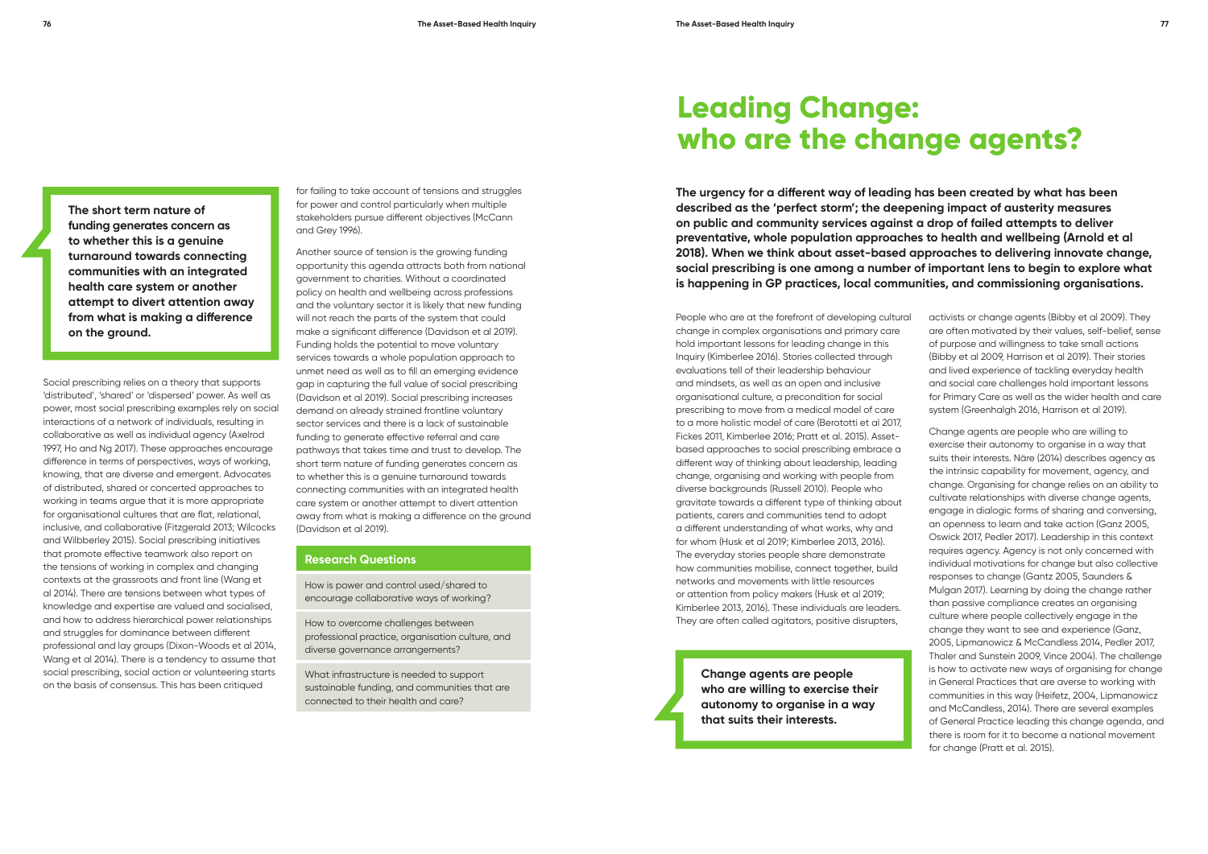> **The short term nature of funding generates concern as to whether this is a genuine turnaround towards connecting communities with an integrated health care system or another attempt to divert attention away from what is making a difference on the ground.**

Social prescribing relies on a theory that supports 'distributed', 'shared' or 'dispersed' power. As well as power, most social prescribing examples rely on social interactions of a network of individuals, resulting in collaborative as well as individual agency (Axelrod 1997, Ho and Ng 2017). These approaches encourage difference in terms of perspectives, ways of working, knowing, that are diverse and emergent. Advocates of distributed, shared or concerted approaches to working in teams argue that it is more appropriate for organisational cultures that are flat, relational, inclusive, and collaborative (Fitzgerald 2013; Wilcocks and Wilbberley 2015). Social prescribing initiatives that promote effective teamwork also report on the tensions of working in complex and changing contexts at the grassroots and front line (Wang et al 2014). There are tensions between what types of knowledge and expertise are valued and socialised, and how to address hierarchical power relationships and struggles for dominance between different professional and lay groups (Dixon-Woods et al 2014, Wang et al 2014). There is a tendency to assume that social prescribing, social action or volunteering starts on the basis of consensus. This has been critiqued for failing to take account of tensions and struggles for power and control particularly when multiple stakeholders pursue different objectives (McCann and Grey 1996).

Another source of tension is the growing funding opportunity this agenda attracts both from national government to charities. Without a coordinated policy on health and wellbeing across professions and the voluntary sector it is likely that new funding will not reach the parts of the system that could make a significant difference (Davidson et al 2019). Funding holds the potential to move voluntary services towards a whole population approach to unmet need as well as to fill an emerging evidence gap in capturing the full value of social prescribing (Davidson et al 2019). Social prescribing increases demand on already strained frontline voluntary sector services and there is a lack of sustainable funding to generate effective referral and care pathways that takes time and trust to develop. The short term nature of funding generates concern as to whether this is a genuine turnaround towards connecting communities with an integrated health care system or another attempt to divert attention away from what is making a difference on the ground (Davidson et al 2019).

### Research Questions

- How is power and control used/shared to encourage collaborative ways of working?
- How to overcome challenges between professional practice, organisation culture, and diverse governance arrangements?
- What infrastructure is needed to support sustainable funding, and communities that are connected to their health and care?

# Leading Change: who are the change agents?

**The urgency for a different way of leading has been created by what has been described as the 'perfect storm'; the deepening impact of austerity measures on public and community services against a drop of failed attempts to deliver preventative, whole population approaches to health and wellbeing (Arnold et al 2018). When we think about asset-based approaches to delivering innovate change, social prescribing is one among a number of important lens to begin to explore what is happening in GP practices, local communities, and commissioning organisations.**

People who are at the forefront of developing cultural change in complex organisations and primary care hold important lessons for leading change in this Inquiry (Kimberlee 2016). Stories collected through evaluations tell of their leadership behaviour and mindsets, as well as an open and inclusive organisational culture, a precondition for social prescribing to move from a medical model of care to a more holistic model of care (Berotottti et al 2017, Fickes 2011, Kimberlee 2016; Pratt et al. 2015). Asset-based approaches to social prescribing embrace a different way of thinking about leadership, leading change, organising and working with people from diverse backgrounds (Russell 2010). People who gravitate towards a different type of thinking about patients, carers and communities tend to adopt a different understanding of what works, why and for whom (Husk et al 2019; Kimberlee 2013, 2016). The everyday stories people share demonstrate how communities mobilise, connect together, build networks and movements with little resources or attention from policy makers (Husk et al 2019; Kimberlee 2013, 2016). These individuals are leaders. They are often called agitators, positive disrupters, activists or change agents (Bibby et al 2009). They are often motivated by their values, self-belief, sense of purpose and willingness to take small actions (Bibby et al 2009, Harrison et al 2019). Their stories and lived experience of tackling everyday health and social care challenges hold important lessons for Primary Care as well as the wider health and care system (Greenhalgh 2016, Harrison et al 2019).

> **Change agents are people who are willing to exercise their autonomy to organise in a way that suits their interests.**

Change agents are people who are willing to exercise their autonomy to organise in a way that suits their interests. Näre (2014) describes agency as the intrinsic capability for movement, agency, and change. Organising for change relies on an ability to cultivate relationships with diverse change agents, engage in dialogic forms of sharing and conversing, an openness to learn and take action (Ganz 2005, Oswick 2017, Pedler 2017). Leadership in this context requires agency. Agency is not only concerned with individual motivations for change but also collective responses to change (Gantz 2005, Saunders & Mulgan 2017). Learning by doing the change rather than passive compliance creates an organising culture where people collectively engage in the change they want to see and experience (Ganz, 2005, Lipmanowicz & McCandless 2014, Pedler 2017, Thaler and Sunstein 2009, Vince 2004). The challenge is how to activate new ways of organising for change in General Practices that are averse to working with communities in this way (Heifetz, 2004, Lipmanowicz and McCandless, 2014). There are several examples of General Practice leading this change agenda, and there is room for it to become a national movement for change (Pratt et al. 2015).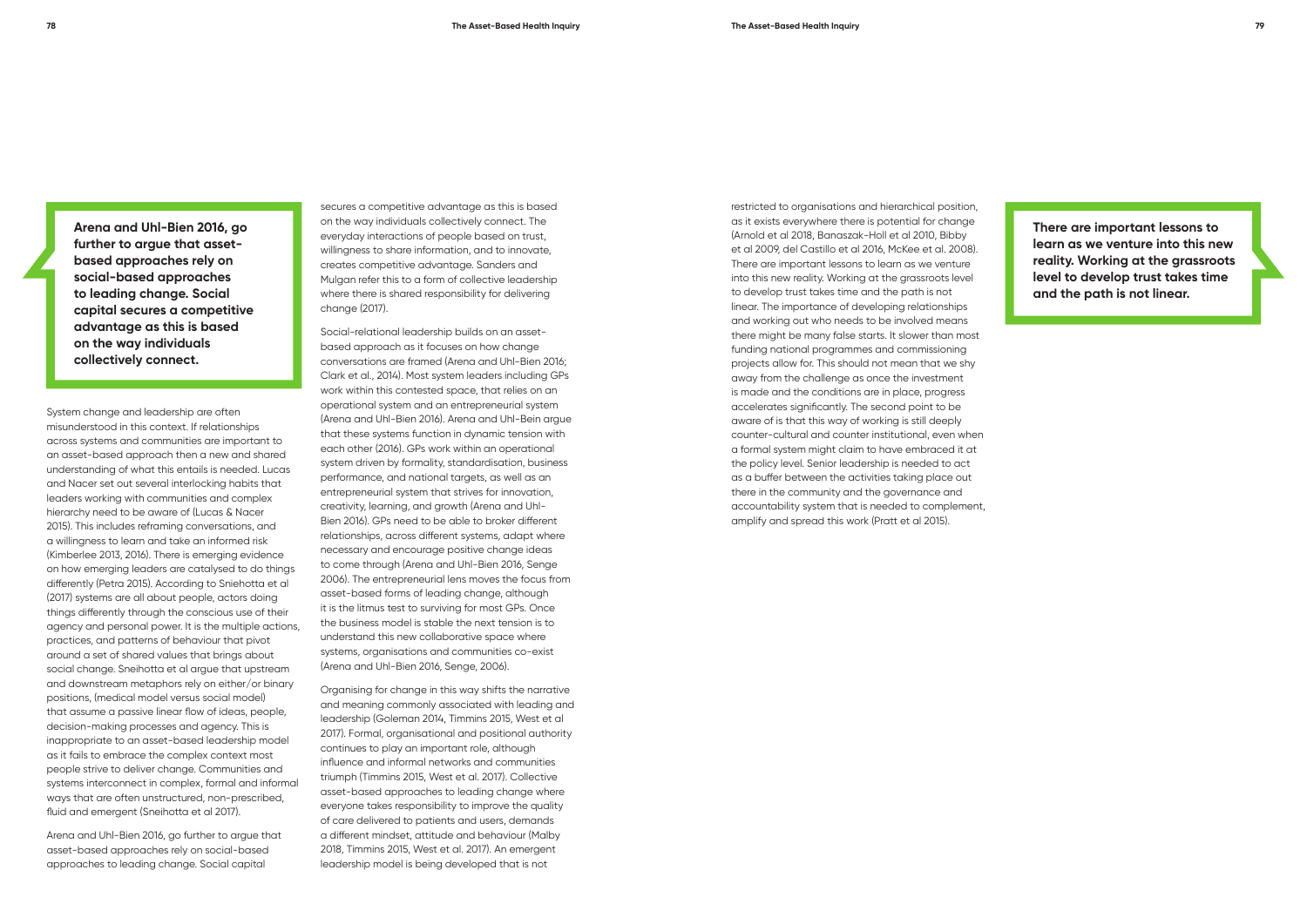> **Arena and Uhl-Bien 2016, go further to argue that asset-based approaches rely on social-based approaches to leading change. Social capital secures a competitive advantage as this is based on the way individuals collectively connect.**

System change and leadership are often misunderstood in this context. If relationships across systems and communities are important to an asset-based approach then a new and shared understanding of what this entails is needed. Lucas and Nacer set out several interlocking habits that leaders working with communities and complex hierarchy need to be aware of (Lucas & Nacer 2015). This includes reframing conversations, and a willingness to learn and take an informed risk (Kimberlee 2013, 2016). There is emerging evidence on how emerging leaders are catalysed to do things differently (Petra 2015). According to Sniehotta et al (2017) systems are all about people, actors doing things differently through the conscious use of their agency and personal power. It is the multiple actions, practices, and patterns of behaviour that pivot around a set of shared values that brings about social change. Sneihotta et al argue that upstream and downstream metaphors rely on either/or binary positions, (medical model versus social model) that assume a passive linear flow of ideas, people, decision-making processes and agency. This is inappropriate to an asset-based leadership model as it fails to embrace the complex context most people strive to deliver change. Communities and systems interconnect in complex, formal and informal ways that are often unstructured, non-prescribed, fluid and emergent (Sneihotta et al 2017).

Arena and Uhl-Bien 2016, go further to argue that asset-based approaches rely on social-based approaches to leading change. Social capital secures a competitive advantage as this is based on the way individuals collectively connect. The everyday interactions of people based on trust, willingness to share information, and to innovate, creates competitive advantage. Sanders and Mulgan refer this to a form of collective leadership where there is shared responsibility for delivering change (2017).

Social-relational leadership builds on an asset-based approach as it focuses on how change conversations are framed (Arena and Uhl-Bien 2016; Clark et al., 2014). Most system leaders including GPs work within this contested space, that relies on an operational system and an entrepreneurial system (Arena and Uhl-Bien 2016). Arena and Uhl-Bein argue that these systems function in dynamic tension with each other (2016). GPs work within an operational system driven by formality, standardisation, business performance, and national targets, as well as an entrepreneurial system that strives for innovation, creativity, learning, and growth (Arena and Uhl-Bien 2016). GPs need to be able to broker different relationships, across different systems, adapt where necessary and encourage positive change ideas to come through (Arena and Uhl-Bien 2016, Senge 2006). The entrepreneurial lens moves the focus from asset-based forms of leading change, although it is the litmus test to surviving for most GPs. Once the business model is stable the next tension is to understand this new collaborative space where systems, organisations and communities co-exist (Arena and Uhl-Bien 2016, Senge, 2006).

Organising for change in this way shifts the narrative and meaning commonly associated with leading and leadership (Goleman 2014, Timmins 2015, West et al 2017). Formal, organisational and positional authority continues to play an important role, although influence and informal networks and communities triumph (Timmins 2015, West et al. 2017). Collective asset-based approaches to leading change where everyone takes responsibility to improve the quality of care delivered to patients and users, demands a different mindset, attitude and behaviour (Malby 2018, Timmins 2015, West et al. 2017). An emergent leadership model is being developed that is not restricted to organisations and hierarchical position, as it exists everywhere there is potential for change (Arnold et al 2018, Banaszak-Holl et al 2010, Bibby et al 2009, del Castillo et al 2016, McKee et al. 2008). There are important lessons to learn as we venture into this new reality. Working at the grassroots level to develop trust takes time and the path is not linear. The importance of developing relationships and working out who needs to be involved means there might be many false starts. It slower than most funding national programmes and commissioning projects allow for. This should not mean that we shy away from the challenge as once the investment is made and the conditions are in place, progress accelerates significantly. The second point to be aware of is that this way of working is still deeply counter-cultural and counter institutional, even when a formal system might claim to have embraced it at the policy level. Senior leadership is needed to act as a buffer between the activities taking place out there in the community and the governance and accountability system that is needed to complement, amplify and spread this work (Pratt et al 2015).

> **There are important lessons to learn as we venture into this new reality. Working at the grassroots level to develop trust takes time and the path is not linear.**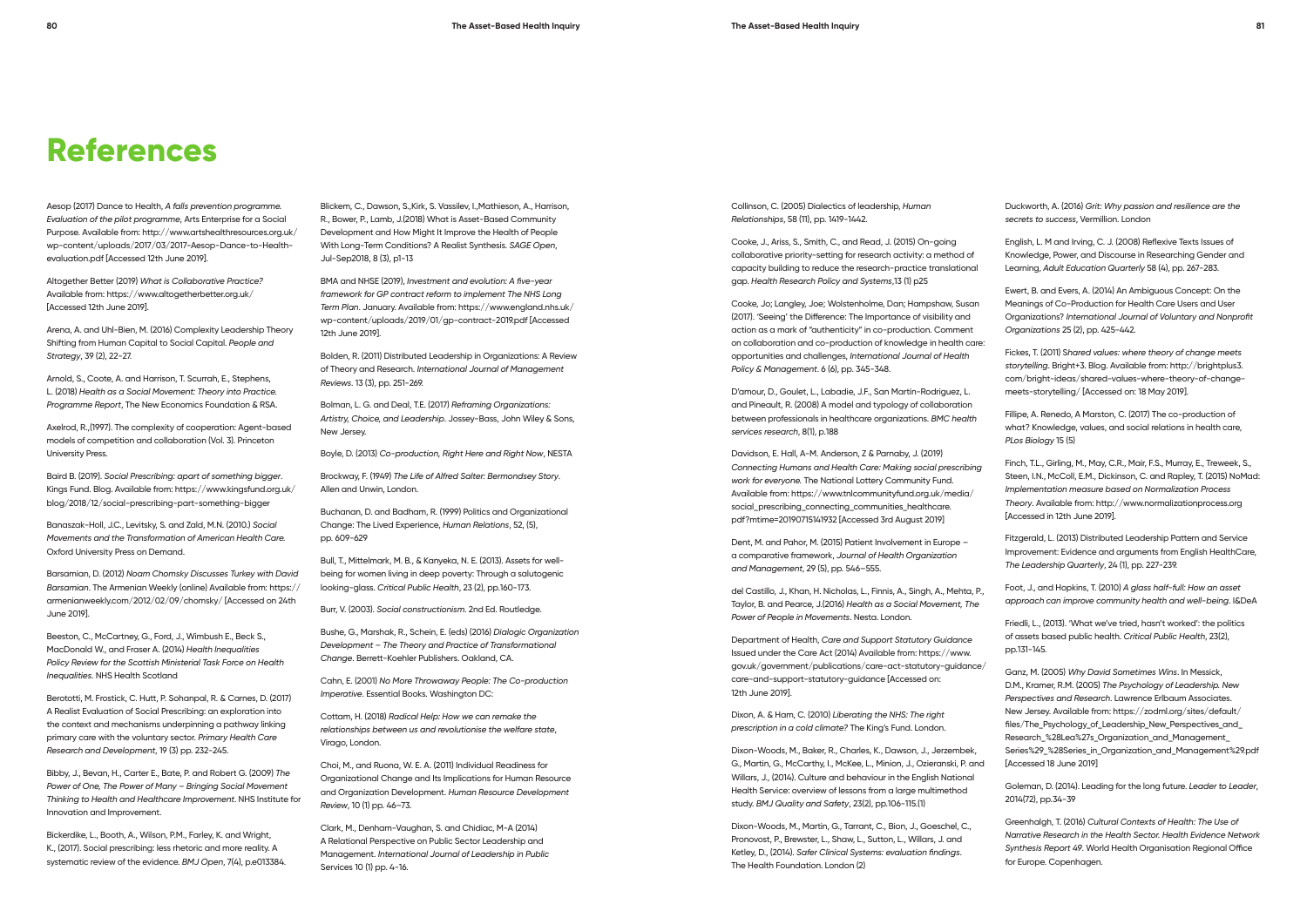# References

Aesop (2017) Dance to Health, *A falls prevention programme. Evaluation of the pilot programme*, Arts Enterprise for a Social Purpose. Available from: http://www.artshealthresources.org.uk/wp-content/uploads/2017/03/2017-Aesop-Dance-to-Health-evaluation.pdf [Accessed 12th June 2019].

Altogether Better (2019) *What is Collaborative Practice?* Available from: https://www.altogetherbetter.org.uk/ [Accessed 12th June 2019].

Arena, A. and Uhl-Bien, M. (2016) Complexity Leadership Theory Shifting from Human Capital to Social Capital. *People and Strategy*, 39 (2), 22-27.

Arnold, S., Coote, A. and Harrison, T. Scurrah, E., Stephens, L. (2018) *Health as a Social Movement: Theory into Practice. Programme Report*, The New Economics Foundation & RSA.

Axelrod, R.,(1997). The complexity of cooperation: Agent-based models of competition and collaboration (Vol. 3). Princeton University Press.

Baird B. (2019). *Social Prescribing: apart of something bigger*. Kings Fund. Blog. Available from: https://www.kingsfund.org.uk/blog/2018/12/social-prescribing-part-something-bigger

Banaszak-Holl, J.C., Levitsky, S. and Zald, M.N. (2010.) *Social Movements and the Transformation of American Health Care.* Oxford University Press on Demand.

Barsamian, D. (2012) *Noam Chomsky Discusses Turkey with David Barsamian*. The Armenian Weekly (online) Available from: https://armenianweekly.com/2012/02/09/chomsky/ [Accessed on 24th June 2019].

Beeston, C., McCartney, G., Ford, J., Wimbush E., Beck S., MacDonald W., and Fraser A. (2014) *Health Inequalities Policy Review for the Scottish Ministerial Task Force on Health Inequalities*. NHS Health Scotland

Berotti, M. Frostick, C. Hutt, P. Sohanpal, R. & Carnes, D. (2017) A Realist Evaluation of Social Prescribing: an exploration into the context and mechanisms underpinning a pathway linking primary care with the voluntary sector. *Primary Health Care Research and Development*, 19 (3) pp. 232-245.

Bibby, J., Bevan, H., Carter E., Bate, P. and Robert G. (2009) *The Power of One, The Power of Many – Bringing Social Movement Thinking to Health and Healthcare Improvement*. NHS Institute for Innovation and Improvement.

Bickerdike, L., Booth, A., Wilson, P.M., Farley, K. and Wright, K., (2017). Social prescribing: less rhetoric and more reality. A systematic review of the evidence. *BMJ Open*, 7(4), p.e013384.

Blickem, C., Dawson, S.,Kirk, S. Vassilev, I.,Mathieson, A., Harrison, R., Bower, P., Lamb, J.(2018) What is Asset-Based Community Development and How Might It Improve the Health of People With Long-Term Conditions? A Realist Synthesis. *SAGE Open*, Jul-Sep2018, 8 (3), p1-13

BMA and NHSE (2019), *Investment and evolution: A five-year framework for GP contract reform to implement The NHS Long Term Plan*. January. Available from: https://www.england.nhs.uk/wp-content/uploads/2019/01/gp-contract-2019.pdf [Accessed 12th June 2019].

Bolden, R. (2011) Distributed Leadership in Organizations: A Review of Theory and Research. *International Journal of Management Reviews*. 13 (3), pp. 251-269.

Bolman, L. G. and Deal, T.E. (2017) *Reframing Organizations: Artistry, Choice, and Leadership*. Jossey-Bass, John Wiley & Sons, New Jersey.

Boyle, D. (2013) *Co-production, Right Here and Right Now*, NESTA

Brockway, F. (1949) *The Life of Alfred Salter: Bermondsey Story*. Allen and Unwin, London.

Buchanan, D. and Badham, R. (1999) Politics and Organizational Change: The Lived Experience, *Human Relations*, 52, (5), pp. 609-629

Bull, T., Mittelmark, M. B., & Kanyeka, N. E. (2013). Assets for well-being for women living in deep poverty: Through a salutogenic looking-glass. *Critical Public Health*, 23 (2), pp.160–173.

Burr, V. (2003). *Social constructionism*. 2nd Ed. Routledge.

Bushe, G., Marshak, R., Schein, E. (eds) (2016) *Dialogic Organization Development – The Theory and Practice of Transformational Change*. Berrett-Koehler Publishers. Oakland, CA.

Cahn, E. (2001) *No More Throwaway People: The Co-production Imperative*. Essential Books. Washington DC:

Cottam, H. (2018) *Radical Help: How we can remake the relationships between us and revolutionise the welfare state*, Virago, London.

Choi, M., and Ruona, W. E. A. (2011) Individual Readiness for Organizational Change and Its Implications for Human Resource and Organization Development. *Human Resource Development Review*, 10 (1) pp. 46–73.

Clark, M., Denham-Vaughan, S. and Chidiac, M-A (2014) A Relational Perspective on Public Sector Leadership and Management. *International Journal of Leadership in Public* Services 10 (1) pp. 4-16.

Collinson, C. (2005) Dialectics of leadership, *Human Relationships*, 58 (11), pp. 1419-1442.

Cooke, J., Ariss, S., Smith, C., and Read, J. (2015) On-going collaborative priority-setting for research activity: a method of capacity building to reduce the research-practice translational gap. *Health Research Policy and Systems*,13 (1) p25

Cooke, Jo; Langley, Joe; Wolstenholme, Dan; Hampshaw, Susan (2017). 'Seeing' the Difference: The Importance of visibility and action as a mark of "authenticity" in co-production. Comment on collaboration and co-production of knowledge in health care: opportunities and challenges, *International Journal of Health Policy & Management*. 6 (6), pp. 345-348.

D'amour, D., Goulet, L., Labadie, J.F., San Martín-Rodriguez, L. and Pineault, R. (2008) A model and typology of collaboration between professionals in healthcare organizations. *BMC health services research*, 8(1), p.188

Davidson, E. Hall, A-M. Anderson, Z & Parnaby, J. (2019) *Connecting Humans and Health Care: Making social prescribing work for everyone.* The National Lottery Community Fund. Available from: https://www.tnlcommunityfund.org.uk/media/social_prescribing_connecting_communities_healthcare.pdf?mtime=20190715141932 [Accessed 3rd August 2019]

Dent, M. and Pahor, M. (2015) Patient Involvement in Europe – a comparative framework, *Journal of Health Organization and Management*, 29 (5), pp. 546–555.

del Castillo, J., Khan, H. Nicholas, L., Finnis, A., Singh, A., Mehta, P., Taylor, B. and Pearce, J.(2016) *Health as a Social Movement, The Power of People in Movements*. Nesta. London.

Department of Health, *Care and Support Statutory Guidance* Issued under the Care Act (2014) Available from: https://www.gov.uk/government/publications/care-act-statutory-guidance/care-and-support-statutory-guidance [Accessed on: 12th June 2019].

Dixon, A. & Ham, C. (2010) *Liberating the NHS: The right prescription in a cold climate?* The King's Fund. London.

Dixon-Woods, M., Baker, R., Charles, K., Dawson, J., Jerzembek, G., Martin, G., McCarthy, I., McKee, L., Minion, J., Ozieranski, P. and Willars, J., (2014). Culture and behaviour in the English National Health Service: overview of lessons from a large multimethod study. *BMJ Quality and Safety*, 23(2), pp.106-115.(1)

Dixon-Woods, M., Martin, G., Tarrant, C., Bion, J., Goeschel, C., Pronovost, P., Brewster, L., Shaw, L., Sutton, L., Willars, J. and Ketley, D., (2014). *Safer Clinical Systems: evaluation findings*. The Health Foundation. London (2)

Duckworth, A. (2016) *Grit: Why passion and resilience are the secrets to success*, Vermillion. London

English, L. M and Irving, C. J. (2008) Reflexive Texts Issues of Knowledge, Power, and Discourse in Researching Gender and Learning, *Adult Education Quarterly* 58 (4), pp. 267-283.

Ewert, B. and Evers, A. (2014) An Ambiguous Concept: On the Meanings of Co-Production for Health Care Users and User Organizations? *International Journal of Voluntary and Nonprofit Organizations* 25 (2), pp. 425-442.

Fickes, T. (2011) S*hared values: where theory of change meets storytelling*. Bright+3. Blog. Available from: http://brightplus3.com/bright-ideas/shared-values-where-theory-of-change-meets-storytelling/ [Accessed on: 18 May 2019].

Fillipe, A. Renedo, A Marston, C. (2017) The co-production of what? Knowledge, values, and social relations in health care, *PLos Biology* 15 (5)

Finch, T.L., Girling, M., May, C.R., Mair, F.S., Murray, E., Treweek, S., Steen, I.N., McColl, E.M., Dickinson, C. and Rapley, T. (2015) NoMad: *Implementation measure based on Normalization Process Theory*. Available from: http://www.normalizationprocess.org [Accessed in 12th June 2019].

Fitzgerald, L. (2013) Distributed Leadership Pattern and Service Improvement: Evidence and arguments from English HealthCare, *The Leadership Quarterly*, 24 (1), pp. 227-239.

Foot, J., and Hopkins, T. (2010) *A glass half-full: How an asset approach can improve community health and well-being*. I&DeA

Friedli, L., (2013). 'What we've tried, hasn't worked': the politics of assets based public health. *Critical Public Health*, 23(2), pp.131-145.

Ganz, M. (2005) *Why David Sometimes Wins*. In Messick, D.M., Kramer, R.M. (2005) *The Psychology of Leadership. New Perspectives and Research*. Lawrence Erlbaum Associates. New Jersey. Available from: https://zodml.org/sites/default/files/The_Psychology_of_Leadership_New_Perspectives_and_Research_%28Lea%27s_Organization_and_Management_Series%29_%28Series_in_Organization_and_Management%29.pdf [Accessed 18 June 2019]

Goleman, D. (2014). Leading for the long future. *Leader to Leader*, 2014(72), pp.34-39

Greenhalgh, T. (2016) *Cultural Contexts of Health: The Use of Narrative Research in the Health Sector. Health Evidence Network Synthesis Report 49*. World Health Organisation Regional Office for Europe. Copenhagen.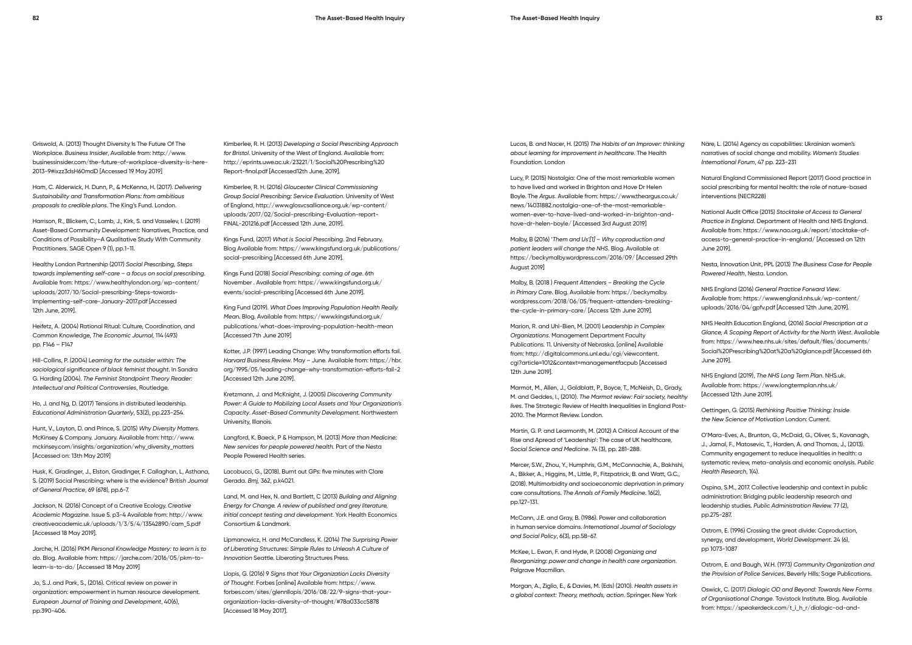Griswold, A. (2013) Thought Diversity Is The Future Of The Workplace. *Business Insider*, Available from: http://www.businessinsider.com/the-future-of-workplace-diversity-is-here-2013-9#ixzz3dsH60mdD [Accessed 19 May 2019]

Ham, C. Alderwick, H. Dunn, P., & McKenna, H. (2017). *Delivering Sustainability and Transformation Plans: from ambitious proposals to credible plans*. The King's Fund. London.

Harrison, R., Blickem, C., Lamb, J., Kirk, S. and Vassilev, I. (2019) Asset-Based Community Development: Narratives, Practice, and Conditions of Possibility—A Qualitative Study With Community Practitioners. SAGE Open 9 (1), pp.1-11.

Healthy London Partnership (2017) *Social Prescribing, Steps towards implementing self-care – a focus on social prescribing*. Available from: https://www.healthylondon.org/wp-content/uploads/2017/10/Social-prescribing-Steps-towards-implementing-self-care-January-2017.pdf [Accessed 12th June, 2019].

Heifetz, A. (2004) Rational Ritual: Culture, Coordination, and Common Knowledge, *The Economic Journal*, 114 (493) pp. F146 – F147

Hill-Collins, P. (2004) L*earning for the outsider within: The sociological significance of black feminist thought*. In Sandra G. Harding (2004). *The Feminist Standpoint Theory Reader: Intellectual and Political Controversies*, Routledge.

Ho, J. and Ng, D. (2017) Tensions in distributed leadership. *Educational Administration Quarterly*, 53(2), pp.223-254.

Hunt, V., Layton, D. and Prince, S. (2015) *Why Diversity Matters*. McKinsey & Company. January. Available from: http://www.mckinsey.com/insights/organization/why_diversity_matters [Accessed on: 13th May 2019]

Husk, K. Gradinger, J., Elston, Gradinger, F. Callaghan, L, Asthana, S. (2019) Social Prescribing: where is the evidence? B*ritish Journal of General Practice*, *69* (678), pp.6-7.

Jackson, N. (2016) Concept of a Creative Ecology. *Creative Academic Magazine*. Issue 5. p3-4 Available from: http://www.creativeacademic.uk/uploads/1/3/5/4/13542890/cam_5.pdf [Accessed 18 May 2019].

Jarche, H. (2016) PKM *Personal Knowledge Mastery: to learn is to do*. Blog. Available from: https://jarche.com/2016/05/pkm-to-learn-is-to-do/ [Accessed 18 May 2019]

Jo, S.J. and Park, S., (2016). Critical review on power in organization: empowerment in human resource development. *European Journal of Training and Development*, 40(6), pp.390-406.

Kimberlee, R. H. (2013) *Developing a Social Prescribing Approach for Bristol*. University of the West of England. Available from: http://eprints.uwe.ac.uk/23221/1/Social%20Prescribing%20Report-final.pdf [Accessed12th June, 2019].

Kimberlee, R. H. (2016) *Gloucester Clinical Commissioning Group Social Prescribing: Service Evaluation*. University of West of England, http://www.glosvcsalliance.org.uk/wp-content/uploads/2017/02/Social-prescribing-Evaluation-report-FINAL-201216.pdf [Accessed 12th June, 2019].

Kings Fund, (2017) *What is Social Prescribing*. 2nd February. Blog Available from: https://www.kingsfund.org.uk/publications/social-prescribing [Accessed 6th June 2019].

Kings Fund (2018) *Social Prescribing: coming of age*. 6th November . Available from: https://www.kingsfund.org.uk/events/social-prescribing [Accessed 6th June 2019].

King Fund (2019). *What Does Improving Population Health Really Mean*. Blog. Available from: https://www.kingsfund.org.uk/publications/what-does-improving-population-health-mean [Accessed 7th June 2019]

Kotter, J.P. (1997) Leading Change: Why transformation efforts fail. *Harvard Business Review*. May – June. Available from: https://hbr.org/1995/05/leading-change-why-transformation-efforts-fail-2 [Accessed 12th June 2019]

Kretzmann, J. and McKnight, J. (2005) *Discovering Community Power: A Guide to Mobilizing Local Assets and Your Organization's Capacity*. *Asset-Based Community Development*. Northwestern University, Illanois.

Langford, K. Baeck, P & Hampson, M. (2013) *More than Medicine: New services for people powered health*. Part of the Nesta People Powered Health series.

Lacobucci, G., (2018). Burnt out GPs: five minutes with Clare Gerada. *Bmj*, 362, p.k4021.

Land, M. and Hex, N. and Bartlett, C (2013) *Building and Aligning Energy for Change. A review of published and grey literature, initial concept testing and development*. York Health Economics Consortium & Landmark.

Lipmanowicz, H. and McCandless, K. (2014) *The Surprising Power of Liberating Structures: Simple Rules to Unleash A Culture of Innovation* Seattle. Liberating Structures Press.

Llopis, G. (2016) *9 Signs that Your Organization Lacks Diversity of Thought*. Forbes [online] Available from: https://www.forbes.com/sites/glennllopis/2016/08/22/9-signs-that-your-organization-lacks-diversity-of-thought/#78a033cc5878 [Accessed 18 May 2017].

Lucas, B. and Nacer, H. (2015) *The Habits of an Improver: thinking about learning for improvement in healthcare*. The Health Foundation. London

Lucy, P. (2015) Nostalgia: One of the most remarkable women to have lived and worked in Brighton and Hove Dr Helen Boyle. The *Argus*. Available from: https://www.theargus.co.uk/news/14031882.nostalgia-one-of-the-most-remarkable-women-ever-to-have-lived-and-worked-in-brighton-and-hove-dr-helen-boyle/ [Accessed 3rd August 2019]

Malby, B (2016) '*Them and Us'[1] – Why coproduction and patient leaders will change the NHS*. Blog. Available at https://beckymalby.wordpress.com/2016/09/ [Accessed 29th August 2019]

Malby, B. (2018 ) *Frequent Attenders – Breaking the Cycle in Primary Care*. Blog. Available from: https://beckymalby.wordpress.com/2018/06/05/frequent-attenders-breaking-the-cycle-in-primary-care/ [Access 12th June 2019].

Marion, R. and Uhl-Bien, M. (2001) L*eadership in Complex Organizations*. Management Department Faculty Publications. 11. University of Nebraska. [online] Available from: http://digitalcommons.unl.edu/cgi/viewcontent.cgi?article=1012&context=managementfacpub [Accessed 12th June 2019].

Marmot, M., Allen, J., Goldblatt, P., Boyce, T., McNeish, D., Grady, M. and Geddes, I., (2010). *The Marmot review: Fair society, healthy lives*. The Strategic Review of Health Inequalities in England Post-2010. The Marmot Review. London.

Martin, G. P. and Learmonth, M. (2012) A Critical Account of the Rise and Apread of 'Leadership': The case of UK healthcare, *Social Science and Medicine*. 74 (3), pp. 281-288.

Mercer, S.W., Zhou, Y., Humphris, G.M., McConnachie, A., Bakhshi, A., Bikker, A., Higgins, M., Little, P., Fitzpatrick, B. and Watt, G.C., (2018). Multimorbidity and socioeconomic deprivation in primary care consultations. *The Annals of Family Medicine*. 16(2), pp.127-131.

McCann, J.E. and Gray, B. (1986). Power and collaboration in human service domains. *International Journal of Sociology and Social Policy*, 6(3), pp.58-67.

McKee, L. Ewan, F. and Hyde, P. (2008) *Organizing and Reorganizing: power and change in health care organization*. Palgrave Macmillan.

Morgan, A., Ziglio, E., & Davies, M. (Eds) (2010). *Health assets in a global context: Theory, methods, action*. Springer. New York

Näre, L. (2014) Agency as capabilities: Ukrainian women's narratives of social change and mobility. *Women's Studies International Forum*, 47 pp. 223-231

Natural England Commissioned Report (2017) Good practice in social prescribing for mental health: the role of nature-based interventions (NECR228)

National Audit Office (2015) *Stocktake of Access to General Practice in England*. Department of Health and NHS England. Available from: https://www.nao.org.uk/report/stocktake-of-access-to-general-practice-in-england/ [Accessed on 12th June 2019].

Nesta, Innovation Unit, PPL (2013) *The Business Case for People Powered Health*, Nesta. London.

NHS England (2016) *General Practice Forward View*. Available from: https://www.england.nhs.uk/wp-content/uploads/2016/04/gpfv.pdf [Accessed 12th June, 2019].

NHS Health Education England, (2016) *Social Prescription at a Glance, A Scoping Report of Activity for the North West*. Available from: https://www.hee.nhs.uk/sites/default/files/documents/Social%20Prescribing%20at%20a%20glance.pdf [Accessed 6th June 2019].

NHS England (2019), *The NHS Long Term Plan*. NHS.uk. Available from: https://www.longtermplan.nhs.uk/ [Accessed 12th June 2019].

Oettingen, G. (2015) *Rethinking Positive Thinking: Inside the New Science of Motivation* London: Current.

O'Mara-Eves, A., Brunton, G., McDaid, G., Oliver, S., Kavanagh, J., Jamal, F., Matosevic, T., Harden, A. and Thomas, J., (2013). Community engagement to reduce inequalities in health: a systematic review, meta-analysis and economic analysis. *Public Health Research*, 1(4).

Ospina, S.M., 2017. Collective leadership and context in public administration: Bridging public leadership research and leadership studies. *Public Administration Review.* 77 (2), pp.275-287.

Ostrom, E. (1996) Crossing the great divide: Coproduction, synergy, and development, *World Development*. 24 (6), pp 1073-1087

Ostrom, E. and Baugh, W.H. (1973) *Community Organization and the Provision of Police Services*. Beverly Hills: Sage Publications.

Oswick, C. (2017) *Dialogic OD and Beyond: Towards New Forms of Organisational Change*. Tavistock Institute. Blog. Available from: https://speakerdeck.com/t_i_h_r/dialogic-od-and-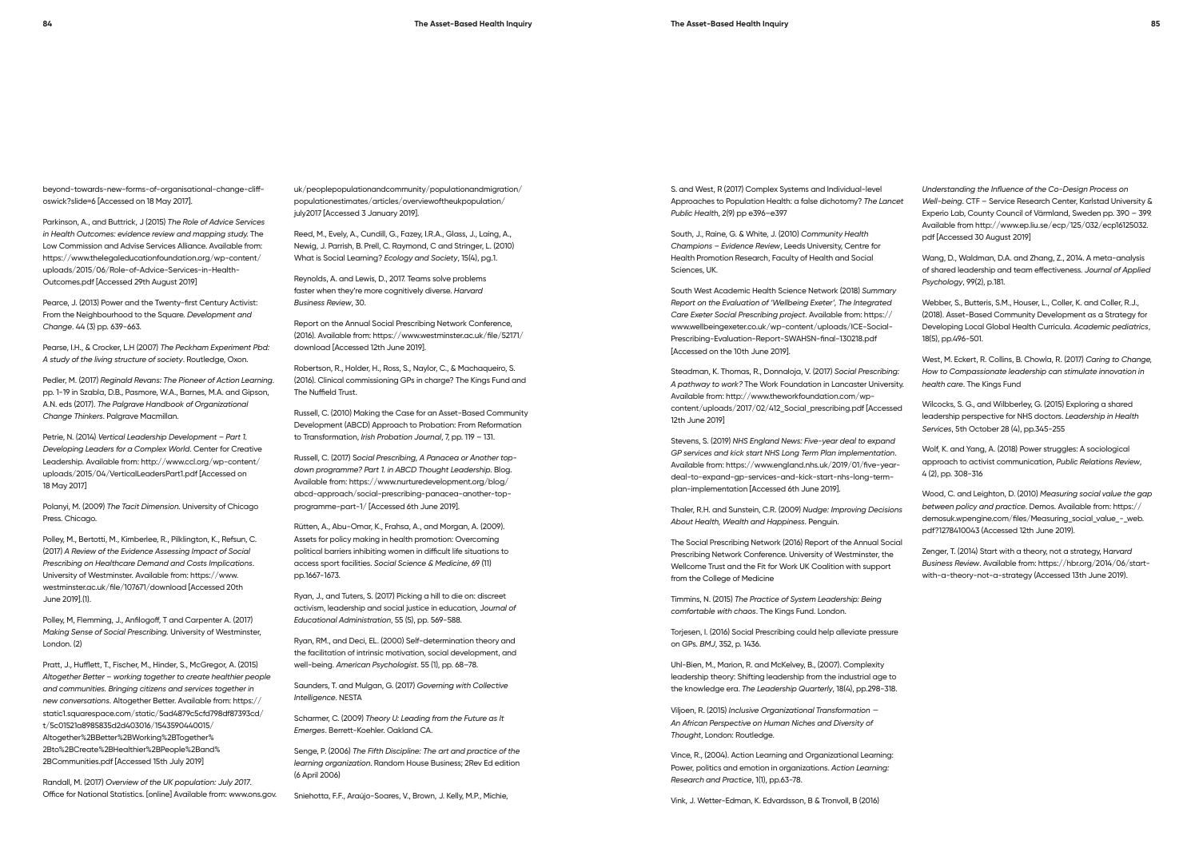beyond-towards-new-forms-of-organisational-change-cliff-oswick?slide=6 [Accessed on 18 May 2017].

Parkinson, A., and Buttrick, J (2015) *The Role of Advice Services in Health Outcomes: evidence review and mapping study.* The Low Commission and Advise Services Alliance. Available from: https://www.thelegaleducationfoundation.org/wp-content/uploads/2015/06/Role-of-Advice-Services-in-Health-Outcomes.pdf [Accessed 29th August 2019]

Pearce, J. (2013) Power and the Twenty-first Century Activist: From the Neighbourhood to the Square. *Development and Change*. 44 (3) pp. 639-663.

Pearse, I.H., & Crocker, L.H (2007) *The Peckham Experiment Pbd: A study of the living structure of society*. Routledge, Oxon.

Pedler, M. (2017) *Reginald Revans: The Pioneer of Action Learning*. pp. 1-19 in Szabla, D.B., Pasmore, W.A., Barnes, M.A. and Gipson, A.N. eds (2017). *The Palgrave Handbook of Organizational Change Thinkers*. Palgrave Macmillan.

Petrie, N. (2014) *Vertical Leadership Development – Part 1. Developing Leaders for a Complex World*. Center for Creative Leadership. Available from: http://www.ccl.org/wp-content/uploads/2015/04/VerticalLeadersPart1.pdf [Accessed on 18 May 2017]

Polanyi, M. (2009) *The Tacit Dimension*. University of Chicago Press. Chicago.

Polley, M., Bertotti, M., Kimberlee, R., Pilklington, K., Refsun, C. (2017) *A Review of the Evidence Assessing Impact of Social Prescribing on Healthcare Demand and Costs Implications*. University of Westminster. Available from: https://www.westminster.ac.uk/file/107671/download [Accessed 20th June 2019].(1).

Polley, M, Flemming, J., Anfilogoff, T and Carpenter A. (2017) *Making Sense of Social Prescribing*. University of Westminster, London. (2)

Pratt, J., Hufflett, T., Fischer, M., Hinder, S., McGregor, A. (2015) *Altogether Better – working together to create healthier people and communities. Bringing citizens and services together in new conversations*. Altogether Better. Available from: https://static1.squarespace.com/static/5ad4879c5cfd798df87393cd/t/5c01521a8985835d2d403016/1543590440015/Altogether%2BBetter%2BWorking%2BTogether%2Bto%2BCreate%2BHealthier%2BPeople%2Band%2BCommunities.pdf [Accessed 15th July 2019]

Randall, M. (2017) *Overview of the UK population: July 2017*. Office for National Statistics. [online] Available from: www.ons.gov.uk/peoplepopulationandcommunity/populationandmigration/populationestimates/articles/overviewoftheukpopulation/july2017 [Accessed 3 January 2019].

Reed, M., Evely, A., Cundill, G., Fazey, I.R.A., Glass, J., Laing, A., Newig, J. Parrish, B. Prell, C. Raymond, C and Stringer, L. (2010) What is Social Learning? *Ecology and Society*, 15(4), pg.1.

Reynolds, A. and Lewis, D., 2017. Teams solve problems faster when they're more cognitively diverse. *Harvard Business Review*, 30.

Report on the Annual Social Prescribing Network Conference, (2016). Available from: https://www.westminster.ac.uk/file/52171/download [Accessed 12th June 2019].

Robertson, R., Holder, H., Ross, S., Naylor, C., & Machaqueiro, S. (2016). Clinical commissioning GPs in charge? The Kings Fund and The Nuffield Trust.

Russell, C. (2010) Making the Case for an Asset-Based Community Development (ABCD) Approach to Probation: From Reformation to Transformation, *Irish Probation Journal*, 7, pp. 119 – 131.

Russell, C. (2017) *Social Prescribing, A Panacea or Another top-down programme? Part 1. in ABCD Thought Leadership*. Blog. Available from: https://www.nurturedevelopment.org/blog/abcd-approach/social-prescribing-panacea-another-top-programme-part-1/ [Accessed 6th June 2019].

Rütten, A., Abu-Omar, K., Frahsa, A., and Morgan, A. (2009). Assets for policy making in health promotion: Overcoming political barriers inhibiting women in difficult life situations to access sport facilities. *Social Science & Medicine*, 69 (11) pp.1667-1673.

Ryan, J., and Tuters, S. (2017) Picking a hill to die on: discreet activism, leadership and social justice in education, *Journal of Educational Administration*, 55 (5), pp. 569-588.

Ryan, RM., and Deci, EL. (2000) Self-determination theory and the facilitation of intrinsic motivation, social development, and well-being. *American Psychologist*. 55 (1), pp. 68–78.

Saunders, T. and Mulgan, G. (2017) *Governing with Collective Intelligence*. NESTA

Scharmer, C. (2009) *Theory U: Leading from the Future as It Emerges*. Berrett-Koehler. Oakland CA.

Senge, P. (2006) *The Fifth Discipline: The art and practice of the learning organization*. Random House Business; 2Rev Ed edition (6 April 2006)

Sniehotta, F.F., Araújo-Soares, V., Brown, J. Kelly, M.P., Michie, S. and West, R (2017) Complex Systems and Individual-level Approaches to Population Health: a false dichotomy? *The Lancet Public Health*, 2(9) pp e396–e397

South, J., Raine, G. & White, J. (2010) *Community Health Champions – Evidence Review*, Leeds University, Centre for Health Promotion Research, Faculty of Health and Social Sciences, UK.

South West Academic Health Science Network (2018) *Summary Report on the Evaluation of 'Wellbeing Exeter', The Integrated Care Exeter Social Prescribing project*. Available from: https://www.wellbeingexeter.co.uk/wp-content/uploads/ICE-Social-Prescribing-Evaluation-Report-SWAHSN-final-130218.pdf [Accessed on the 10th June 2019].

Steadman, K. Thomas, R., Donnaloja, V. (2017) *Social Prescribing: A pathway to work?* The Work Foundation in Lancaster University. Available from: http://www.theworkfoundation.com/wp-content/uploads/2017/02/412_Social_prescribing.pdf [Accessed 12th June 2019]

Stevens, S. (2019) *NHS England News: Five-year deal to expand GP services and kick start NHS Long Term Plan implementation*. Available from: https://www.england.nhs.uk/2019/01/five-year-deal-to-expand-gp-services-and-kick-start-nhs-long-term-plan-implementation [Accessed 6th June 2019].

Thaler, R.H. and Sunstein, C.R. (2009) *Nudge: Improving Decisions About Health, Wealth and Happiness*. Penguin.

The Social Prescribing Network (2016) Report of the Annual Social Prescribing Network Conference. University of Westminster, the Wellcome Trust and the Fit for Work UK Coalition with support from the College of Medicine

Timmins, N. (2015) *The Practice of System Leadership: Being comfortable with chaos*. The Kings Fund. London.

Torjesen, I. (2016) Social Prescribing could help alleviate pressure on GPs. *BMJ*, 352, p. 1436.

Uhl-Bien, M., Marion, R. and McKelvey, B., (2007). Complexity leadership theory: Shifting leadership from the industrial age to the knowledge era. *The Leadership Quarterly*, 18(4), pp.298-318.

Viljoen, R. (2015) *Inclusive Organizational Transformation — An African Perspective on Human Niches and Diversity of Thought*, London: Routledge.

Vince, R., (2004). Action Learning and Organizational Learning: Power, politics and emotion in organizations. *Action Learning: Research and Practice*, 1(1), pp.63-78.

Vink, J. Wetter-Edman, K. Edvardsson, B & Tronvoll, B (2016) *Understanding the Influence of the Co-Design Process on Well-being*. CTF – Service Research Center, Karlstad University & Experio Lab, County Council of Värmland, Sweden pp. 390 – 399. Available from http://www.ep.liu.se/ecp/125/032/ecp16125032.pdf [Accessed 30 August 2019]

Wang, D., Waldman, D.A. and Zhang, Z., 2014. A meta-analysis of shared leadership and team effectiveness. *Journal of Applied Psychology*, 99(2), p.181.

Webber, S., Butteris, S.M., Houser, L., Coller, K. and Coller, R.J., (2018). Asset-Based Community Development as a Strategy for Developing Local Global Health Curricula. *Academic pediatrics*, 18(5), pp.496-501.

West, M. Eckert, R. Collins, B. Chowla, R. (2017) *Caring to Change, How to Compassionate leadership can stimulate innovation in health care*. The Kings Fund

Wilcocks, S. G., and Wilbberley, G. (2015) Exploring a shared leadership perspective for NHS doctors. *Leadership in Health Services*, 5th October 28 (4), pp.345-255

Wolf, K. and Yang, A. (2018) Power struggles: A sociological approach to activist communication, *Public Relations Review*, 4 (2), pp. 308-316

Wood, C. and Leighton, D. (2010) *Measuring social value the gap between policy and practice*. Demos. Available from: https://demosuk.wpengine.com/files/Measuring_social_value_-_web.pdf?1278410043 (Accessed 12th June 2019).

Zenger, T. (2014) Start with a theory, not a strategy, H*arvard Business Review*. Available from: https://hbr.org/2014/06/start-with-a-theory-not-a-strategy (Accessed 13th June 2019).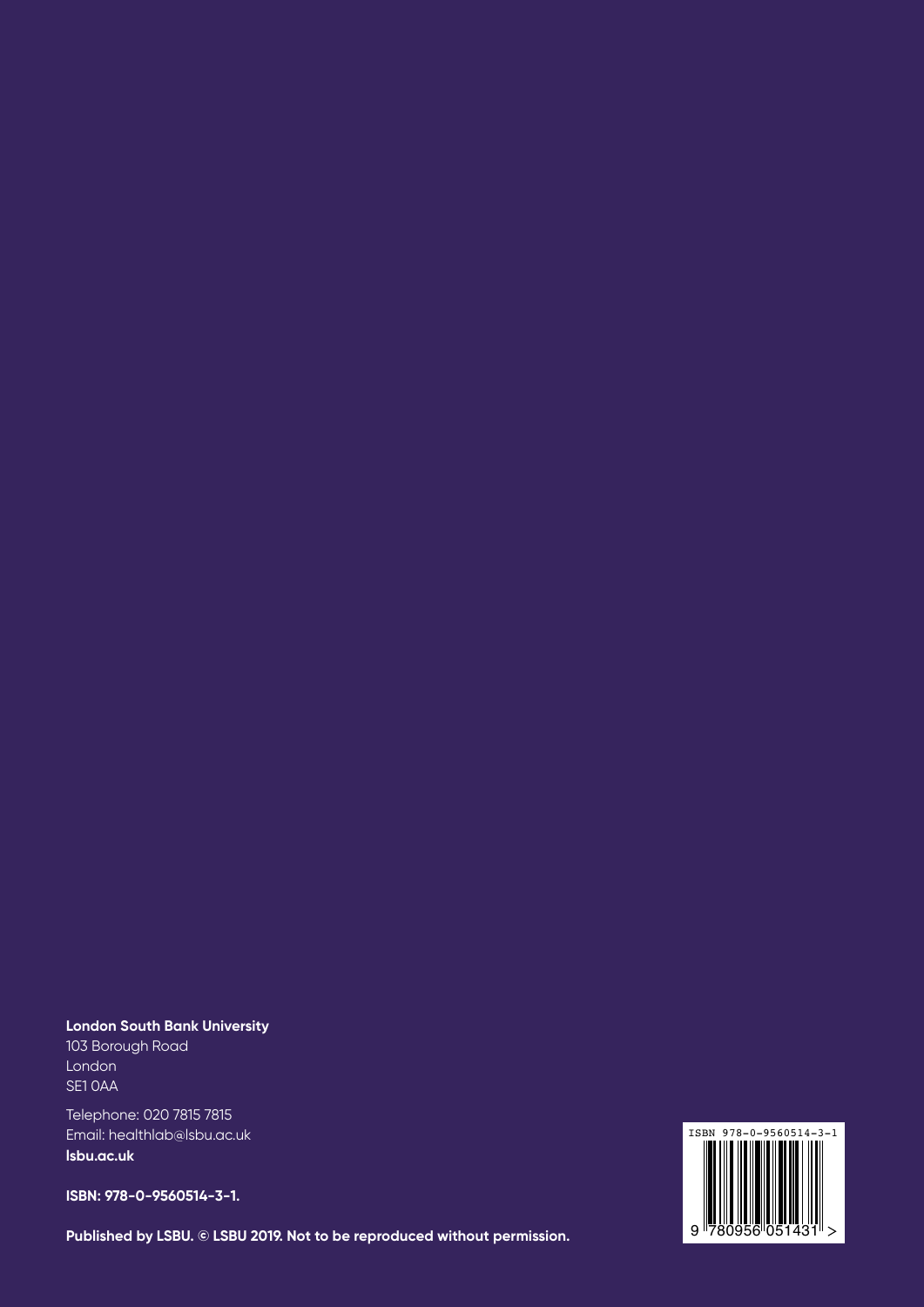**London South Bank University**
103 Borough Road
London
SE1 0AA

Telephone: 020 7815 7815
Email: healthlab@lsbu.ac.uk
**lsbu.ac.uk**

**ISBN: 978-0-9560514-3-1.**

**Published by LSBU. © LSBU 2019. Not to be reproduced without permission.**

ISBN 978-0-9560514-3-1

9 780956 051431 >